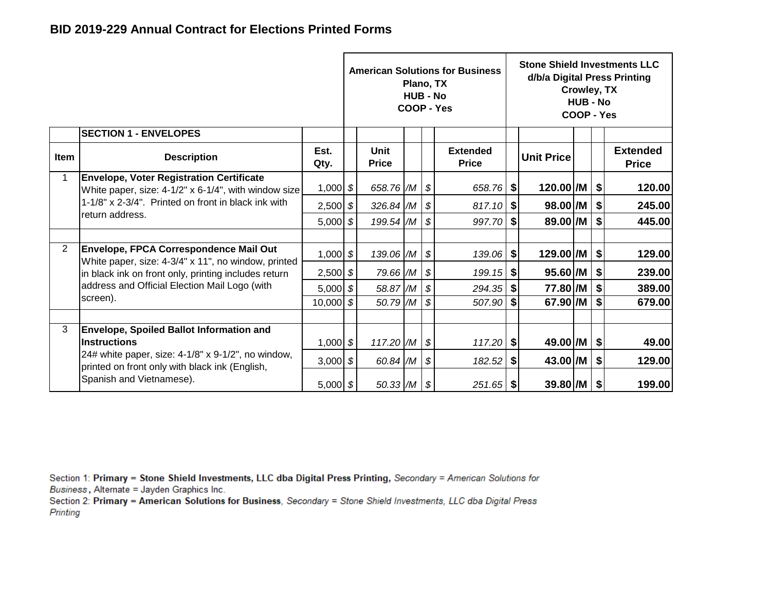# BID 2019-229 Annual Contract for Elections Printed Forms

| | | | American Solutions for Business<br>Plano, TX<br>HUB - No<br>COOP - Yes | | | | | Stone Shield Investments LLC<br>d/b/a Digital Press Printing<br>Crowley, TX<br>HUB - No<br>COOP - Yes | | | |
|---|---|---|---|---|---|---|---|---|---|---|---|
| | **SECTION 1 - ENVELOPES** | | | | | | | | | | |
| **Item** | **Description** | **Est. Qty.** | | **Unit Price** | | | **Extended Price** | | **Unit Price** | | **Extended Price** |
| 1 | **Envelope, Voter Registration Certificate** White paper, size: 4-1/2" x 6-1/4", with window size 1-1/8" x 2-3/4". Printed on front in black ink with return address. | 1,000 | $ | 658.76 | /M | $ | 658.76 | $ | **120.00** | **/M** | **$ 120.00** |
| | | 2,500 | $ | 326.84 | /M | $ | 817.10 | $ | **98.00** | **/M** | **$ 245.00** |
| | | 5,000 | $ | 199.54 | /M | $ | 997.70 | $ | **89.00** | **/M** | **$ 445.00** |
| | | | | | | | | | | | |
| 2 | **Envelope, FPCA Correspondence Mail Out** White paper, size: 4-3/4" x 11", no window, printed in black ink on front only, printing includes return address and Official Election Mail Logo (with screen). | 1,000 | $ | 139.06 | /M | $ | 139.06 | $ | **129.00** | **/M** | **$ 129.00** |
| | | 2,500 | $ | 79.66 | /M | $ | 199.15 | $ | **95.60** | **/M** | **$ 239.00** |
| | | 5,000 | $ | 58.87 | /M | $ | 294.35 | $ | **77.80** | **/M** | **$ 389.00** |
| | | 10,000 | $ | 50.79 | /M | $ | 507.90 | $ | **67.90** | **/M** | **$ 679.00** |
| | | | | | | | | | | | |
| 3 | **Envelope, Spoiled Ballot Information and Instructions** 24# white paper, size: 4-1/8" x 9-1/2", no window, printed on front only with black ink (English, Spanish and Vietnamese). | 1,000 | $ | 117.20 | /M | $ | 117.20 | $ | **49.00** | **/M** | **$ 49.00** |
| | | 3,000 | $ | 60.84 | /M | $ | 182.52 | $ | **43.00** | **/M** | **$ 129.00** |
| | | 5,000 | $ | 50.33 | /M | $ | 251.65 | $ | **39.80** | **/M** | **$ 199.00** |

Section 1: **Primary = Stone Shield Investments, LLC dba Digital Press Printing,** *Secondary = American Solutions for Business*, Alternate = Jayden Graphics Inc.

Section 2: **Primary = American Solutions for Business**, *Secondary = Stone Shield Investments, LLC dba Digital Press Printing*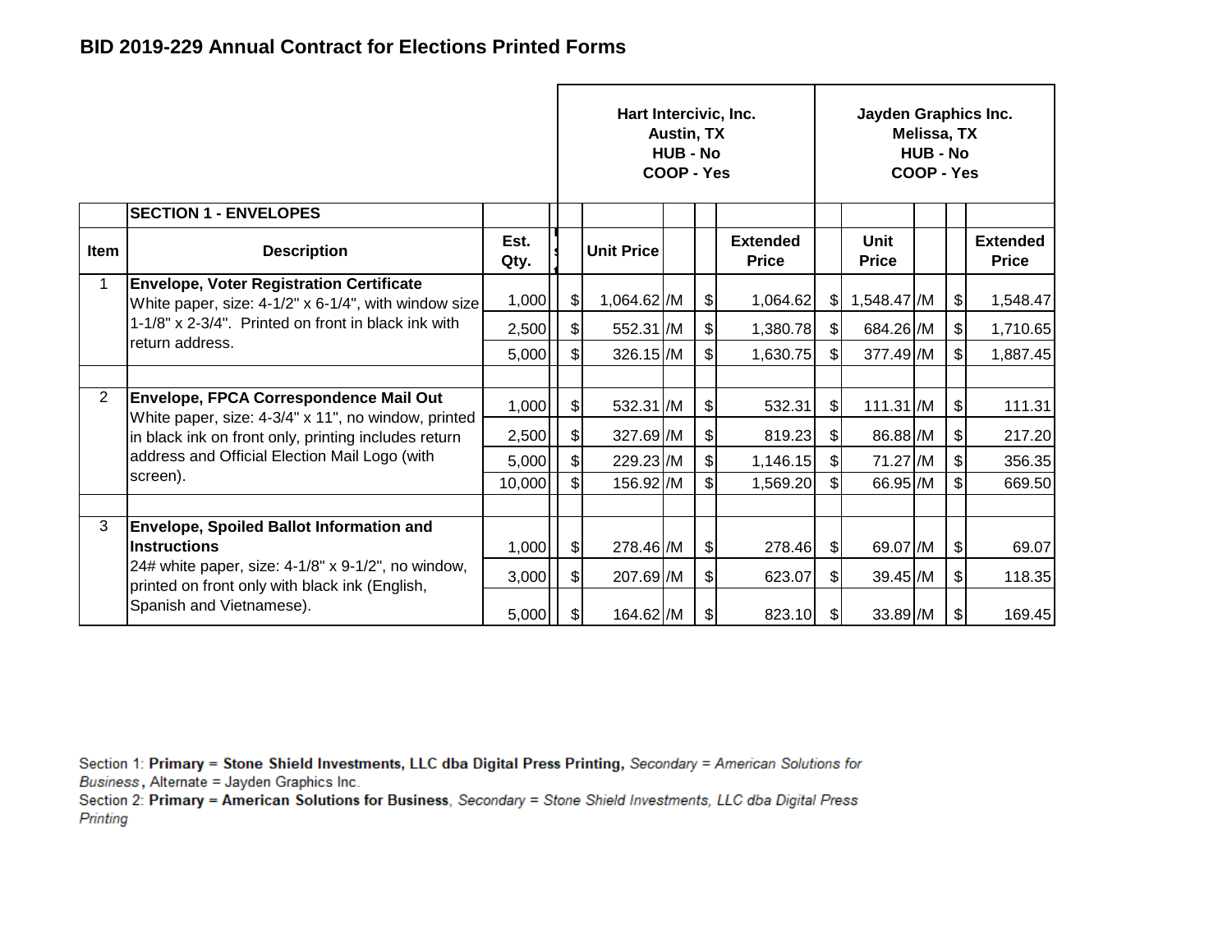## BID 2019-229 Annual Contract for Elections Printed Forms

| Item | Description | Est. Qty. | Hart Intercivic, Inc. Austin, TX HUB - No COOP - Yes Unit Price | Hart Intercivic, Inc. Extended Price | Jayden Graphics Inc. Melissa, TX HUB - No COOP - Yes Unit Price | Jayden Graphics Inc. Extended Price |
|---|---|---|---|---|---|---|
| | **SECTION 1 - ENVELOPES** | | | | | |
| 1 | **Envelope, Voter Registration Certificate** White paper, size: 4-1/2" x 6-1/4", with window size 1-1/8" x 2-3/4". Printed on front in black ink with return address. | 1,000 | $ 1,064.62 /M | $ 1,064.62 | $ 1,548.47 /M | $ 1,548.47 |
| | | 2,500 | $ 552.31 /M | $ 1,380.78 | $ 684.26 /M | $ 1,710.65 |
| | | 5,000 | $ 326.15 /M | $ 1,630.75 | $ 377.49 /M | $ 1,887.45 |
| 2 | **Envelope, FPCA Correspondence Mail Out** White paper, size: 4-3/4" x 11", no window, printed in black ink on front only, printing includes return address and Official Election Mail Logo (with screen). | 1,000 | $ 532.31 /M | $ 532.31 | $ 111.31 /M | $ 111.31 |
| | | 2,500 | $ 327.69 /M | $ 819.23 | $ 86.88 /M | $ 217.20 |
| | | 5,000 | $ 229.23 /M | $ 1,146.15 | $ 71.27 /M | $ 356.35 |
| | | 10,000 | $ 156.92 /M | $ 1,569.20 | $ 66.95 /M | $ 669.50 |
| 3 | **Envelope, Spoiled Ballot Information and Instructions** 24# white paper, size: 4-1/8" x 9-1/2", no window, printed on front only with black ink (English, Spanish and Vietnamese). | 1,000 | $ 278.46 /M | $ 278.46 | $ 69.07 /M | $ 69.07 |
| | | 3,000 | $ 207.69 /M | $ 623.07 | $ 39.45 /M | $ 118.35 |
| | | 5,000 | $ 164.62 /M | $ 823.10 | $ 33.89 /M | $ 169.45 |

Section 1: **Primary = Stone Shield Investments, LLC dba Digital Press Printing,** *Secondary = American Solutions for Business*, Alternate = Jayden Graphics Inc.

Section 2: **Primary = American Solutions for Business**, *Secondary = Stone Shield Investments, LLC dba Digital Press Printing*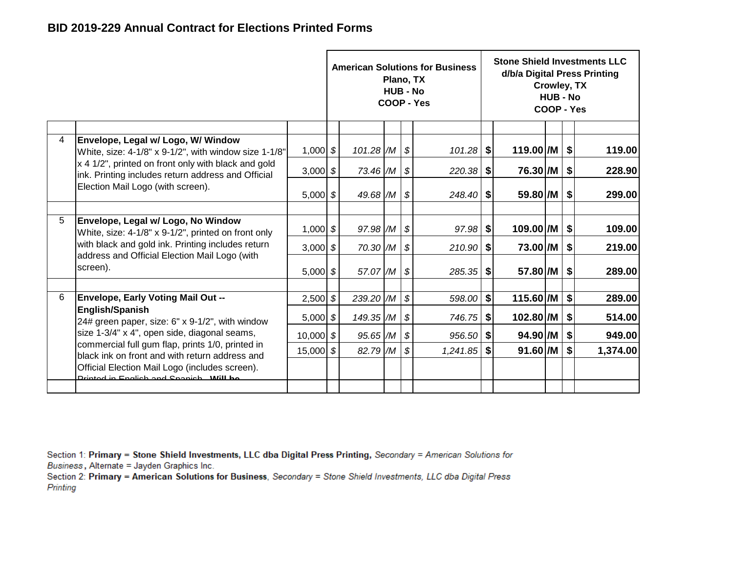## BID 2019-229 Annual Contract for Elections Printed Forms

| | | | American Solutions for Business Plano, TX HUB - No COOP - Yes | | | | Stone Shield Investments LLC d/b/a Digital Press Printing Crowley, TX HUB - No COOP - Yes | | | |
|---|---|---|---|---|---|---|---|---|---|---|
| | | | | | | | | | | |
| 4 | **Envelope, Legal w/ Logo, W/ Window** White, size: 4-1/8" x 9-1/2", with window size 1-1/8" x 4 1/2", printed on front only with black and gold ink. Printing includes return address and Official Election Mail Logo (with screen). | 1,000 | $ *101.28* | */M* | $ | *101.28* | **$ 119.00** | **/M** | **$** | **119.00** |
| | | 3,000 | $ *73.46* | */M* | $ | *220.38* | **$ 76.30** | **/M** | **$** | **228.90** |
| | | 5,000 | $ *49.68* | */M* | $ | *248.40* | **$ 59.80** | **/M** | **$** | **299.00** |
| | | | | | | | | | | |
| 5 | **Envelope, Legal w/ Logo, No Window** White, size: 4-1/8" x 9-1/2", printed on front only with black and gold ink. Printing includes return address and Official Election Mail Logo (with screen). | 1,000 | $ *97.98* | */M* | $ | *97.98* | **$ 109.00** | **/M** | **$** | **109.00** |
| | | 3,000 | $ *70.30* | */M* | $ | *210.90* | **$ 73.00** | **/M** | **$** | **219.00** |
| | | 5,000 | $ *57.07* | */M* | $ | *285.35* | **$ 57.80** | **/M** | **$** | **289.00** |
| | | | | | | | | | | |
| 6 | **Envelope, Early Voting Mail Out -- English/Spanish** 24# green paper, size: 6" x 9-1/2", with window size 1-3/4" x 4", open side, diagonal seams, commercial full gum flap, prints 1/0, printed in black ink on front and with return address and Official Election Mail Logo (includes screen). Printed in English and Spanish. Will be | 2,500 | $ *239.20* | */M* | $ | *598.00* | **$ 115.60** | **/M** | **$** | **289.00** |
| | | 5,000 | $ *149.35* | */M* | $ | *746.75* | **$ 102.80** | **/M** | **$** | **514.00** |
| | | 10,000 | $ *95.65* | */M* | $ | *956.50* | **$ 94.90** | **/M** | **$** | **949.00** |
| | | 15,000 | $ *82.79* | */M* | $ | *1,241.85* | **$ 91.60** | **/M** | **$** | **1,374.00** |
| | | | | | | | | | | |

Section 1: **Primary = Stone Shield Investments, LLC dba Digital Press Printing,** *Secondary = American Solutions for Business*, Alternate = Jayden Graphics Inc.

Section 2: **Primary = American Solutions for Business**, *Secondary = Stone Shield Investments, LLC dba Digital Press Printing*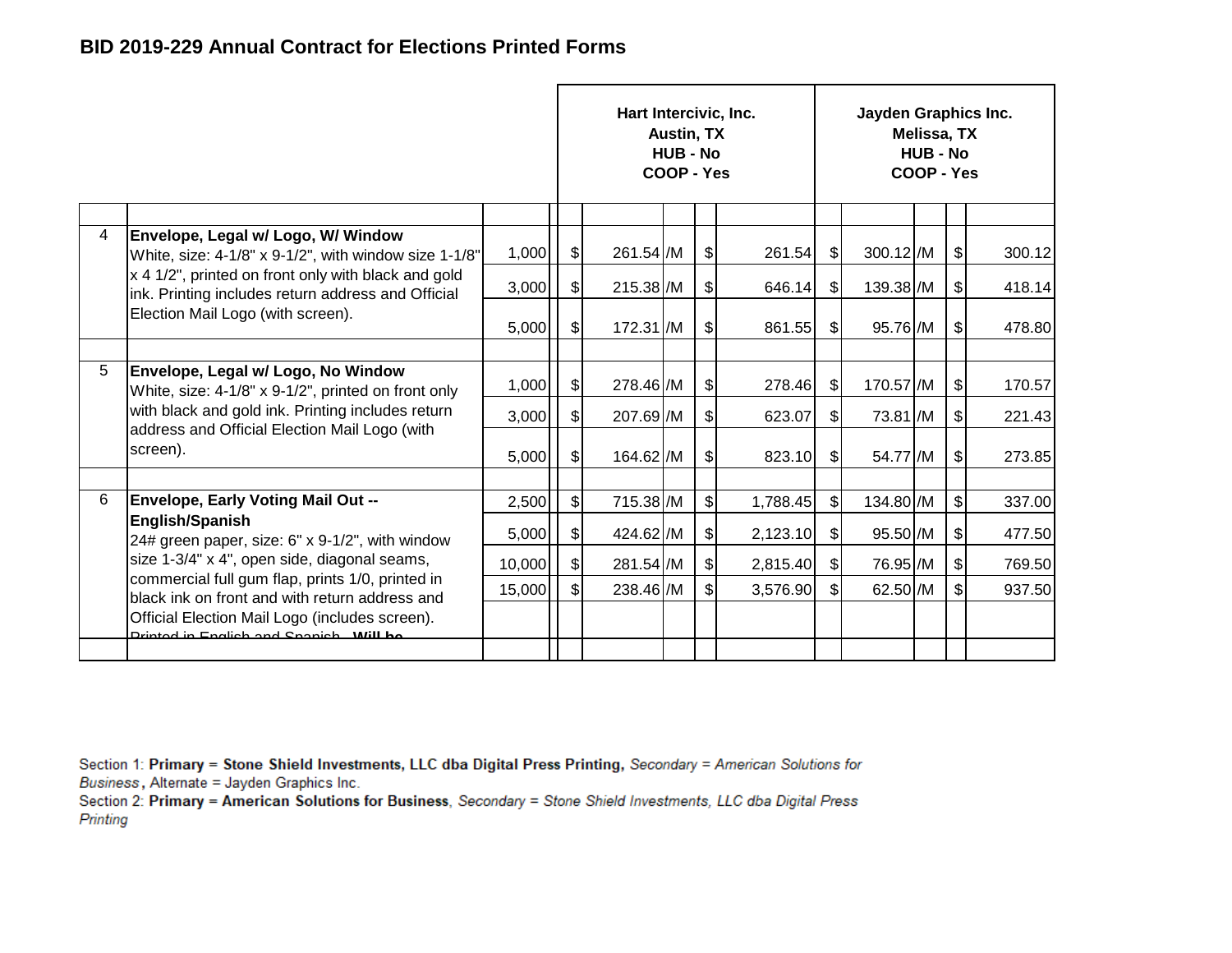## BID 2019-229 Annual Contract for Elections Printed Forms

| | | | Hart Intercivic, Inc.<br>Austin, TX<br>HUB - No<br>COOP - Yes | | Jayden Graphics Inc.<br>Melissa, TX<br>HUB - No<br>COOP - Yes | |
|---|---|---|---|---|---|---|
| | | | | | | |
| 4 | **Envelope, Legal w/ Logo, W/ Window**<br>White, size: 4-1/8" x 9-1/2", with window size 1-1/8" x 4 1/2", printed on front only with black and gold ink. Printing includes return address and Official Election Mail Logo (with screen). | 1,000 | $ 261.54 /M | $ 261.54 | $ 300.12 /M | $ 300.12 |
| | | 3,000 | $ 215.38 /M | $ 646.14 | $ 139.38 /M | $ 418.14 |
| | | 5,000 | $ 172.31 /M | $ 861.55 | $ 95.76 /M | $ 478.80 |
| | | | | | | |
| 5 | **Envelope, Legal w/ Logo, No Window**<br>White, size: 4-1/8" x 9-1/2", printed on front only with black and gold ink. Printing includes return address and Official Election Mail Logo (with screen). | 1,000 | $ 278.46 /M | $ 278.46 | $ 170.57 /M | $ 170.57 |
| | | 3,000 | $ 207.69 /M | $ 623.07 | $ 73.81 /M | $ 221.43 |
| | | 5,000 | $ 164.62 /M | $ 823.10 | $ 54.77 /M | $ 273.85 |
| | | | | | | |
| 6 | **Envelope, Early Voting Mail Out -- English/Spanish**<br>24# green paper, size: 6" x 9-1/2", with window size 1-3/4" x 4", open side, diagonal seams, commercial full gum flap, prints 1/0, printed in black ink on front and with return address and Official Election Mail Logo (includes screen). Printed in English and Spanish. Will be | 2,500 | $ 715.38 /M | $ 1,788.45 | $ 134.80 /M | $ 337.00 |
| | | 5,000 | $ 424.62 /M | $ 2,123.10 | $ 95.50 /M | $ 477.50 |
| | | 10,000 | $ 281.54 /M | $ 2,815.40 | $ 76.95 /M | $ 769.50 |
| | | 15,000 | $ 238.46 /M | $ 3,576.90 | $ 62.50 /M | $ 937.50 |
| | | | | | | |

Section 1: **Primary = Stone Shield Investments, LLC dba Digital Press Printing,** *Secondary = American Solutions for Business*, Alternate = Jayden Graphics Inc.
Section 2: **Primary = American Solutions for Business**, *Secondary = Stone Shield Investments, LLC dba Digital Press Printing*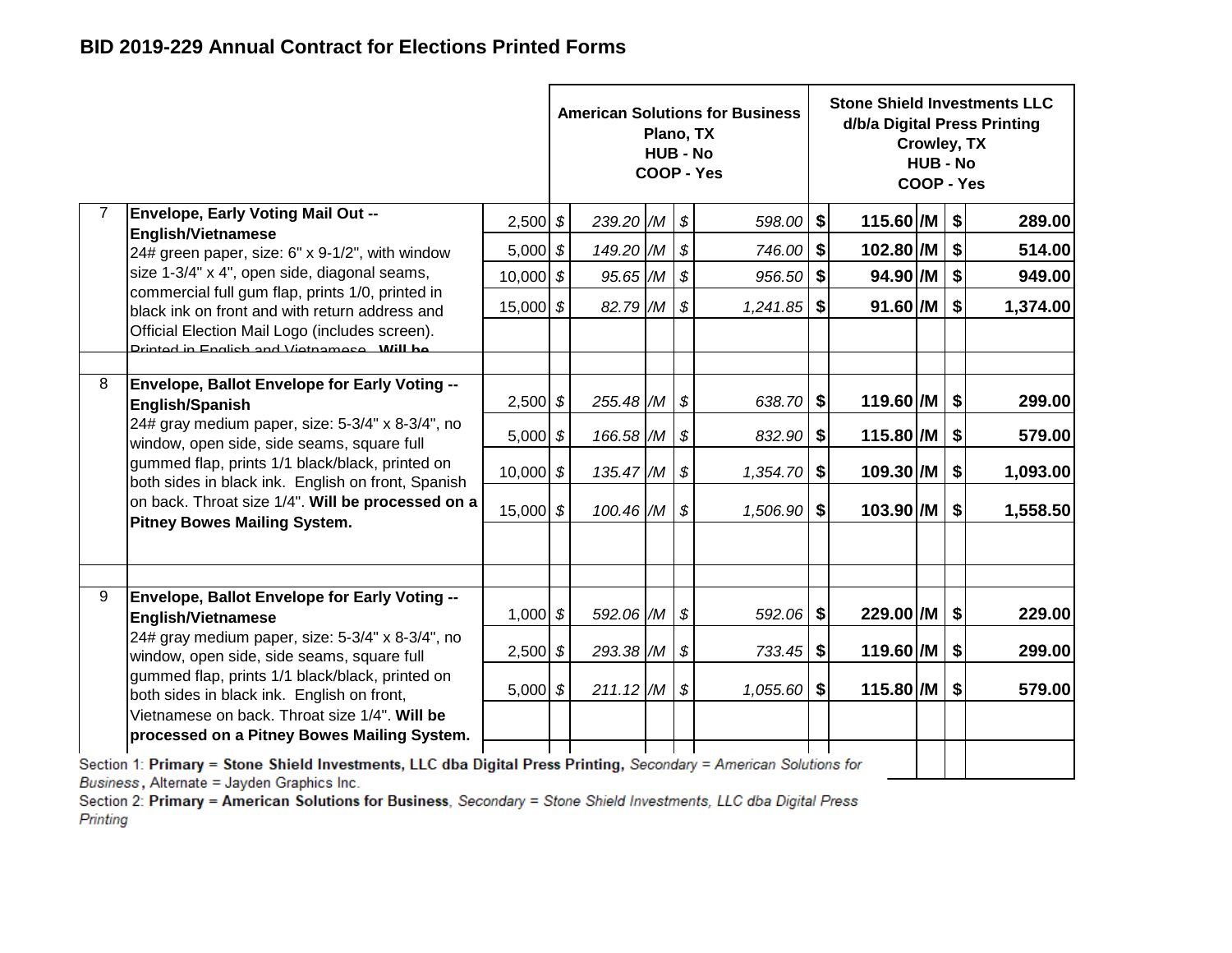## BID 2019-229 Annual Contract for Elections Printed Forms

| # | Description | Qty | American Solutions for Business Plano, TX HUB - No COOP - Yes | | | | | Stone Shield Investments LLC d/b/a Digital Press Printing Crowley, TX HUB - No COOP - Yes | | | | |
|---|---|---|---|---|---|---|---|---|---|---|---|---|
| 7 | **Envelope, Early Voting Mail Out -- English/Vietnamese** 24# green paper, size: 6" x 9-1/2", with window size 1-3/4" x 4", open side, diagonal seams, commercial full gum flap, prints 1/0, printed in black ink on front and with return address and Official Election Mail Logo (includes screen). Printed in English and Vietnamese. **Will be** | 2,500 | $ | 239.20 | /M | $ | 598.00 | **$** | **115.60** | **/M** | **$** | **289.00** |
| | | 5,000 | $ | 149.20 | /M | $ | 746.00 | **$** | **102.80** | **/M** | **$** | **514.00** |
| | | 10,000 | $ | 95.65 | /M | $ | 956.50 | **$** | **94.90** | **/M** | **$** | **949.00** |
| | | 15,000 | $ | 82.79 | /M | $ | 1,241.85 | **$** | **91.60** | **/M** | **$** | **1,374.00** |
| 8 | **Envelope, Ballot Envelope for Early Voting -- English/Spanish** 24# gray medium paper, size: 5-3/4" x 8-3/4", no window, open side, side seams, square full gummed flap, prints 1/1 black/black, printed on both sides in black ink. English on front, Spanish on back. Throat size 1/4". **Will be processed on a Pitney Bowes Mailing System.** | 2,500 | $ | 255.48 | /M | $ | 638.70 | **$** | **119.60** | **/M** | **$** | **299.00** |
| | | 5,000 | $ | 166.58 | /M | $ | 832.90 | **$** | **115.80** | **/M** | **$** | **579.00** |
| | | 10,000 | $ | 135.47 | /M | $ | 1,354.70 | **$** | **109.30** | **/M** | **$** | **1,093.00** |
| | | 15,000 | $ | 100.46 | /M | $ | 1,506.90 | **$** | **103.90** | **/M** | **$** | **1,558.50** |
| 9 | **Envelope, Ballot Envelope for Early Voting -- English/Vietnamese** 24# gray medium paper, size: 5-3/4" x 8-3/4", no window, open side, side seams, square full gummed flap, prints 1/1 black/black, printed on both sides in black ink. English on front, Vietnamese on back. Throat size 1/4". **Will be processed on a Pitney Bowes Mailing System.** | 1,000 | $ | 592.06 | /M | $ | 592.06 | **$** | **229.00** | **/M** | **$** | **229.00** |
| | | 2,500 | $ | 293.38 | /M | $ | 733.45 | **$** | **119.60** | **/M** | **$** | **299.00** |
| | | 5,000 | $ | 211.12 | /M | $ | 1,055.60 | **$** | **115.80** | **/M** | **$** | **579.00** |

Section 1: **Primary = Stone Shield Investments, LLC dba Digital Press Printing,** *Secondary = American Solutions for Business*, Alternate = Jayden Graphics Inc.

Section 2: **Primary = American Solutions for Business**, *Secondary = Stone Shield Investments, LLC dba Digital Press Printing*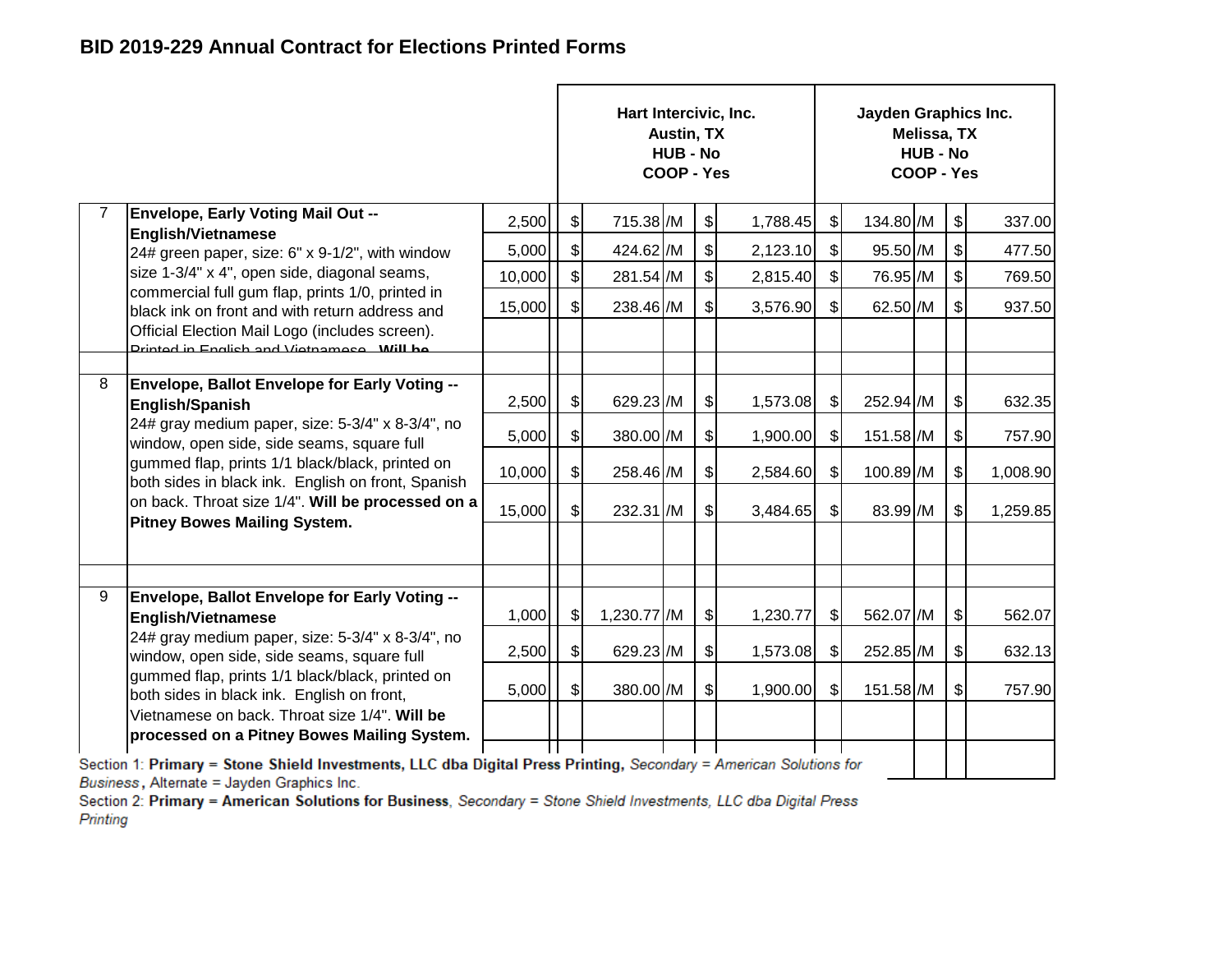## BID 2019-229 Annual Contract for Elections Printed Forms

| # | Description | Qty | Hart Intercivic, Inc. Austin, TX HUB - No COOP - Yes | | Jayden Graphics Inc. Melissa, TX HUB - No COOP - Yes | |
|---|---|---|---|---|---|---|
| | | | Unit Price | Extended | Unit Price | Extended |
| 7 | **Envelope, Early Voting Mail Out -- English/Vietnamese** 24# green paper, size: 6" x 9-1/2", with window size 1-3/4" x 4", open side, diagonal seams, commercial full gum flap, prints 1/0, printed in black ink on front and with return address and Official Election Mail Logo (includes screen). Printed in English and Vietnamese. **Will be** | 2,500 | $ 715.38 /M | $ 1,788.45 | $ 134.80 /M | $ 337.00 |
| | | 5,000 | $ 424.62 /M | $ 2,123.10 | $ 95.50 /M | $ 477.50 |
| | | 10,000 | $ 281.54 /M | $ 2,815.40 | $ 76.95 /M | $ 769.50 |
| | | 15,000 | $ 238.46 /M | $ 3,576.90 | $ 62.50 /M | $ 937.50 |
| 8 | **Envelope, Ballot Envelope for Early Voting -- English/Spanish** 24# gray medium paper, size: 5-3/4" x 8-3/4", no window, open side, side seams, square full gummed flap, prints 1/1 black/black, printed on both sides in black ink. English on front, Spanish on back. Throat size 1/4". **Will be processed on a Pitney Bowes Mailing System.** | 2,500 | $ 629.23 /M | $ 1,573.08 | $ 252.94 /M | $ 632.35 |
| | | 5,000 | $ 380.00 /M | $ 1,900.00 | $ 151.58 /M | $ 757.90 |
| | | 10,000 | $ 258.46 /M | $ 2,584.60 | $ 100.89 /M | $ 1,008.90 |
| | | 15,000 | $ 232.31 /M | $ 3,484.65 | $ 83.99 /M | $ 1,259.85 |
| 9 | **Envelope, Ballot Envelope for Early Voting -- English/Vietnamese** 24# gray medium paper, size: 5-3/4" x 8-3/4", no window, open side, side seams, square full gummed flap, prints 1/1 black/black, printed on both sides in black ink. English on front, Vietnamese on back. Throat size 1/4". **Will be processed on a Pitney Bowes Mailing System.** | 1,000 | $ 1,230.77 /M | $ 1,230.77 | $ 562.07 /M | $ 562.07 |
| | | 2,500 | $ 629.23 /M | $ 1,573.08 | $ 252.85 /M | $ 632.13 |
| | | 5,000 | $ 380.00 /M | $ 1,900.00 | $ 151.58 /M | $ 757.90 |

Section 1: **Primary = Stone Shield Investments, LLC dba Digital Press Printing,** *Secondary = American Solutions for Business*, Alternate = Jayden Graphics Inc.

Section 2: **Primary = American Solutions for Business**, *Secondary = Stone Shield Investments, LLC dba Digital Press Printing*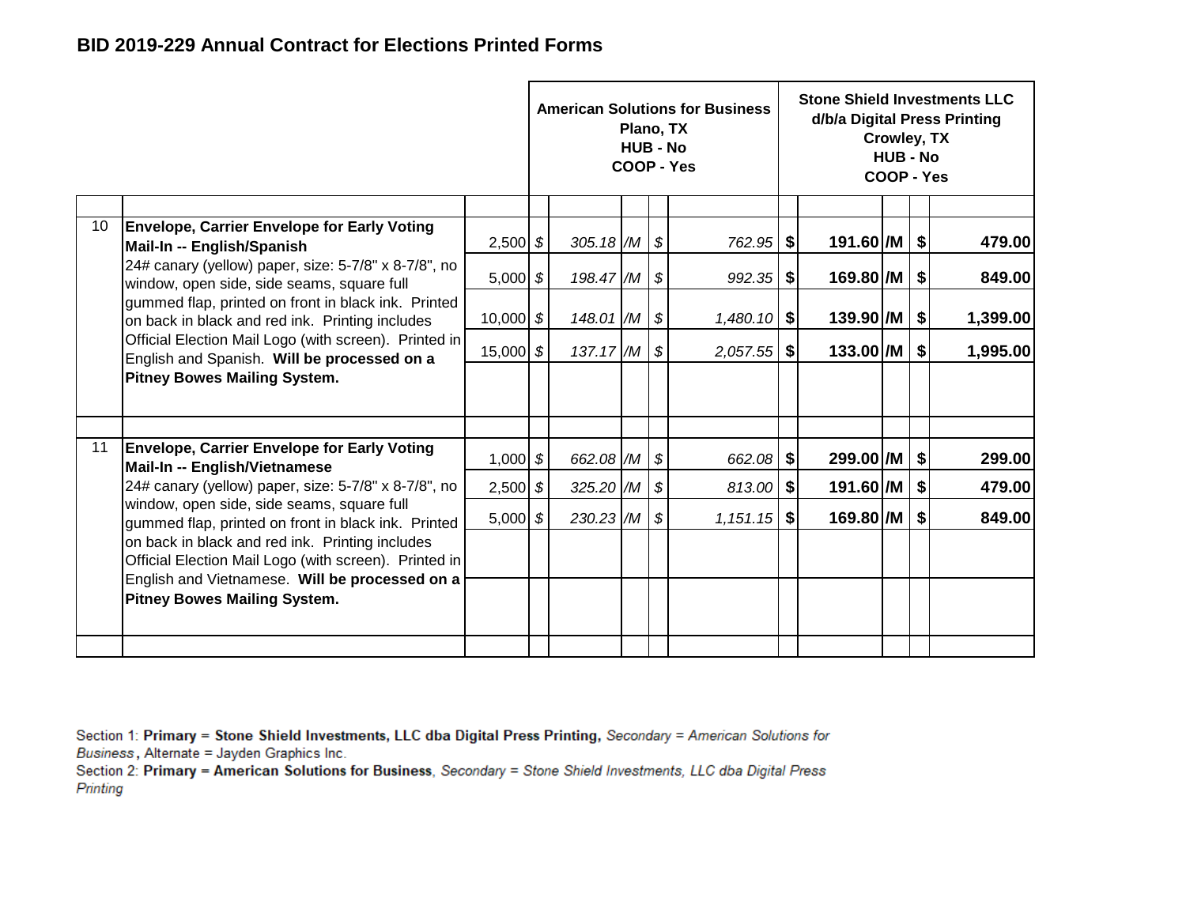## BID 2019-229 Annual Contract for Elections Printed Forms

| | | | American Solutions for Business<br>Plano, TX<br>HUB - No<br>COOP - Yes | | | | Stone Shield Investments LLC<br>d/b/a Digital Press Printing<br>Crowley, TX<br>HUB - No<br>COOP - Yes | | | |
|---|---|---|---|---|---|---|---|---|---|---|
| | | Qty | Unit Price | | Extended | | Unit Price | | Extended | |
| 10 | **Envelope, Carrier Envelope for Early Voting Mail-In -- English/Spanish** 24# canary (yellow) paper, size: 5-7/8" x 8-7/8", no window, open side, side seams, square full gummed flap, printed on front in black ink. Printed on back in black and red ink. Printing includes Official Election Mail Logo (with screen). Printed in English and Spanish. **Will be processed on a Pitney Bowes Mailing System.** | 2,500 | $ 305.18 | /M | $ 762.95 | | **$ 191.60** | **/M** | **$ 479.00** | |
| | | 5,000 | $ 198.47 | /M | $ 992.35 | | **$ 169.80** | **/M** | **$ 849.00** | |
| | | 10,000 | $ 148.01 | /M | $ 1,480.10 | | **$ 139.90** | **/M** | **$ 1,399.00** | |
| | | 15,000 | $ 137.17 | /M | $ 2,057.55 | | **$ 133.00** | **/M** | **$ 1,995.00** | |
| 11 | **Envelope, Carrier Envelope for Early Voting Mail-In -- English/Vietnamese** 24# canary (yellow) paper, size: 5-7/8" x 8-7/8", no window, open side, side seams, square full gummed flap, printed on front in black ink. Printed on back in black and red ink. Printing includes Official Election Mail Logo (with screen). Printed in English and Vietnamese. **Will be processed on a Pitney Bowes Mailing System.** | 1,000 | $ 662.08 | /M | $ 662.08 | | **$ 299.00** | **/M** | **$ 299.00** | |
| | | 2,500 | $ 325.20 | /M | $ 813.00 | | **$ 191.60** | **/M** | **$ 479.00** | |
| | | 5,000 | $ 230.23 | /M | $ 1,151.15 | | **$ 169.80** | **/M** | **$ 849.00** | |

Section 1: **Primary = Stone Shield Investments, LLC dba Digital Press Printing,** *Secondary = American Solutions for Business*, Alternate = Jayden Graphics Inc.

Section 2: **Primary = American Solutions for Business**, *Secondary = Stone Shield Investments, LLC dba Digital Press Printing*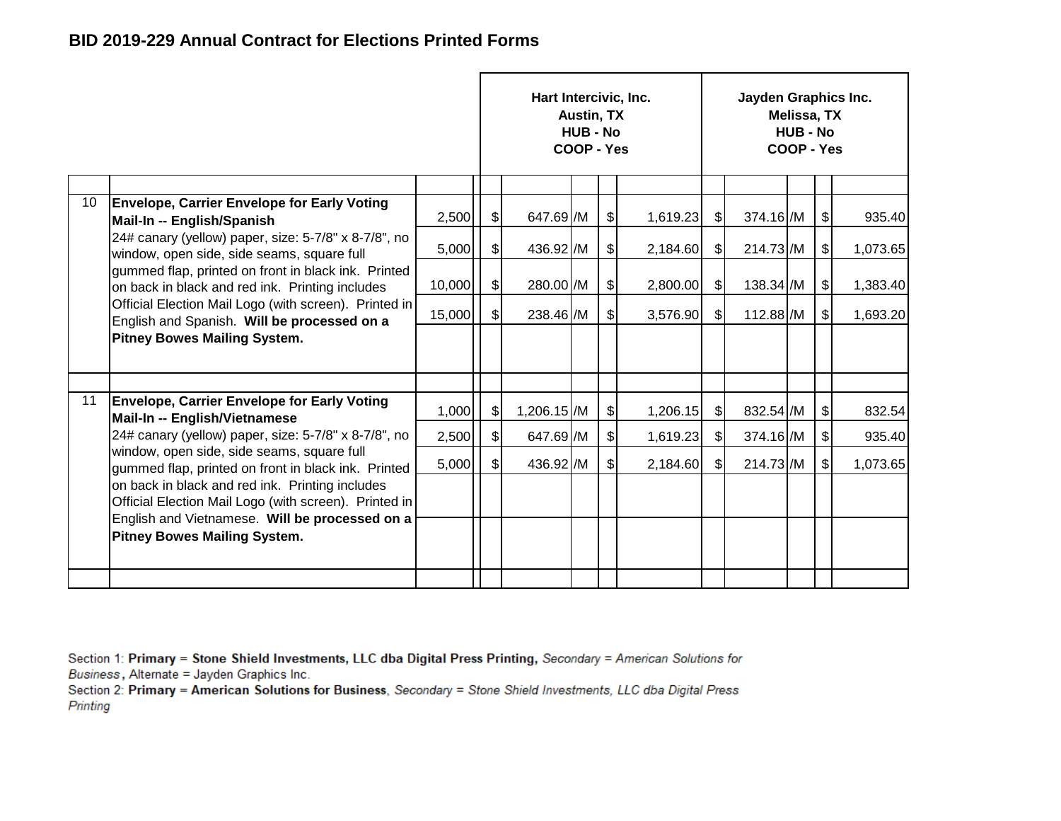## BID 2019-229 Annual Contract for Elections Printed Forms

| | | | Hart Intercivic, Inc. Austin, TX HUB - No COOP - Yes | | | | Jayden Graphics Inc. Melissa, TX HUB - No COOP - Yes | | | |
|---|---|---|---|---|---|---|---|---|---|---|
| 10 | **Envelope, Carrier Envelope for Early Voting Mail-In -- English/Spanish** 24# canary (yellow) paper, size: 5-7/8" x 8-7/8", no window, open side, side seams, square full gummed flap, printed on front in black ink. Printed on back in black and red ink. Printing includes Official Election Mail Logo (with screen). Printed in English and Spanish. **Will be processed on a Pitney Bowes Mailing System.** | 2,500 | $ 647.69 | /M | $ | 1,619.23 | $ 374.16 | /M | $ | 935.40 |
| | | 5,000 | $ 436.92 | /M | $ | 2,184.60 | $ 214.73 | /M | $ | 1,073.65 |
| | | 10,000 | $ 280.00 | /M | $ | 2,800.00 | $ 138.34 | /M | $ | 1,383.40 |
| | | 15,000 | $ 238.46 | /M | $ | 3,576.90 | $ 112.88 | /M | $ | 1,693.20 |
| 11 | **Envelope, Carrier Envelope for Early Voting Mail-In -- English/Vietnamese** 24# canary (yellow) paper, size: 5-7/8" x 8-7/8", no window, open side, side seams, square full gummed flap, printed on front in black ink. Printed on back in black and red ink. Printing includes Official Election Mail Logo (with screen). Printed in English and Vietnamese. **Will be processed on a Pitney Bowes Mailing System.** | 1,000 | $ 1,206.15 | /M | $ | 1,206.15 | $ 832.54 | /M | $ | 832.54 |
| | | 2,500 | $ 647.69 | /M | $ | 1,619.23 | $ 374.16 | /M | $ | 935.40 |
| | | 5,000 | $ 436.92 | /M | $ | 2,184.60 | $ 214.73 | /M | $ | 1,073.65 |

Section 1: **Primary = Stone Shield Investments, LLC dba Digital Press Printing,** *Secondary = American Solutions for Business*, Alternate = Jayden Graphics Inc.
Section 2: **Primary = American Solutions for Business**, *Secondary = Stone Shield Investments, LLC dba Digital Press Printing*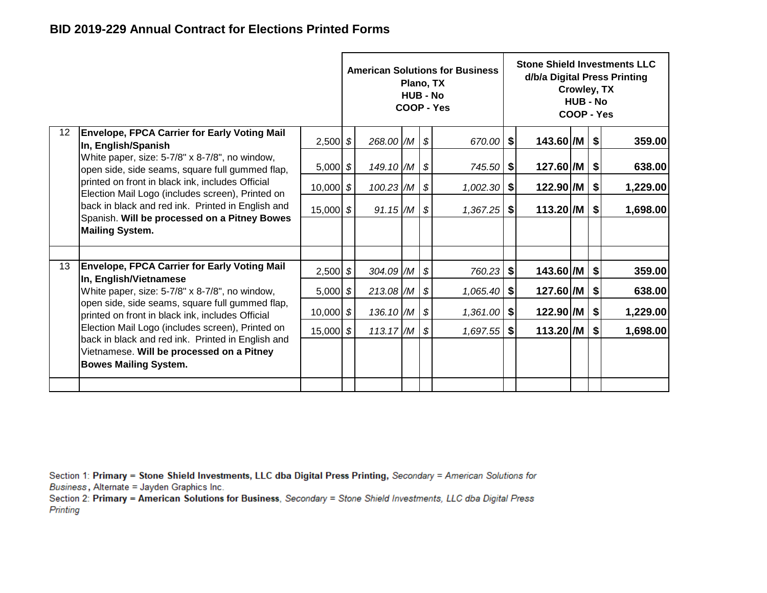## BID 2019-229 Annual Contract for Elections Printed Forms

| # | Description | Qty | American Solutions for Business<br>Plano, TX<br>HUB - No<br>COOP - Yes | | | | | Stone Shield Investments LLC<br>d/b/a Digital Press Printing<br>Crowley, TX<br>HUB - No<br>COOP - Yes | | | | |
|---|---|---|---|---|---|---|---|---|---|---|---|---|
| 12 | **Envelope, FPCA Carrier for Early Voting Mail In, English/Spanish** White paper, size: 5-7/8" x 8-7/8", no window, open side, side seams, square full gummed flap, printed on front in black ink, includes Official Election Mail Logo (includes screen), Printed on back in black and red ink. Printed in English and Spanish. **Will be processed on a Pitney Bowes Mailing System.** | 2,500 | *$* | *268.00* | */M* | *$* | *670.00* | **$** | **143.60** | **/M** | **$** | **359.00** |
| | | 5,000 | *$* | *149.10* | */M* | *$* | *745.50* | **$** | **127.60** | **/M** | **$** | **638.00** |
| | | 10,000 | *$* | *100.23* | */M* | *$* | *1,002.30* | **$** | **122.90** | **/M** | **$** | **1,229.00** |
| | | 15,000 | *$* | *91.15* | */M* | *$* | *1,367.25* | **$** | **113.20** | **/M** | **$** | **1,698.00** |
| 13 | **Envelope, FPCA Carrier for Early Voting Mail In, English/Vietnamese** White paper, size: 5-7/8" x 8-7/8", no window, open side, side seams, square full gummed flap, printed on front in black ink, includes Official Election Mail Logo (includes screen), Printed on back in black and red ink. Printed in English and Vietnamese. **Will be processed on a Pitney Bowes Mailing System.** | 2,500 | *$* | *304.09* | */M* | *$* | *760.23* | **$** | **143.60** | **/M** | **$** | **359.00** |
| | | 5,000 | *$* | *213.08* | */M* | *$* | *1,065.40* | **$** | **127.60** | **/M** | **$** | **638.00** |
| | | 10,000 | *$* | *136.10* | */M* | *$* | *1,361.00* | **$** | **122.90** | **/M** | **$** | **1,229.00** |
| | | 15,000 | *$* | *113.17* | */M* | *$* | *1,697.55* | **$** | **113.20** | **/M** | **$** | **1,698.00** |

Section 1: **Primary = Stone Shield Investments, LLC dba Digital Press Printing,** *Secondary = American Solutions for Business*, Alternate = Jayden Graphics Inc.

Section 2: **Primary = American Solutions for Business**, *Secondary = Stone Shield Investments, LLC dba Digital Press Printing*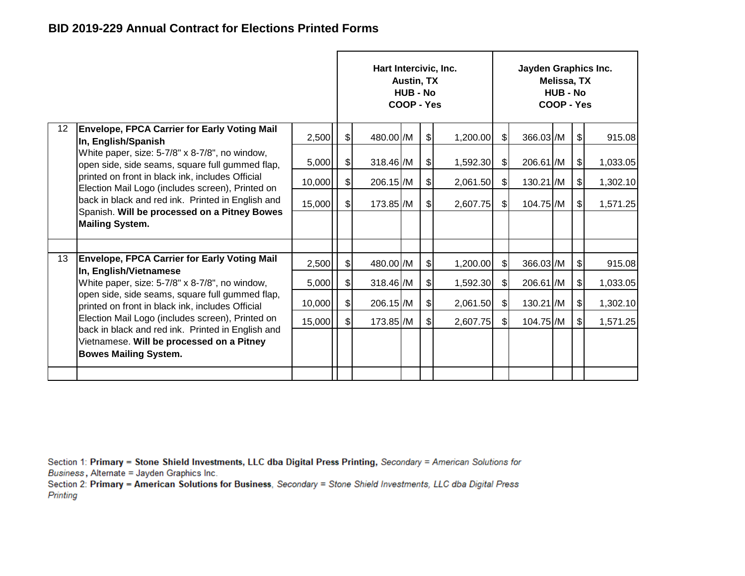## BID 2019-229 Annual Contract for Elections Printed Forms

| # | Description | Qty | Hart Intercivic, Inc. Austin, TX HUB - No COOP - Yes Unit Price | | Hart Intercivic, Inc. Extended | Jayden Graphics Inc. Melissa, TX HUB - No COOP - Yes Unit Price | | Jayden Graphics Inc. Extended |
|---|---|---|---|---|---|---|---|---|
| 12 | **Envelope, FPCA Carrier for Early Voting Mail In, English/Spanish** White paper, size: 5-7/8" x 8-7/8", no window, open side, side seams, square full gummed flap, printed on front in black ink, includes Official Election Mail Logo (includes screen), Printed on back in black and red ink. Printed in English and Spanish. **Will be processed on a Pitney Bowes Mailing System.** | 2,500 | $ 480.00 | /M | $ 1,200.00 | $ 366.03 | /M | $ 915.08 |
| | | 5,000 | $ 318.46 | /M | $ 1,592.30 | $ 206.61 | /M | $ 1,033.05 |
| | | 10,000 | $ 206.15 | /M | $ 2,061.50 | $ 130.21 | /M | $ 1,302.10 |
| | | 15,000 | $ 173.85 | /M | $ 2,607.75 | $ 104.75 | /M | $ 1,571.25 |
| 13 | **Envelope, FPCA Carrier for Early Voting Mail In, English/Vietnamese** White paper, size: 5-7/8" x 8-7/8", no window, open side, side seams, square full gummed flap, printed on front in black ink, includes Official Election Mail Logo (includes screen), Printed on back in black and red ink. Printed in English and Vietnamese. **Will be processed on a Pitney Bowes Mailing System.** | 2,500 | $ 480.00 | /M | $ 1,200.00 | $ 366.03 | /M | $ 915.08 |
| | | 5,000 | $ 318.46 | /M | $ 1,592.30 | $ 206.61 | /M | $ 1,033.05 |
| | | 10,000 | $ 206.15 | /M | $ 2,061.50 | $ 130.21 | /M | $ 1,302.10 |
| | | 15,000 | $ 173.85 | /M | $ 2,607.75 | $ 104.75 | /M | $ 1,571.25 |

Section 1: **Primary = Stone Shield Investments, LLC dba Digital Press Printing,** *Secondary = American Solutions for Business*, Alternate = Jayden Graphics Inc.
Section 2: **Primary = American Solutions for Business**, *Secondary = Stone Shield Investments, LLC dba Digital Press Printing*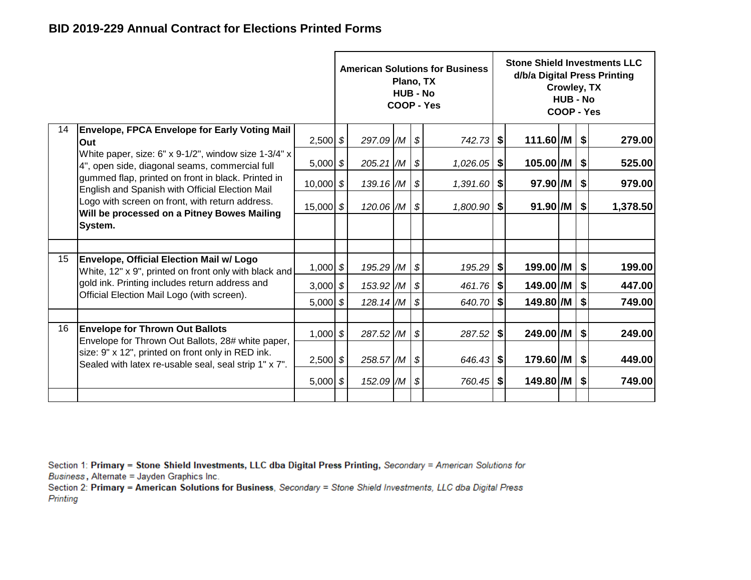## BID 2019-229 Annual Contract for Elections Printed Forms

| | | | American Solutions for Business<br>Plano, TX<br>HUB - No<br>COOP - Yes | | | | | Stone Shield Investments LLC<br>d/b/a Digital Press Printing<br>Crowley, TX<br>HUB - No<br>COOP - Yes | | | |
|---|---|---|---|---|---|---|---|---|---|---|---|
| 14 | **Envelope, FPCA Envelope for Early Voting Mail Out**<br>White paper, size: 6" x 9-1/2", window size 1-3/4" x 4", open side, diagonal seams, commercial full gummed flap, printed on front in black. Printed in English and Spanish with Official Election Mail Logo with screen on front, with return address. **Will be processed on a Pitney Bowes Mailing System.** | 2,500 | $ | 297.09 | /M | $ | 742.73 | **$** | **111.60** | **/M** | **$ 279.00** |
| | | 5,000 | $ | 205.21 | /M | $ | 1,026.05 | **$** | **105.00** | **/M** | **$ 525.00** |
| | | 10,000 | $ | 139.16 | /M | $ | 1,391.60 | **$** | **97.90** | **/M** | **$ 979.00** |
| | | 15,000 | $ | 120.06 | /M | $ | 1,800.90 | **$** | **91.90** | **/M** | **$ 1,378.50** |
| 15 | **Envelope, Official Election Mail w/ Logo**<br>White, 12" x 9", printed on front only with black and gold ink. Printing includes return address and Official Election Mail Logo (with screen). | 1,000 | $ | 195.29 | /M | $ | 195.29 | **$** | **199.00** | **/M** | **$ 199.00** |
| | | 3,000 | $ | 153.92 | /M | $ | 461.76 | **$** | **149.00** | **/M** | **$ 447.00** |
| | | 5,000 | $ | 128.14 | /M | $ | 640.70 | **$** | **149.80** | **/M** | **$ 749.00** |
| 16 | **Envelope for Thrown Out Ballots**<br>Envelope for Thrown Out Ballots, 28# white paper, size: 9" x 12", printed on front only in RED ink. Sealed with latex re-usable seal, seal strip 1" x 7". | 1,000 | $ | 287.52 | /M | $ | 287.52 | **$** | **249.00** | **/M** | **$ 249.00** |
| | | 2,500 | $ | 258.57 | /M | $ | 646.43 | **$** | **179.60** | **/M** | **$ 449.00** |
| | | 5,000 | $ | 152.09 | /M | $ | 760.45 | **$** | **149.80** | **/M** | **$ 749.00** |

Section 1: **Primary = Stone Shield Investments, LLC dba Digital Press Printing,** *Secondary = American Solutions for Business*, Alternate = Jayden Graphics Inc.
Section 2: **Primary = American Solutions for Business**, *Secondary = Stone Shield Investments, LLC dba Digital Press Printing*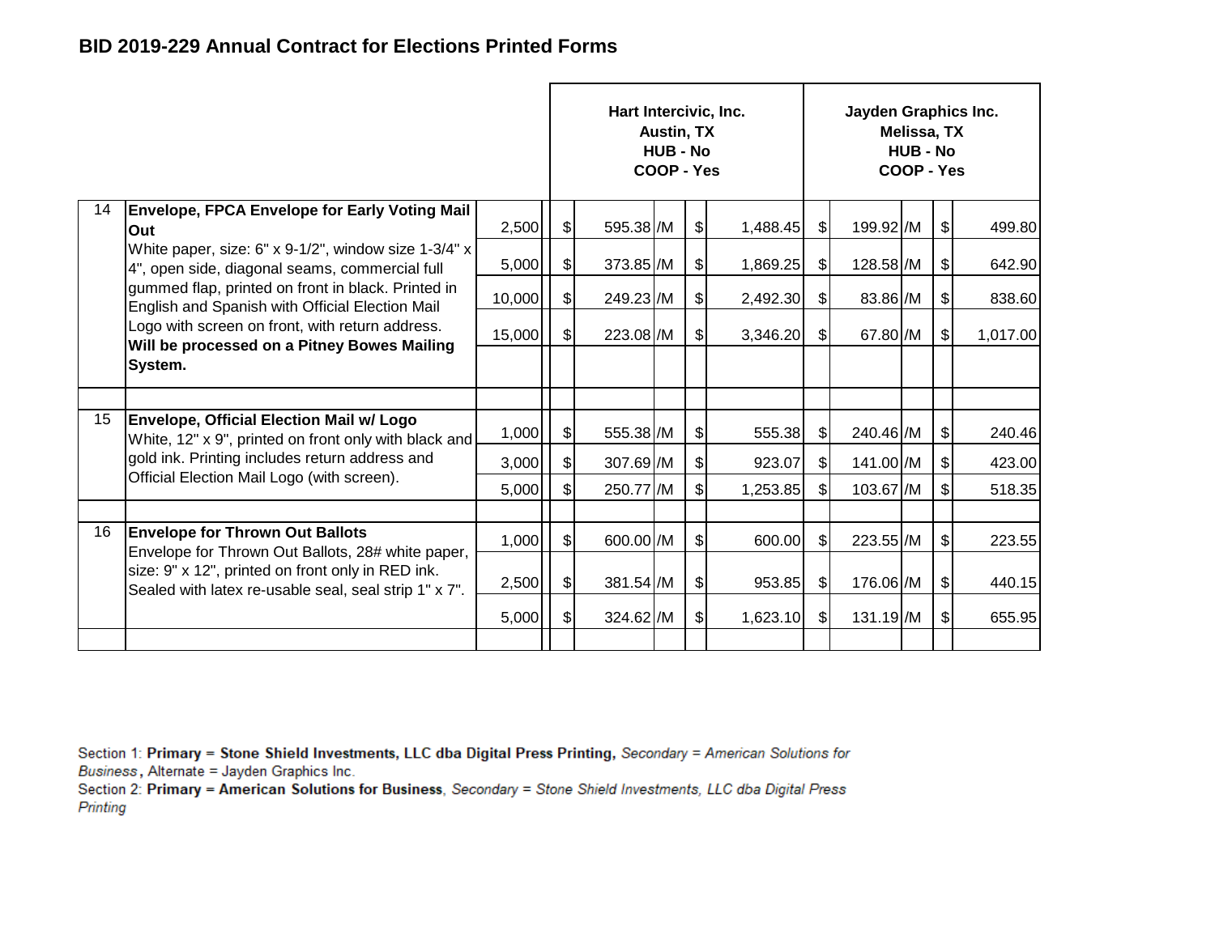## BID 2019-229 Annual Contract for Elections Printed Forms

| Item | Description | Qty | Hart Intercivic, Inc. Austin, TX HUB - No COOP - Yes | | Jayden Graphics Inc. Melissa, TX HUB - No COOP - Yes | |
|---|---|---|---|---|---|---|
| | | | Unit Price | Extended | Unit Price | Extended |
| 14 | **Envelope, FPCA Envelope for Early Voting Mail Out** White paper, size: 6" x 9-1/2", window size 1-3/4" x 4", open side, diagonal seams, commercial full gummed flap, printed on front in black. Printed in English and Spanish with Official Election Mail Logo with screen on front, with return address. **Will be processed on a Pitney Bowes Mailing System.** | 2,500 | $ 595.38 /M | $ 1,488.45 | $ 199.92 /M | $ 499.80 |
| | | 5,000 | $ 373.85 /M | $ 1,869.25 | $ 128.58 /M | $ 642.90 |
| | | 10,000 | $ 249.23 /M | $ 2,492.30 | $ 83.86 /M | $ 838.60 |
| | | 15,000 | $ 223.08 /M | $ 3,346.20 | $ 67.80 /M | $ 1,017.00 |
| 15 | **Envelope, Official Election Mail w/ Logo** White, 12" x 9", printed on front only with black and gold ink. Printing includes return address and Official Election Mail Logo (with screen). | 1,000 | $ 555.38 /M | $ 555.38 | $ 240.46 /M | $ 240.46 |
| | | 3,000 | $ 307.69 /M | $ 923.07 | $ 141.00 /M | $ 423.00 |
| | | 5,000 | $ 250.77 /M | $ 1,253.85 | $ 103.67 /M | $ 518.35 |
| 16 | **Envelope for Thrown Out Ballots** Envelope for Thrown Out Ballots, 28# white paper, size: 9" x 12", printed on front only in RED ink. Sealed with latex re-usable seal, seal strip 1" x 7". | 1,000 | $ 600.00 /M | $ 600.00 | $ 223.55 /M | $ 223.55 |
| | | 2,500 | $ 381.54 /M | $ 953.85 | $ 176.06 /M | $ 440.15 |
| | | 5,000 | $ 324.62 /M | $ 1,623.10 | $ 131.19 /M | $ 655.95 |

Section 1: **Primary = Stone Shield Investments, LLC dba Digital Press Printing,** *Secondary = American Solutions for Business*, Alternate = Jayden Graphics Inc.
Section 2: **Primary = American Solutions for Business**, *Secondary = Stone Shield Investments, LLC dba Digital Press Printing*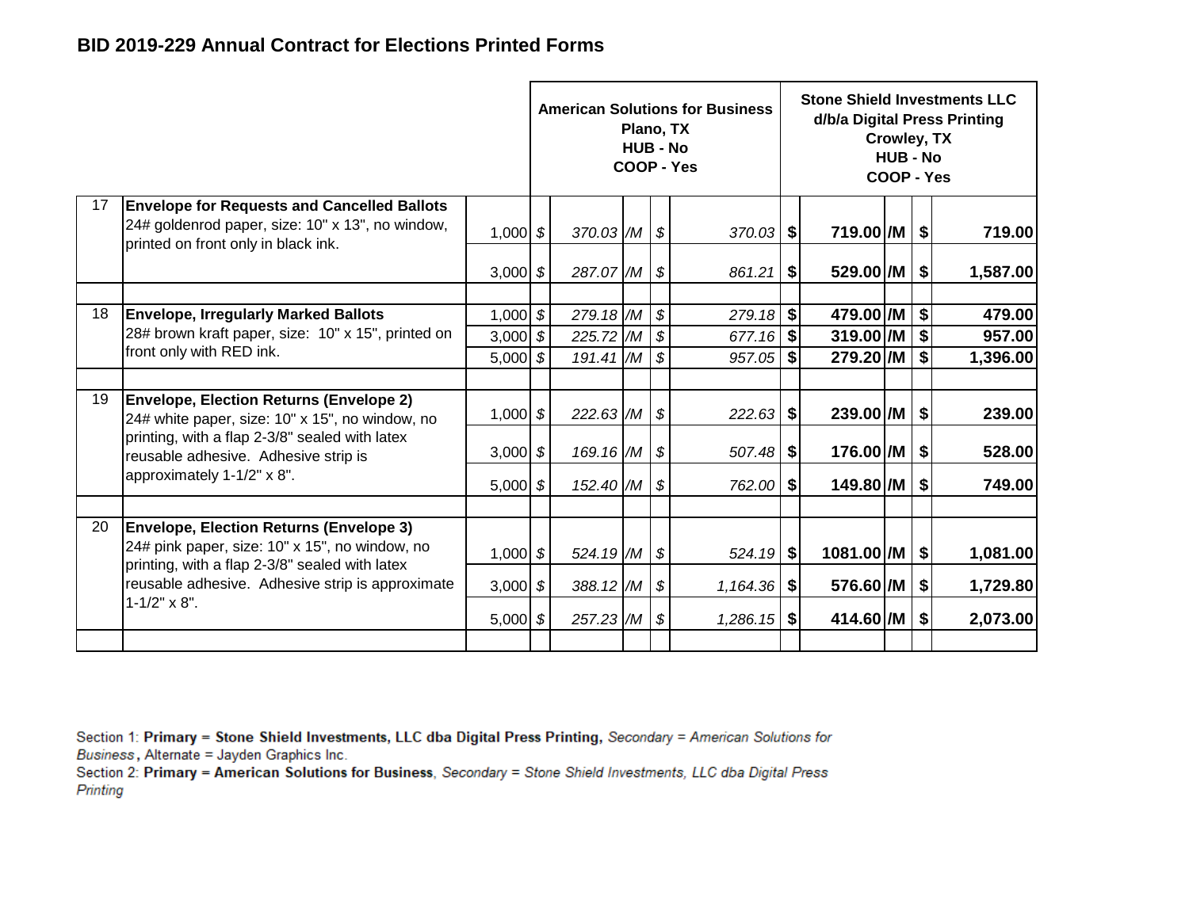## BID 2019-229 Annual Contract for Elections Printed Forms

| | | | American Solutions for Business<br>Plano, TX<br>HUB - No<br>COOP - Yes | | | | Stone Shield Investments LLC<br>d/b/a Digital Press Printing<br>Crowley, TX<br>HUB - No<br>COOP - Yes | | | |
|---|---|---|---|---|---|---|---|---|---|---|
| 17 | **Envelope for Requests and Cancelled Ballots**<br>24# goldenrod paper, size: 10" x 13", no window, printed on front only in black ink. | 1,000 | $ 370.03 | /M | $ 370.03 | | **$ 719.00** | **/M** | **$ 719.00** | |
| | | 3,000 | $ 287.07 | /M | $ 861.21 | | **$ 529.00** | **/M** | **$ 1,587.00** | |
| 18 | **Envelope, Irregularly Marked Ballots**<br>28# brown kraft paper, size: 10" x 15", printed on front only with RED ink. | 1,000 | $ 279.18 | /M | $ 279.18 | | **$ 479.00** | **/M** | **$ 479.00** | |
| | | 3,000 | $ 225.72 | /M | $ 677.16 | | **$ 319.00** | **/M** | **$ 957.00** | |
| | | 5,000 | $ 191.41 | /M | $ 957.05 | | **$ 279.20** | **/M** | **$ 1,396.00** | |
| 19 | **Envelope, Election Returns (Envelope 2)**<br>24# white paper, size: 10" x 15", no window, no printing, with a flap 2-3/8" sealed with latex reusable adhesive. Adhesive strip is approximately 1-1/2" x 8". | 1,000 | $ 222.63 | /M | $ 222.63 | | **$ 239.00** | **/M** | **$ 239.00** | |
| | | 3,000 | $ 169.16 | /M | $ 507.48 | | **$ 176.00** | **/M** | **$ 528.00** | |
| | | 5,000 | $ 152.40 | /M | $ 762.00 | | **$ 149.80** | **/M** | **$ 749.00** | |
| 20 | **Envelope, Election Returns (Envelope 3)**<br>24# pink paper, size: 10" x 15", no window, no printing, with a flap 2-3/8" sealed with latex reusable adhesive. Adhesive strip is approximate 1-1/2" x 8". | 1,000 | $ 524.19 | /M | $ 524.19 | | **$ 1081.00** | **/M** | **$ 1,081.00** | |
| | | 3,000 | $ 388.12 | /M | $ 1,164.36 | | **$ 576.60** | **/M** | **$ 1,729.80** | |
| | | 5,000 | $ 257.23 | /M | $ 1,286.15 | | **$ 414.60** | **/M** | **$ 2,073.00** | |

Section 1: **Primary = Stone Shield Investments, LLC dba Digital Press Printing,** *Secondary = American Solutions for Business*, Alternate = Jayden Graphics Inc.
Section 2: **Primary = American Solutions for Business**, *Secondary = Stone Shield Investments, LLC dba Digital Press Printing*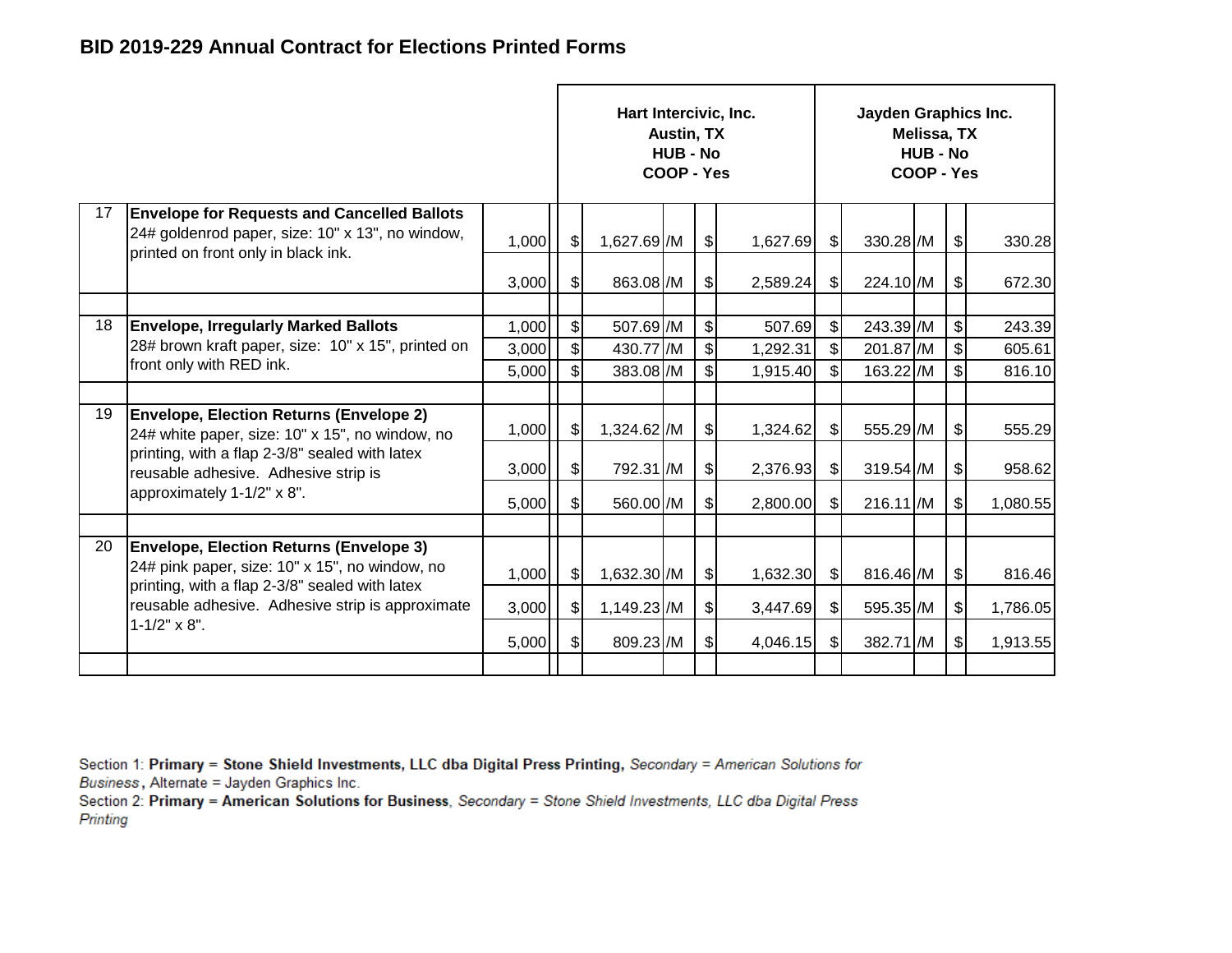# BID 2019-229 Annual Contract for Elections Printed Forms

| | | | Hart Intercivic, Inc. Austin, TX HUB - No COOP - Yes | | Jayden Graphics Inc. Melissa, TX HUB - No COOP - Yes | |
|---|---|---|---|---|---|---|
| 17 | **Envelope for Requests and Cancelled Ballots** 24# goldenrod paper, size: 10" x 13", no window, printed on front only in black ink. | 1,000 | $ 1,627.69 /M | $ 1,627.69 | $ 330.28 /M | $ 330.28 |
| | | 3,000 | $ 863.08 /M | $ 2,589.24 | $ 224.10 /M | $ 672.30 |
| 18 | **Envelope, Irregularly Marked Ballots** 28# brown kraft paper, size: 10" x 15", printed on front only with RED ink. | 1,000 | $ 507.69 /M | $ 507.69 | $ 243.39 /M | $ 243.39 |
| | | 3,000 | $ 430.77 /M | $ 1,292.31 | $ 201.87 /M | $ 605.61 |
| | | 5,000 | $ 383.08 /M | $ 1,915.40 | $ 163.22 /M | $ 816.10 |
| 19 | **Envelope, Election Returns (Envelope 2)** 24# white paper, size: 10" x 15", no window, no printing, with a flap 2-3/8" sealed with latex reusable adhesive. Adhesive strip is approximately 1-1/2" x 8". | 1,000 | $ 1,324.62 /M | $ 1,324.62 | $ 555.29 /M | $ 555.29 |
| | | 3,000 | $ 792.31 /M | $ 2,376.93 | $ 319.54 /M | $ 958.62 |
| | | 5,000 | $ 560.00 /M | $ 2,800.00 | $ 216.11 /M | $ 1,080.55 |
| 20 | **Envelope, Election Returns (Envelope 3)** 24# pink paper, size: 10" x 15", no window, no printing, with a flap 2-3/8" sealed with latex reusable adhesive. Adhesive strip is approximate 1-1/2" x 8". | 1,000 | $ 1,632.30 /M | $ 1,632.30 | $ 816.46 /M | $ 816.46 |
| | | 3,000 | $ 1,149.23 /M | $ 3,447.69 | $ 595.35 /M | $ 1,786.05 |
| | | 5,000 | $ 809.23 /M | $ 4,046.15 | $ 382.71 /M | $ 1,913.55 |

Section 1: **Primary = Stone Shield Investments, LLC dba Digital Press Printing,** *Secondary = American Solutions for Business*, Alternate = Jayden Graphics Inc.
Section 2: **Primary = American Solutions for Business**, *Secondary = Stone Shield Investments, LLC dba Digital Press Printing*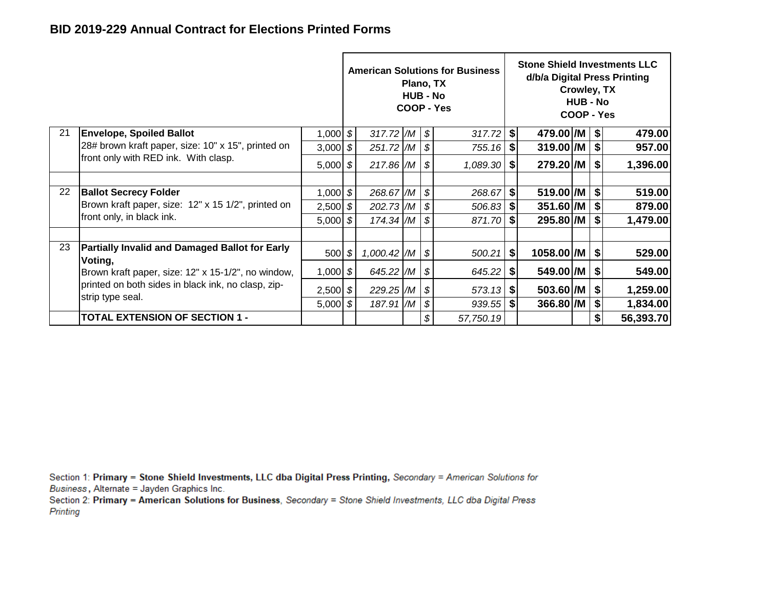# BID 2019-229 Annual Contract for Elections Printed Forms

| | | | American Solutions for Business Plano, TX HUB - No COOP - Yes | | | | Stone Shield Investments LLC d/b/a Digital Press Printing Crowley, TX HUB - No COOP - Yes | | | |
|---|---|---|---|---|---|---|---|---|---|---|
| 21 | **Envelope, Spoiled Ballot** 28# brown kraft paper, size: 10" x 15", printed on front only with RED ink. With clasp. | 1,000 | $ 317.72 | /M | $ | 317.72 | $ 479.00 | /M | $ | 479.00 |
| | | 3,000 | $ 251.72 | /M | $ | 755.16 | $ 319.00 | /M | $ | 957.00 |
| | | 5,000 | $ 217.86 | /M | $ | 1,089.30 | $ 279.20 | /M | $ | 1,396.00 |
| | | | | | | | | | | |
| 22 | **Ballot Secrecy Folder** Brown kraft paper, size: 12" x 15 1/2", printed on front only, in black ink. | 1,000 | $ 268.67 | /M | $ | 268.67 | $ 519.00 | /M | $ | 519.00 |
| | | 2,500 | $ 202.73 | /M | $ | 506.83 | $ 351.60 | /M | $ | 879.00 |
| | | 5,000 | $ 174.34 | /M | $ | 871.70 | $ 295.80 | /M | $ | 1,479.00 |
| | | | | | | | | | | |
| 23 | **Partially Invalid and Damaged Ballot for Early Voting,** Brown kraft paper, size: 12" x 15-1/2", no window, printed on both sides in black ink, no clasp, zip-strip type seal. | 500 | $ 1,000.42 | /M | $ | 500.21 | $ 1058.00 | /M | $ | 529.00 |
| | | 1,000 | $ 645.22 | /M | $ | 645.22 | $ 549.00 | /M | $ | 549.00 |
| | | 2,500 | $ 229.25 | /M | $ | 573.13 | $ 503.60 | /M | $ | 1,259.00 |
| | | 5,000 | $ 187.91 | /M | $ | 939.55 | $ 366.80 | /M | $ | 1,834.00 |
| | **TOTAL EXTENSION OF SECTION 1 -** | | | | $ | 57,750.19 | | | $ | 56,393.70 |

Section 1: **Primary = Stone Shield Investments, LLC dba Digital Press Printing,** *Secondary = American Solutions for Business*, Alternate = Jayden Graphics Inc.

Section 2: **Primary = American Solutions for Business**, *Secondary = Stone Shield Investments, LLC dba Digital Press Printing*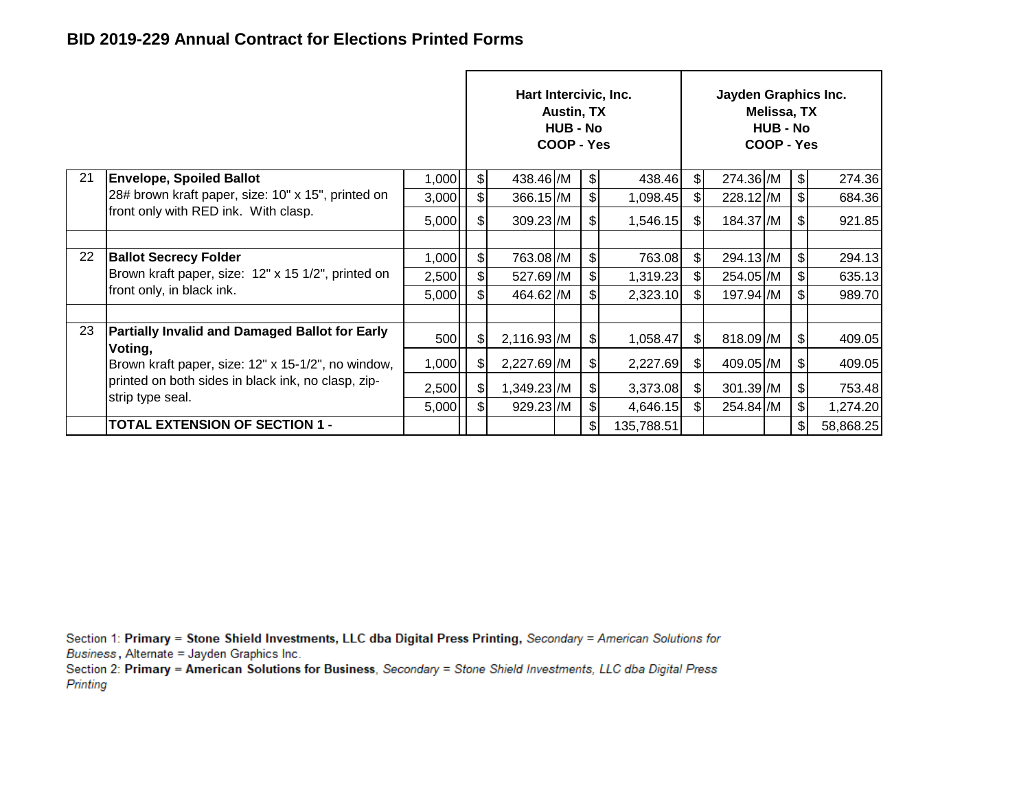## BID 2019-229 Annual Contract for Elections Printed Forms

| | | | Hart Intercivic, Inc. Austin, TX HUB - No COOP - Yes | | Jayden Graphics Inc. Melissa, TX HUB - No COOP - Yes | |
|---|---|---|---|---|---|---|
| 21 | **Envelope, Spoiled Ballot** 28# brown kraft paper, size: 10" x 15", printed on front only with RED ink. With clasp. | 1,000 | $ 438.46 /M | $ 438.46 | $ 274.36 /M | $ 274.36 |
| | | 3,000 | $ 366.15 /M | $ 1,098.45 | $ 228.12 /M | $ 684.36 |
| | | 5,000 | $ 309.23 /M | $ 1,546.15 | $ 184.37 /M | $ 921.85 |
| | | | | | | |
| 22 | **Ballot Secrecy Folder** Brown kraft paper, size: 12" x 15 1/2", printed on front only, in black ink. | 1,000 | $ 763.08 /M | $ 763.08 | $ 294.13 /M | $ 294.13 |
| | | 2,500 | $ 527.69 /M | $ 1,319.23 | $ 254.05 /M | $ 635.13 |
| | | 5,000 | $ 464.62 /M | $ 2,323.10 | $ 197.94 /M | $ 989.70 |
| | | | | | | |
| 23 | **Partially Invalid and Damaged Ballot for Early Voting,** Brown kraft paper, size: 12" x 15-1/2", no window, printed on both sides in black ink, no clasp, zip-strip type seal. | 500 | $ 2,116.93 /M | $ 1,058.47 | $ 818.09 /M | $ 409.05 |
| | | 1,000 | $ 2,227.69 /M | $ 2,227.69 | $ 409.05 /M | $ 409.05 |
| | | 2,500 | $ 1,349.23 /M | $ 3,373.08 | $ 301.39 /M | $ 753.48 |
| | | 5,000 | $ 929.23 /M | $ 4,646.15 | $ 254.84 /M | $ 1,274.20 |
| | **TOTAL EXTENSION OF SECTION 1 -** | | | $ 135,788.51 | | $ 58,868.25 |

Section 1: **Primary = Stone Shield Investments, LLC dba Digital Press Printing,** *Secondary = American Solutions for Business*, Alternate = Jayden Graphics Inc.
Section 2: **Primary = American Solutions for Business**, *Secondary = Stone Shield Investments, LLC dba Digital Press Printing*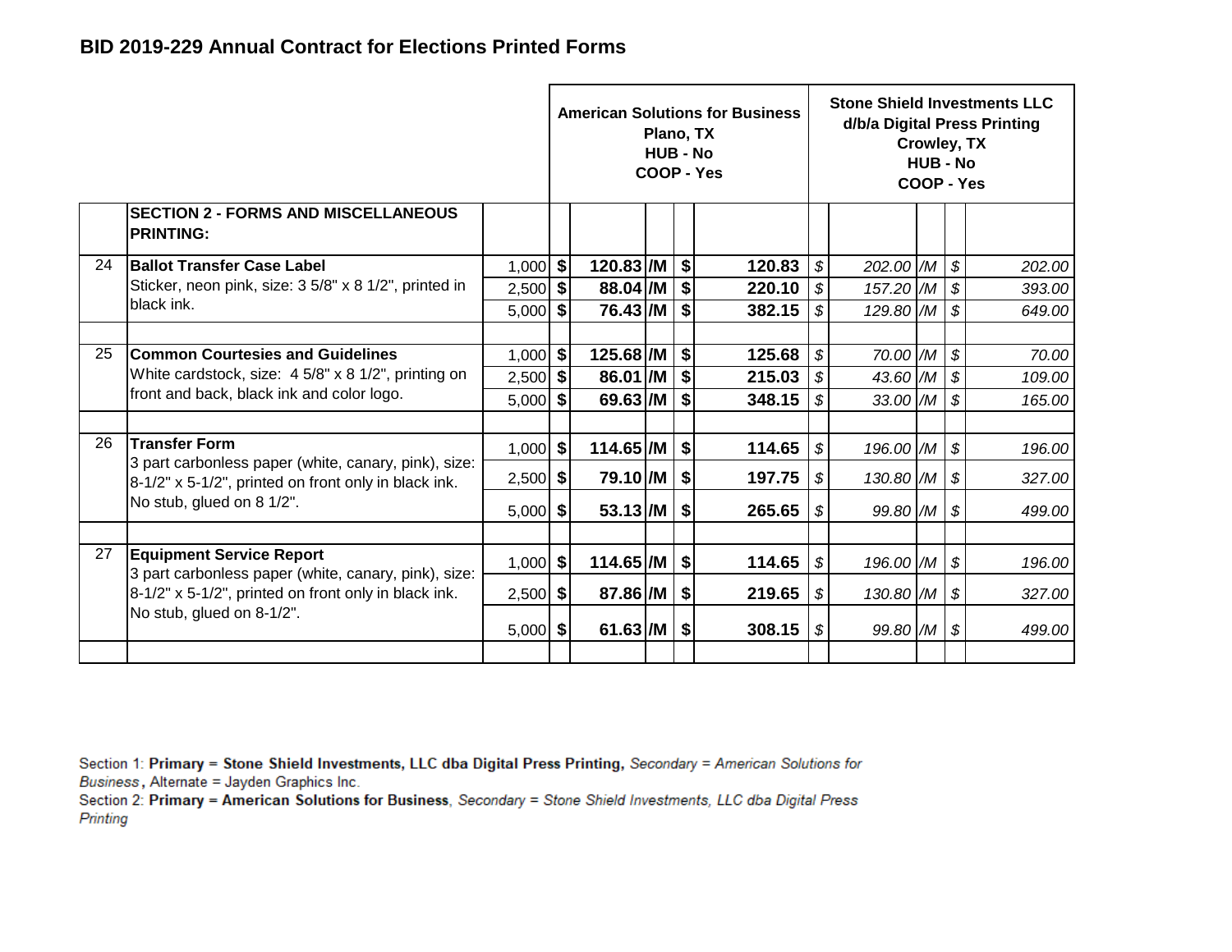## BID 2019-229 Annual Contract for Elections Printed Forms

| | | | American Solutions for Business<br>Plano, TX<br>HUB - No<br>COOP - Yes | | | | Stone Shield Investments LLC<br>d/b/a Digital Press Printing<br>Crowley, TX<br>HUB - No<br>COOP - Yes | | | |
|---|---|---|---|---|---|---|---|---|---|---|
| | **SECTION 2 - FORMS AND MISCELLANEOUS PRINTING:** | | | | | | | | | |
| 24 | **Ballot Transfer Case Label**<br>Sticker, neon pink, size: 3 5/8" x 8 1/2", printed in black ink. | 1,000 | **$ 120.83** | **/M** | **$ 120.83** | | *$ 202.00* | */M* | *$ 202.00* | |
| | | 2,500 | **$ 88.04** | **/M** | **$ 220.10** | | *$ 157.20* | */M* | *$ 393.00* | |
| | | 5,000 | **$ 76.43** | **/M** | **$ 382.15** | | *$ 129.80* | */M* | *$ 649.00* | |
| 25 | **Common Courtesies and Guidelines**<br>White cardstock, size: 4 5/8" x 8 1/2", printing on front and back, black ink and color logo. | 1,000 | **$ 125.68** | **/M** | **$ 125.68** | | *$ 70.00* | */M* | *$ 70.00* | |
| | | 2,500 | **$ 86.01** | **/M** | **$ 215.03** | | *$ 43.60* | */M* | *$ 109.00* | |
| | | 5,000 | **$ 69.63** | **/M** | **$ 348.15** | | *$ 33.00* | */M* | *$ 165.00* | |
| 26 | **Transfer Form**<br>3 part carbonless paper (white, canary, pink), size: 8-1/2" x 5-1/2", printed on front only in black ink. No stub, glued on 8 1/2". | 1,000 | **$ 114.65** | **/M** | **$ 114.65** | | *$ 196.00* | */M* | *$ 196.00* | |
| | | 2,500 | **$ 79.10** | **/M** | **$ 197.75** | | *$ 130.80* | */M* | *$ 327.00* | |
| | | 5,000 | **$ 53.13** | **/M** | **$ 265.65** | | *$ 99.80* | */M* | *$ 499.00* | |
| 27 | **Equipment Service Report**<br>3 part carbonless paper (white, canary, pink), size: 8-1/2" x 5-1/2", printed on front only in black ink. No stub, glued on 8-1/2". | 1,000 | **$ 114.65** | **/M** | **$ 114.65** | | *$ 196.00* | */M* | *$ 196.00* | |
| | | 2,500 | **$ 87.86** | **/M** | **$ 219.65** | | *$ 130.80* | */M* | *$ 327.00* | |
| | | 5,000 | **$ 61.63** | **/M** | **$ 308.15** | | *$ 99.80* | */M* | *$ 499.00* | |

Section 1: **Primary = Stone Shield Investments, LLC dba Digital Press Printing,** *Secondary = American Solutions for Business*, Alternate = Jayden Graphics Inc.
Section 2: **Primary = American Solutions for Business**, *Secondary = Stone Shield Investments, LLC dba Digital Press Printing*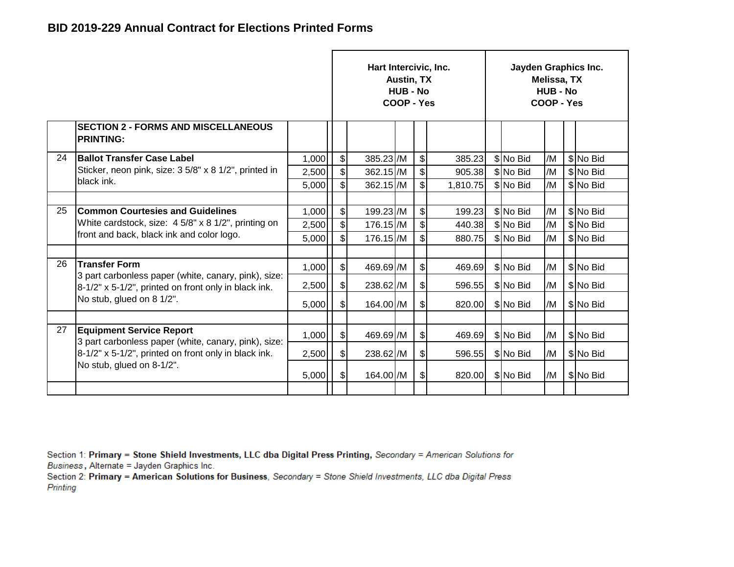## BID 2019-229 Annual Contract for Elections Printed Forms

| | | | Hart Intercivic, Inc.<br>Austin, TX<br>HUB - No<br>COOP - Yes | | | | Jayden Graphics Inc.<br>Melissa, TX<br>HUB - No<br>COOP - Yes | | | |
|---|---|---|---|---|---|---|---|---|---|---|
| | **SECTION 2 - FORMS AND MISCELLANEOUS PRINTING:** | | | | | | | | | |
| 24 | **Ballot Transfer Case Label**<br>Sticker, neon pink, size: 3 5/8" x 8 1/2", printed in black ink. | 1,000 | $ 385.23 | /M | $ 385.23 | | $ No Bid | /M | $ No Bid | |
| | | 2,500 | $ 362.15 | /M | $ 905.38 | | $ No Bid | /M | $ No Bid | |
| | | 5,000 | $ 362.15 | /M | $ 1,810.75 | | $ No Bid | /M | $ No Bid | |
| 25 | **Common Courtesies and Guidelines**<br>White cardstock, size: 4 5/8" x 8 1/2", printing on front and back, black ink and color logo. | 1,000 | $ 199.23 | /M | $ 199.23 | | $ No Bid | /M | $ No Bid | |
| | | 2,500 | $ 176.15 | /M | $ 440.38 | | $ No Bid | /M | $ No Bid | |
| | | 5,000 | $ 176.15 | /M | $ 880.75 | | $ No Bid | /M | $ No Bid | |
| 26 | **Transfer Form**<br>3 part carbonless paper (white, canary, pink), size: 8-1/2" x 5-1/2", printed on front only in black ink. No stub, glued on 8 1/2". | 1,000 | $ 469.69 | /M | $ 469.69 | | $ No Bid | /M | $ No Bid | |
| | | 2,500 | $ 238.62 | /M | $ 596.55 | | $ No Bid | /M | $ No Bid | |
| | | 5,000 | $ 164.00 | /M | $ 820.00 | | $ No Bid | /M | $ No Bid | |
| 27 | **Equipment Service Report**<br>3 part carbonless paper (white, canary, pink), size: 8-1/2" x 5-1/2", printed on front only in black ink. No stub, glued on 8-1/2". | 1,000 | $ 469.69 | /M | $ 469.69 | | $ No Bid | /M | $ No Bid | |
| | | 2,500 | $ 238.62 | /M | $ 596.55 | | $ No Bid | /M | $ No Bid | |
| | | 5,000 | $ 164.00 | /M | $ 820.00 | | $ No Bid | /M | $ No Bid | |

Section 1: **Primary = Stone Shield Investments, LLC dba Digital Press Printing,** *Secondary = American Solutions for Business*, Alternate = Jayden Graphics Inc.

Section 2: **Primary = American Solutions for Business**, *Secondary = Stone Shield Investments, LLC dba Digital Press Printing*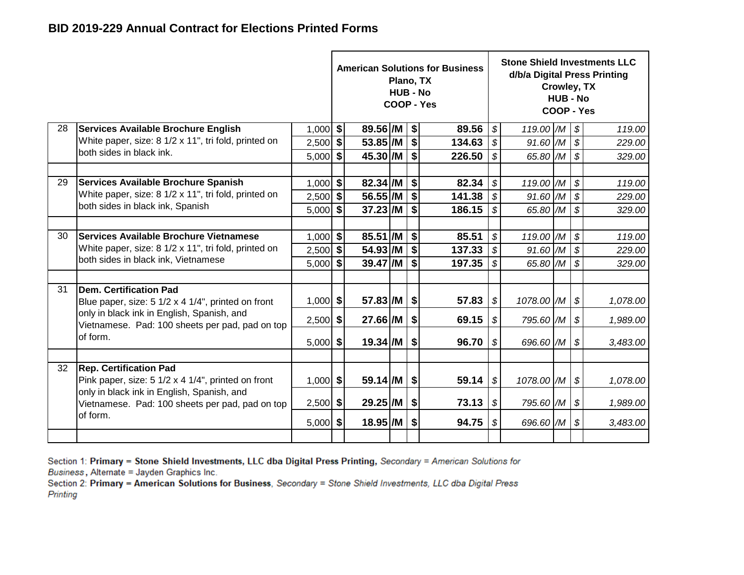## BID 2019-229 Annual Contract for Elections Printed Forms

| | | | American Solutions for Business Plano, TX HUB - No COOP - Yes | | | | Stone Shield Investments LLC d/b/a Digital Press Printing Crowley, TX HUB - No COOP - Yes | | | |
|---|---|---|---|---|---|---|---|---|---|---|
| 28 | **Services Available Brochure English** White paper, size: 8 1/2 x 11", tri fold, printed on both sides in black ink. | 1,000 | $ **89.56** | **/M** | $ | **89.56** | $ *119.00* | */M* | $ | *119.00* |
| | | 2,500 | $ **53.85** | **/M** | $ | **134.63** | $ *91.60* | */M* | $ | *229.00* |
| | | 5,000 | $ **45.30** | **/M** | $ | **226.50** | $ *65.80* | */M* | $ | *329.00* |
| 29 | **Services Available Brochure Spanish** White paper, size: 8 1/2 x 11", tri fold, printed on both sides in black ink, Spanish | 1,000 | $ **82.34** | **/M** | $ | **82.34** | $ *119.00* | */M* | $ | *119.00* |
| | | 2,500 | $ **56.55** | **/M** | $ | **141.38** | $ *91.60* | */M* | $ | *229.00* |
| | | 5,000 | $ **37.23** | **/M** | $ | **186.15** | $ *65.80* | */M* | $ | *329.00* |
| 30 | **Services Available Brochure Vietnamese** White paper, size: 8 1/2 x 11", tri fold, printed on both sides in black ink, Vietnamese | 1,000 | $ **85.51** | **/M** | $ | **85.51** | $ *119.00* | */M* | $ | *119.00* |
| | | 2,500 | $ **54.93** | **/M** | $ | **137.33** | $ *91.60* | */M* | $ | *229.00* |
| | | 5,000 | $ **39.47** | **/M** | $ | **197.35** | $ *65.80* | */M* | $ | *329.00* |
| 31 | **Dem. Certification Pad** Blue paper, size: 5 1/2 x 4 1/4", printed on front only in black ink in English, Spanish, and Vietnamese. Pad: 100 sheets per pad, pad on top of form. | 1,000 | $ **57.83** | **/M** | $ | **57.83** | $ *1078.00* | */M* | $ | *1,078.00* |
| | | 2,500 | $ **27.66** | **/M** | $ | **69.15** | $ *795.60* | */M* | $ | *1,989.00* |
| | | 5,000 | $ **19.34** | **/M** | $ | **96.70** | $ *696.60* | */M* | $ | *3,483.00* |
| 32 | **Rep. Certification Pad** Pink paper, size: 5 1/2 x 4 1/4", printed on front only in black ink in English, Spanish, and Vietnamese. Pad: 100 sheets per pad, pad on top of form. | 1,000 | $ **59.14** | **/M** | $ | **59.14** | $ *1078.00* | */M* | $ | *1,078.00* |
| | | 2,500 | $ **29.25** | **/M** | $ | **73.13** | $ *795.60* | */M* | $ | *1,989.00* |
| | | 5,000 | $ **18.95** | **/M** | $ | **94.75** | $ *696.60* | */M* | $ | *3,483.00* |

Section 1: **Primary = Stone Shield Investments, LLC dba Digital Press Printing,** *Secondary = American Solutions for Business*, Alternate = Jayden Graphics Inc.
Section 2: **Primary = American Solutions for Business**, *Secondary = Stone Shield Investments, LLC dba Digital Press Printing*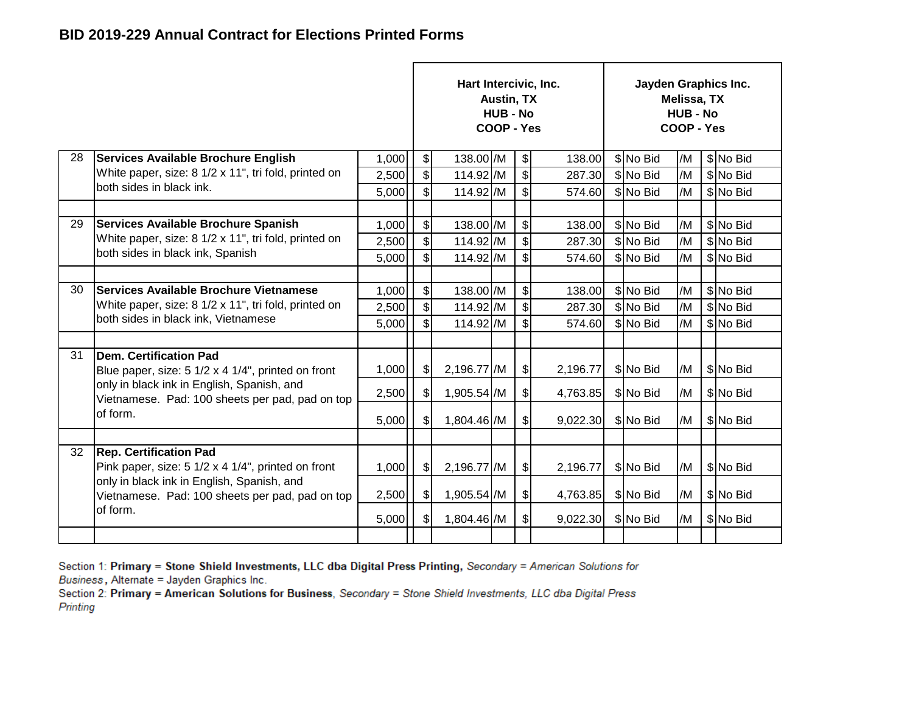**BID 2019-229 Annual Contract for Elections Printed Forms**

| | | | Hart Intercivic, Inc. Austin, TX HUB - No COOP - Yes | | | | Jayden Graphics Inc. Melissa, TX HUB - No COOP - Yes | | | |
|---|---|---|---|---|---|---|---|---|---|---|
| 28 | **Services Available Brochure English** White paper, size: 8 1/2 x 11", tri fold, printed on both sides in black ink. | 1,000 | $ 138.00 | /M | $ 138.00 | | $ No Bid | /M | $ No Bid | |
| | | 2,500 | $ 114.92 | /M | $ 287.30 | | $ No Bid | /M | $ No Bid | |
| | | 5,000 | $ 114.92 | /M | $ 574.60 | | $ No Bid | /M | $ No Bid | |
| 29 | **Services Available Brochure Spanish** White paper, size: 8 1/2 x 11", tri fold, printed on both sides in black ink, Spanish | 1,000 | $ 138.00 | /M | $ 138.00 | | $ No Bid | /M | $ No Bid | |
| | | 2,500 | $ 114.92 | /M | $ 287.30 | | $ No Bid | /M | $ No Bid | |
| | | 5,000 | $ 114.92 | /M | $ 574.60 | | $ No Bid | /M | $ No Bid | |
| 30 | **Services Available Brochure Vietnamese** White paper, size: 8 1/2 x 11", tri fold, printed on both sides in black ink, Vietnamese | 1,000 | $ 138.00 | /M | $ 138.00 | | $ No Bid | /M | $ No Bid | |
| | | 2,500 | $ 114.92 | /M | $ 287.30 | | $ No Bid | /M | $ No Bid | |
| | | 5,000 | $ 114.92 | /M | $ 574.60 | | $ No Bid | /M | $ No Bid | |
| 31 | **Dem. Certification Pad** Blue paper, size: 5 1/2 x 4 1/4", printed on front only in black ink in English, Spanish, and Vietnamese. Pad: 100 sheets per pad, pad on top of form. | 1,000 | $ 2,196.77 | /M | $ 2,196.77 | | $ No Bid | /M | $ No Bid | |
| | | 2,500 | $ 1,905.54 | /M | $ 4,763.85 | | $ No Bid | /M | $ No Bid | |
| | | 5,000 | $ 1,804.46 | /M | $ 9,022.30 | | $ No Bid | /M | $ No Bid | |
| 32 | **Rep. Certification Pad** Pink paper, size: 5 1/2 x 4 1/4", printed on front only in black ink in English, Spanish, and Vietnamese. Pad: 100 sheets per pad, pad on top of form. | 1,000 | $ 2,196.77 | /M | $ 2,196.77 | | $ No Bid | /M | $ No Bid | |
| | | 2,500 | $ 1,905.54 | /M | $ 4,763.85 | | $ No Bid | /M | $ No Bid | |
| | | 5,000 | $ 1,804.46 | /M | $ 9,022.30 | | $ No Bid | /M | $ No Bid | |

Section 1: **Primary = Stone Shield Investments, LLC dba Digital Press Printing,** *Secondary = American Solutions for Business*, Alternate = Jayden Graphics Inc.

Section 2: **Primary = American Solutions for Business**, *Secondary = Stone Shield Investments, LLC dba Digital Press Printing*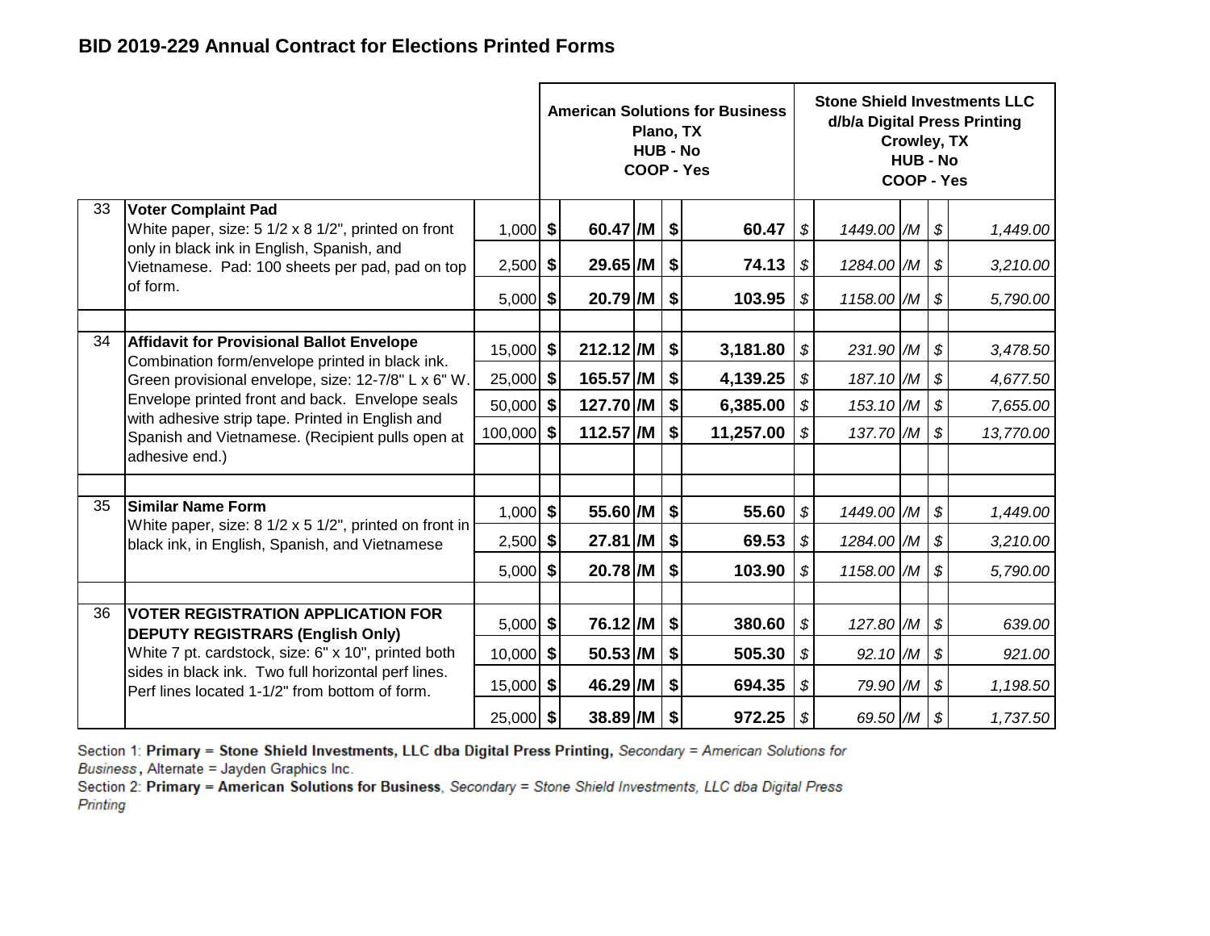## BID 2019-229 Annual Contract for Elections Printed Forms

| # | Item | Qty | American Solutions for Business, Plano, TX, HUB - No, COOP - Yes | | Stone Shield Investments LLC d/b/a Digital Press Printing, Crowley, TX, HUB - No, COOP - Yes | |
|---|---|---|---|---|---|---|
| | | | Unit Price | Total | Unit Price | Total |
| 33 | **Voter Complaint Pad** White paper, size: 5 1/2 x 8 1/2", printed on front only in black ink in English, Spanish, and Vietnamese. Pad: 100 sheets per pad, pad on top of form. | 1,000 | **$ 60.47 /M** | **$ 60.47** | *$ 1449.00 /M* | *$ 1,449.00* |
| | | 2,500 | **$ 29.65 /M** | **$ 74.13** | *$ 1284.00 /M* | *$ 3,210.00* |
| | | 5,000 | **$ 20.79 /M** | **$ 103.95** | *$ 1158.00 /M* | *$ 5,790.00* |
| 34 | **Affidavit for Provisional Ballot Envelope** Combination form/envelope printed in black ink. Green provisional envelope, size: 12-7/8" L x 6" W. Envelope printed front and back. Envelope seals with adhesive strip tape. Printed in English and Spanish and Vietnamese. (Recipient pulls open at adhesive end.) | 15,000 | **$ 212.12 /M** | **$ 3,181.80** | *$ 231.90 /M* | *$ 3,478.50* |
| | | 25,000 | **$ 165.57 /M** | **$ 4,139.25** | *$ 187.10 /M* | *$ 4,677.50* |
| | | 50,000 | **$ 127.70 /M** | **$ 6,385.00** | *$ 153.10 /M* | *$ 7,655.00* |
| | | 100,000 | **$ 112.57 /M** | **$ 11,257.00** | *$ 137.70 /M* | *$ 13,770.00* |
| 35 | **Similar Name Form** White paper, size: 8 1/2 x 5 1/2", printed on front in black ink, in English, Spanish, and Vietnamese | 1,000 | **$ 55.60 /M** | **$ 55.60** | *$ 1449.00 /M* | *$ 1,449.00* |
| | | 2,500 | **$ 27.81 /M** | **$ 69.53** | *$ 1284.00 /M* | *$ 3,210.00* |
| | | 5,000 | **$ 20.78 /M** | **$ 103.90** | *$ 1158.00 /M* | *$ 5,790.00* |
| 36 | **VOTER REGISTRATION APPLICATION FOR DEPUTY REGISTRARS (English Only)** White 7 pt. cardstock, size: 6" x 10", printed both sides in black ink. Two full horizontal perf lines. Perf lines located 1-1/2" from bottom of form. | 5,000 | **$ 76.12 /M** | **$ 380.60** | *$ 127.80 /M* | *$ 639.00* |
| | | 10,000 | **$ 50.53 /M** | **$ 505.30** | *$ 92.10 /M* | *$ 921.00* |
| | | 15,000 | **$ 46.29 /M** | **$ 694.35** | *$ 79.90 /M* | *$ 1,198.50* |
| | | 25,000 | **$ 38.89 /M** | **$ 972.25** | *$ 69.50 /M* | *$ 1,737.50* |

Section 1: **Primary = Stone Shield Investments, LLC dba Digital Press Printing,** *Secondary = American Solutions for Business*, Alternate = Jayden Graphics Inc.

Section 2: **Primary = American Solutions for Business**, *Secondary = Stone Shield Investments, LLC dba Digital Press Printing*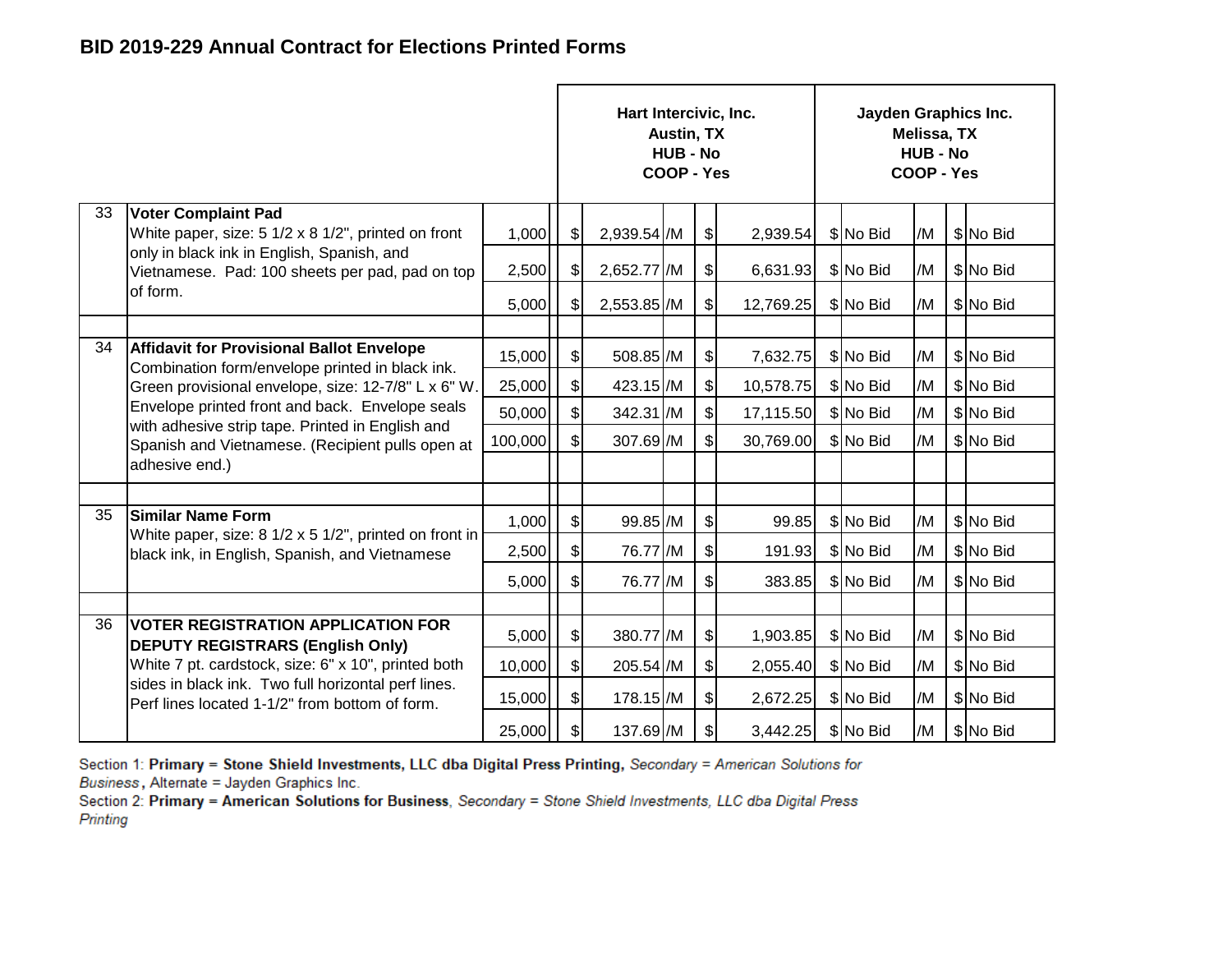## BID 2019-229 Annual Contract for Elections Printed Forms

| | | | Hart Intercivic, Inc. Austin, TX HUB - No COOP - Yes | | Jayden Graphics Inc. Melissa, TX HUB - No COOP - Yes | |
|---|---|---|---|---|---|---|
| 33 | **Voter Complaint Pad** White paper, size: 5 1/2 x 8 1/2", printed on front only in black ink in English, Spanish, and Vietnamese. Pad: 100 sheets per pad, pad on top of form. | 1,000 | $ 2,939.54 /M | $ 2,939.54 | $ No Bid /M | $ No Bid |
| | | 2,500 | $ 2,652.77 /M | $ 6,631.93 | $ No Bid /M | $ No Bid |
| | | 5,000 | $ 2,553.85 /M | $ 12,769.25 | $ No Bid /M | $ No Bid |
| | | | | | | |
| 34 | **Affidavit for Provisional Ballot Envelope** Combination form/envelope printed in black ink. Green provisional envelope, size: 12-7/8" L x 6" W. Envelope printed front and back. Envelope seals with adhesive strip tape. Printed in English and Spanish and Vietnamese. (Recipient pulls open at adhesive end.) | 15,000 | $ 508.85 /M | $ 7,632.75 | $ No Bid /M | $ No Bid |
| | | 25,000 | $ 423.15 /M | $ 10,578.75 | $ No Bid /M | $ No Bid |
| | | 50,000 | $ 342.31 /M | $ 17,115.50 | $ No Bid /M | $ No Bid |
| | | 100,000 | $ 307.69 /M | $ 30,769.00 | $ No Bid /M | $ No Bid |
| | | | | | | |
| 35 | **Similar Name Form** White paper, size: 8 1/2 x 5 1/2", printed on front in black ink, in English, Spanish, and Vietnamese | 1,000 | $ 99.85 /M | $ 99.85 | $ No Bid /M | $ No Bid |
| | | 2,500 | $ 76.77 /M | $ 191.93 | $ No Bid /M | $ No Bid |
| | | 5,000 | $ 76.77 /M | $ 383.85 | $ No Bid /M | $ No Bid |
| | | | | | | |
| 36 | **VOTER REGISTRATION APPLICATION FOR DEPUTY REGISTRARS (English Only)** White 7 pt. cardstock, size: 6" x 10", printed both sides in black ink. Two full horizontal perf lines. Perf lines located 1-1/2" from bottom of form. | 5,000 | $ 380.77 /M | $ 1,903.85 | $ No Bid /M | $ No Bid |
| | | 10,000 | $ 205.54 /M | $ 2,055.40 | $ No Bid /M | $ No Bid |
| | | 15,000 | $ 178.15 /M | $ 2,672.25 | $ No Bid /M | $ No Bid |
| | | 25,000 | $ 137.69 /M | $ 3,442.25 | $ No Bid /M | $ No Bid |

Section 1: **Primary = Stone Shield Investments, LLC dba Digital Press Printing,** *Secondary = American Solutions for Business*, Alternate = Jayden Graphics Inc.

Section 2: **Primary = American Solutions for Business**, *Secondary = Stone Shield Investments, LLC dba Digital Press Printing*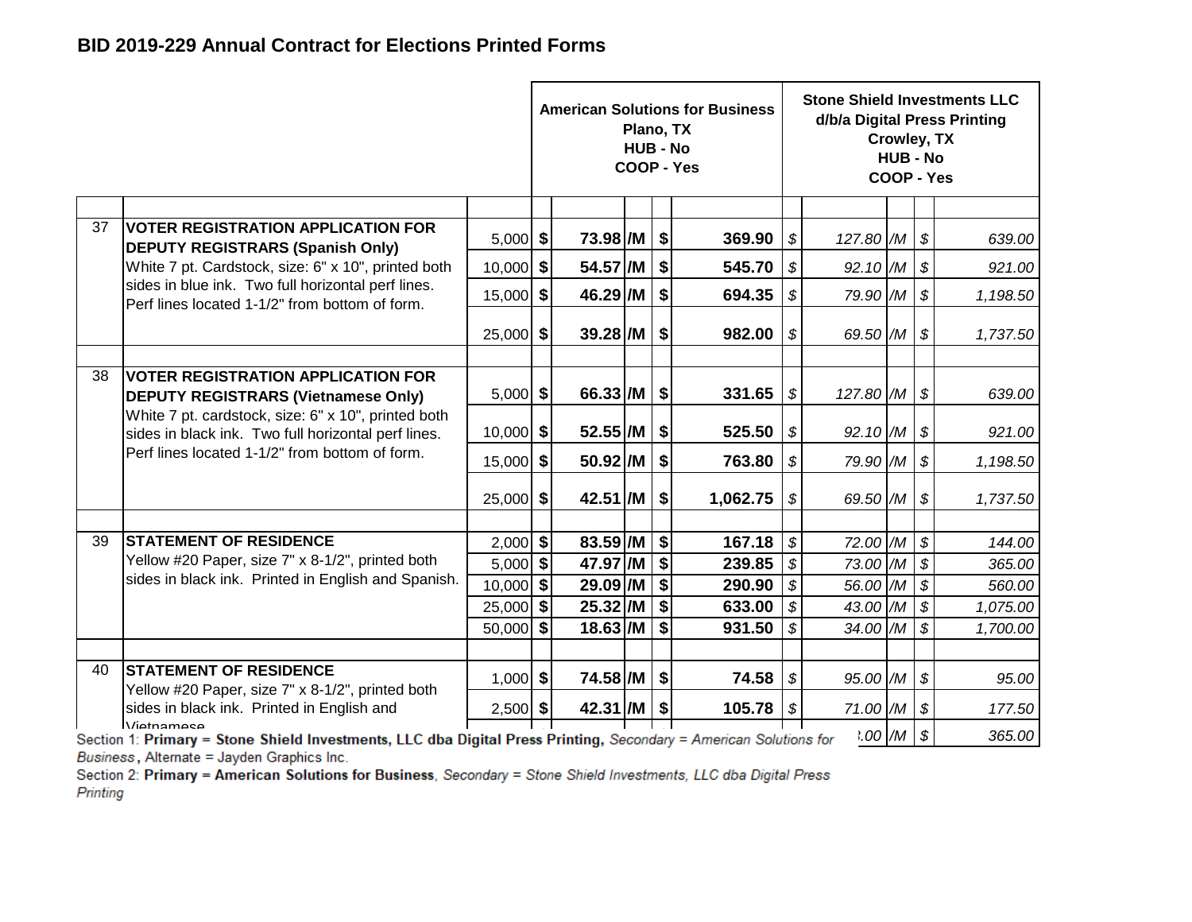## BID 2019-229 Annual Contract for Elections Printed Forms

| | | | American Solutions for Business<br>Plano, TX<br>HUB - No<br>COOP - Yes | | | | Stone Shield Investments LLC<br>d/b/a Digital Press Printing<br>Crowley, TX<br>HUB - No<br>COOP - Yes | | | |
|---|---|---|---|---|---|---|---|---|---|---|
| | | | | | | | | | | |
| 37 | **VOTER REGISTRATION APPLICATION FOR DEPUTY REGISTRARS (Spanish Only)** White 7 pt. Cardstock, size: 6" x 10", printed both sides in blue ink. Two full horizontal perf lines. Perf lines located 1-1/2" from bottom of form. | 5,000 | **$ 73.98** | **/M** | **$** | **369.90** | $ 127.80 | /M | $ | 639.00 |
| | | 10,000 | **$ 54.57** | **/M** | **$** | **545.70** | $ 92.10 | /M | $ | 921.00 |
| | | 15,000 | **$ 46.29** | **/M** | **$** | **694.35** | $ 79.90 | /M | $ | 1,198.50 |
| | | 25,000 | **$ 39.28** | **/M** | **$** | **982.00** | $ 69.50 | /M | $ | 1,737.50 |
| | | | | | | | | | | |
| 38 | **VOTER REGISTRATION APPLICATION FOR DEPUTY REGISTRARS (Vietnamese Only)** White 7 pt. cardstock, size: 6" x 10", printed both sides in black ink. Two full horizontal perf lines. Perf lines located 1-1/2" from bottom of form. | 5,000 | **$ 66.33** | **/M** | **$** | **331.65** | $ 127.80 | /M | $ | 639.00 |
| | | 10,000 | **$ 52.55** | **/M** | **$** | **525.50** | $ 92.10 | /M | $ | 921.00 |
| | | 15,000 | **$ 50.92** | **/M** | **$** | **763.80** | $ 79.90 | /M | $ | 1,198.50 |
| | | 25,000 | **$ 42.51** | **/M** | **$** | **1,062.75** | $ 69.50 | /M | $ | 1,737.50 |
| | | | | | | | | | | |
| 39 | **STATEMENT OF RESIDENCE** Yellow #20 Paper, size 7" x 8-1/2", printed both sides in black ink. Printed in English and Spanish. | 2,000 | **$ 83.59** | **/M** | **$** | **167.18** | $ 72.00 | /M | $ | 144.00 |
| | | 5,000 | **$ 47.97** | **/M** | **$** | **239.85** | $ 73.00 | /M | $ | 365.00 |
| | | 10,000 | **$ 29.09** | **/M** | **$** | **290.90** | $ 56.00 | /M | $ | 560.00 |
| | | 25,000 | **$ 25.32** | **/M** | **$** | **633.00** | $ 43.00 | /M | $ | 1,075.00 |
| | | 50,000 | **$ 18.63** | **/M** | **$** | **931.50** | $ 34.00 | /M | $ | 1,700.00 |
| | | | | | | | | | | |
| 40 | **STATEMENT OF RESIDENCE** Yellow #20 Paper, size 7" x 8-1/2", printed both sides in black ink. Printed in English and Vietnamese | 1,000 | **$ 74.58** | **/M** | **$** | **74.58** | $ 95.00 | /M | $ | 95.00 |
| | | 2,500 | **$ 42.31** | **/M** | **$** | **105.78** | $ 71.00 | /M | $ | 177.50 |
| | | | | | | | .00 | /M | $ | 365.00 |

Section 1: **Primary = Stone Shield Investments, LLC dba Digital Press Printing,** *Secondary = American Solutions for Business*, Alternate = Jayden Graphics Inc.

Section 2: **Primary = American Solutions for Business**, *Secondary = Stone Shield Investments, LLC dba Digital Press Printing*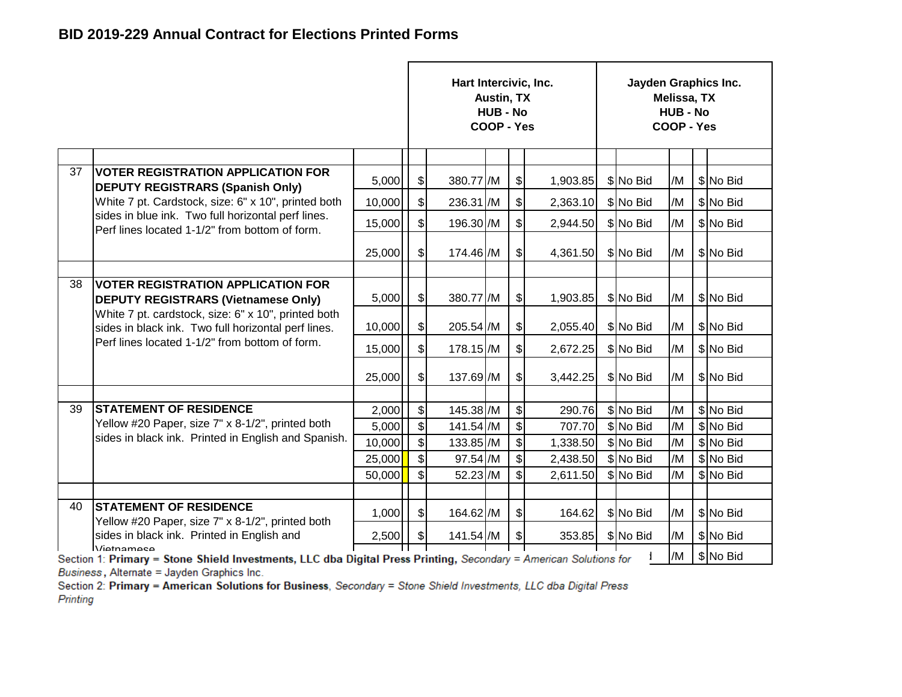## BID 2019-229 Annual Contract for Elections Printed Forms

| | | | Hart Intercivic, Inc.<br>Austin, TX<br>HUB - No<br>COOP - Yes | | | | Jayden Graphics Inc.<br>Melissa, TX<br>HUB - No<br>COOP - Yes | | | |
|---|---|---|---|---|---|---|---|---|---|---|
| 37 | **VOTER REGISTRATION APPLICATION FOR DEPUTY REGISTRARS (Spanish Only)** White 7 pt. Cardstock, size: 6" x 10", printed both sides in blue ink. Two full horizontal perf lines. Perf lines located 1-1/2" from bottom of form. | 5,000 | $ 380.77 | /M | $ | 1,903.85 | $ No Bid | /M | $ | No Bid |
| | | 10,000 | $ 236.31 | /M | $ | 2,363.10 | $ No Bid | /M | $ | No Bid |
| | | 15,000 | $ 196.30 | /M | $ | 2,944.50 | $ No Bid | /M | $ | No Bid |
| | | 25,000 | $ 174.46 | /M | $ | 4,361.50 | $ No Bid | /M | $ | No Bid |
| 38 | **VOTER REGISTRATION APPLICATION FOR DEPUTY REGISTRARS (Vietnamese Only)** White 7 pt. cardstock, size: 6" x 10", printed both sides in black ink. Two full horizontal perf lines. Perf lines located 1-1/2" from bottom of form. | 5,000 | $ 380.77 | /M | $ | 1,903.85 | $ No Bid | /M | $ | No Bid |
| | | 10,000 | $ 205.54 | /M | $ | 2,055.40 | $ No Bid | /M | $ | No Bid |
| | | 15,000 | $ 178.15 | /M | $ | 2,672.25 | $ No Bid | /M | $ | No Bid |
| | | 25,000 | $ 137.69 | /M | $ | 3,442.25 | $ No Bid | /M | $ | No Bid |
| 39 | **STATEMENT OF RESIDENCE** Yellow #20 Paper, size 7" x 8-1/2", printed both sides in black ink. Printed in English and Spanish. | 2,000 | $ 145.38 | /M | $ | 290.76 | $ No Bid | /M | $ | No Bid |
| | | 5,000 | $ 141.54 | /M | $ | 707.70 | $ No Bid | /M | $ | No Bid |
| | | 10,000 | $ 133.85 | /M | $ | 1,338.50 | $ No Bid | /M | $ | No Bid |
| | | 25,000 | $ 97.54 | /M | $ | 2,438.50 | $ No Bid | /M | $ | No Bid |
| | | 50,000 | $ 52.23 | /M | $ | 2,611.50 | $ No Bid | /M | $ | No Bid |
| 40 | **STATEMENT OF RESIDENCE** Yellow #20 Paper, size 7" x 8-1/2", printed both sides in black ink. Printed in English and Vietnamese | 1,000 | $ 164.62 | /M | $ | 164.62 | $ No Bid | /M | $ | No Bid |
| | | 2,500 | $ 141.54 | /M | $ | 353.85 | $ No Bid | /M | $ | No Bid |
| | | | | | | | | /M | $ | No Bid |

Section 1: **Primary = Stone Shield Investments, LLC dba Digital Press Printing,** *Secondary = American Solutions for Business*, Alternate = Jayden Graphics Inc.

Section 2: **Primary = American Solutions for Business**, *Secondary = Stone Shield Investments, LLC dba Digital Press Printing*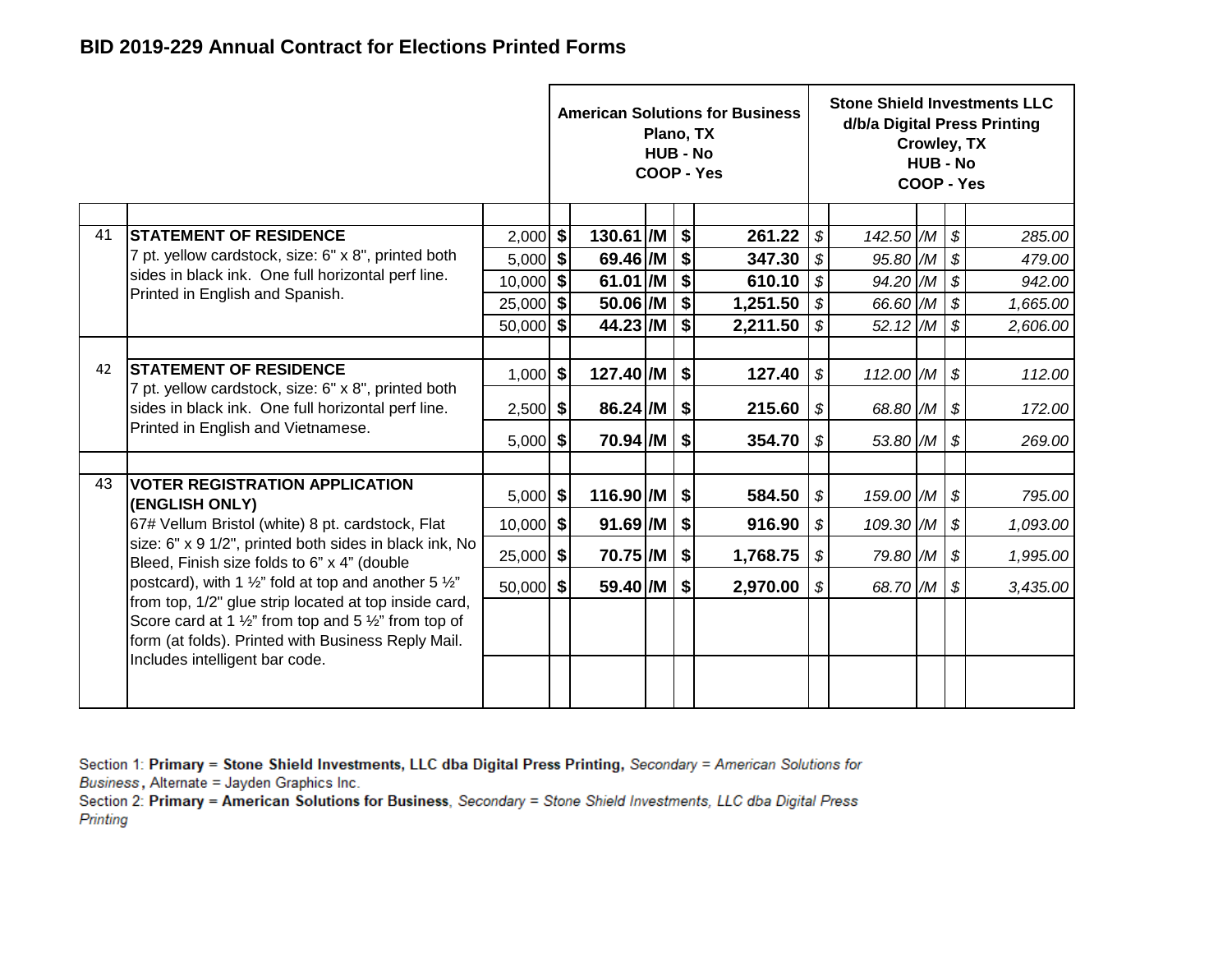## BID 2019-229 Annual Contract for Elections Printed Forms

| # | Description | Quantity | American Solutions for Business<br>Plano, TX<br>HUB - No<br>COOP - Yes<br>Unit Price | | Total | Stone Shield Investments LLC<br>d/b/a Digital Press Printing<br>Crowley, TX<br>HUB - No<br>COOP - Yes<br>Unit Price | | Total |
|---|---|---|---|---|---|---|---|---|
| 41 | **STATEMENT OF RESIDENCE**<br>7 pt. yellow cardstock, size: 6" x 8", printed both sides in black ink. One full horizontal perf line. Printed in English and Spanish. | 2,000 | **$ 130.61** | **/M** | **$ 261.22** | *$ 142.50* | */M* | *$ 285.00* |
| | | 5,000 | **$ 69.46** | **/M** | **$ 347.30** | *$ 95.80* | */M* | *$ 479.00* |
| | | 10,000 | **$ 61.01** | **/M** | **$ 610.10** | *$ 94.20* | */M* | *$ 942.00* |
| | | 25,000 | **$ 50.06** | **/M** | **$ 1,251.50** | *$ 66.60* | */M* | *$ 1,665.00* |
| | | 50,000 | **$ 44.23** | **/M** | **$ 2,211.50** | *$ 52.12* | */M* | *$ 2,606.00* |
| 42 | **STATEMENT OF RESIDENCE**<br>7 pt. yellow cardstock, size: 6" x 8", printed both sides in black ink. One full horizontal perf line. Printed in English and Vietnamese. | 1,000 | **$ 127.40** | **/M** | **$ 127.40** | *$ 112.00* | */M* | *$ 112.00* |
| | | 2,500 | **$ 86.24** | **/M** | **$ 215.60** | *$ 68.80* | */M* | *$ 172.00* |
| | | 5,000 | **$ 70.94** | **/M** | **$ 354.70** | *$ 53.80* | */M* | *$ 269.00* |
| 43 | **VOTER REGISTRATION APPLICATION (ENGLISH ONLY)**<br>67# Vellum Bristol (white) 8 pt. cardstock, Flat size: 6" x 9 1/2", printed both sides in black ink, No Bleed, Finish size folds to 6" x 4" (double postcard), with 1 ½" fold at top and another 5 ½" from top, 1/2" glue strip located at top inside card, Score card at 1 ½" from top and 5 ½" from top of form (at folds). Printed with Business Reply Mail. Includes intelligent bar code. | 5,000 | **$ 116.90** | **/M** | **$ 584.50** | *$ 159.00* | */M* | *$ 795.00* |
| | | 10,000 | **$ 91.69** | **/M** | **$ 916.90** | *$ 109.30* | */M* | *$ 1,093.00* |
| | | 25,000 | **$ 70.75** | **/M** | **$ 1,768.75** | *$ 79.80* | */M* | *$ 1,995.00* |
| | | 50,000 | **$ 59.40** | **/M** | **$ 2,970.00** | *$ 68.70* | */M* | *$ 3,435.00* |

Section 1: **Primary = Stone Shield Investments, LLC dba Digital Press Printing,** *Secondary = American Solutions for Business*, Alternate = Jayden Graphics Inc.

Section 2: **Primary = American Solutions for Business**, *Secondary = Stone Shield Investments, LLC dba Digital Press Printing*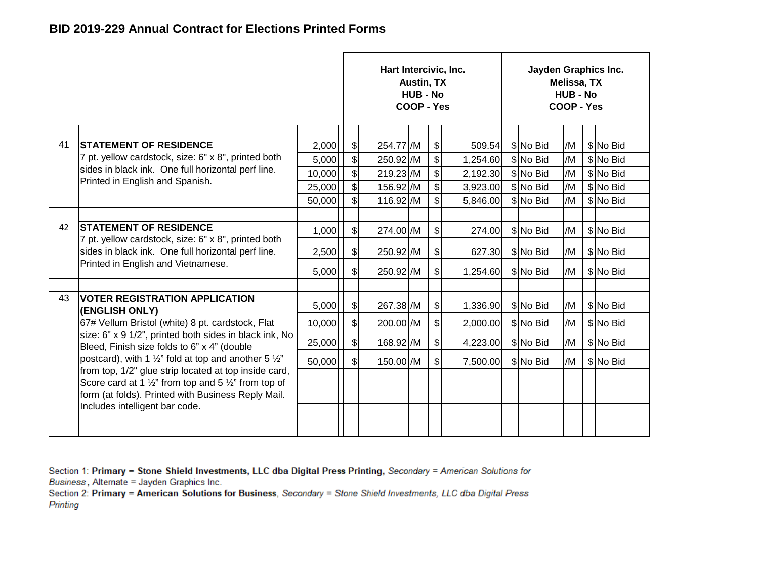## BID 2019-229 Annual Contract for Elections Printed Forms

| | | | Hart Intercivic, Inc. Austin, TX HUB - No COOP - Yes | | | | Jayden Graphics Inc. Melissa, TX HUB - No COOP - Yes | | | |
|---|---|---|---|---|---|---|---|---|---|---|
| 41 | **STATEMENT OF RESIDENCE** 7 pt. yellow cardstock, size: 6" x 8", printed both sides in black ink. One full horizontal perf line. Printed in English and Spanish. | 2,000 | $ 254.77 | /M | $ 509.54 | | $ No Bid | /M | $ No Bid | |
| | | 5,000 | $ 250.92 | /M | $ 1,254.60 | | $ No Bid | /M | $ No Bid | |
| | | 10,000 | $ 219.23 | /M | $ 2,192.30 | | $ No Bid | /M | $ No Bid | |
| | | 25,000 | $ 156.92 | /M | $ 3,923.00 | | $ No Bid | /M | $ No Bid | |
| | | 50,000 | $ 116.92 | /M | $ 5,846.00 | | $ No Bid | /M | $ No Bid | |
| 42 | **STATEMENT OF RESIDENCE** 7 pt. yellow cardstock, size: 6" x 8", printed both sides in black ink. One full horizontal perf line. Printed in English and Vietnamese. | 1,000 | $ 274.00 | /M | $ 274.00 | | $ No Bid | /M | $ No Bid | |
| | | 2,500 | $ 250.92 | /M | $ 627.30 | | $ No Bid | /M | $ No Bid | |
| | | 5,000 | $ 250.92 | /M | $ 1,254.60 | | $ No Bid | /M | $ No Bid | |
| 43 | **VOTER REGISTRATION APPLICATION (ENGLISH ONLY)** 67# Vellum Bristol (white) 8 pt. cardstock, Flat size: 6" x 9 1/2", printed both sides in black ink, No Bleed, Finish size folds to 6" x 4" (double postcard), with 1 ½" fold at top and another 5 ½" from top, 1/2" glue strip located at top inside card, Score card at 1 ½" from top and 5 ½" from top of form (at folds). Printed with Business Reply Mail. Includes intelligent bar code. | 5,000 | $ 267.38 | /M | $ 1,336.90 | | $ No Bid | /M | $ No Bid | |
| | | 10,000 | $ 200.00 | /M | $ 2,000.00 | | $ No Bid | /M | $ No Bid | |
| | | 25,000 | $ 168.92 | /M | $ 4,223.00 | | $ No Bid | /M | $ No Bid | |
| | | 50,000 | $ 150.00 | /M | $ 7,500.00 | | $ No Bid | /M | $ No Bid | |

Section 1: **Primary = Stone Shield Investments, LLC dba Digital Press Printing,** *Secondary = American Solutions for Business*, Alternate = Jayden Graphics Inc.
Section 2: **Primary = American Solutions for Business**, *Secondary = Stone Shield Investments, LLC dba Digital Press Printing*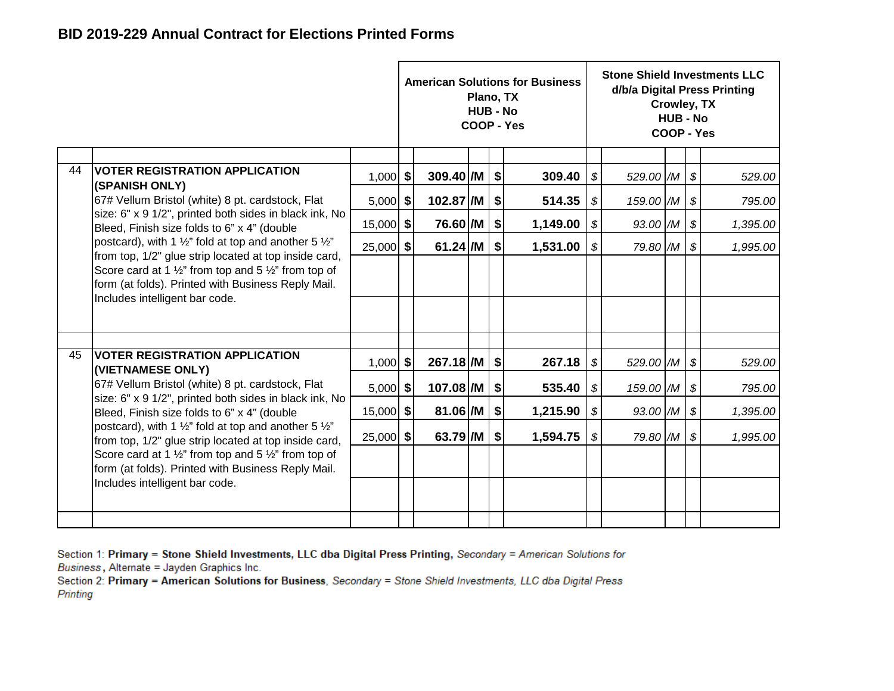## BID 2019-229 Annual Contract for Elections Printed Forms

| | | | American Solutions for Business<br>Plano, TX<br>HUB - No<br>COOP - Yes | | | | Stone Shield Investments LLC<br>d/b/a Digital Press Printing<br>Crowley, TX<br>HUB - No<br>COOP - Yes | | | |
|---|---|---|---|---|---|---|---|---|---|---|
| 44 | **VOTER REGISTRATION APPLICATION (SPANISH ONLY)**<br>67# Vellum Bristol (white) 8 pt. cardstock, Flat size: 6" x 9 1/2", printed both sides in black ink, No Bleed, Finish size folds to 6" x 4" (double postcard), with 1 ½" fold at top and another 5 ½" from top, 1/2" glue strip located at top inside card, Score card at 1 ½" from top and 5 ½" from top of form (at folds). Printed with Business Reply Mail. Includes intelligent bar code. | 1,000 | **$ 309.40** | **/M** | **$ 309.40** | | *$ 529.00* | */M* | *$ 529.00* | |
| | | 5,000 | **$ 102.87** | **/M** | **$ 514.35** | | *$ 159.00* | */M* | *$ 795.00* | |
| | | 15,000 | **$ 76.60** | **/M** | **$ 1,149.00** | | *$ 93.00* | */M* | *$ 1,395.00* | |
| | | 25,000 | **$ 61.24** | **/M** | **$ 1,531.00** | | *$ 79.80* | */M* | *$ 1,995.00* | |
| 45 | **VOTER REGISTRATION APPLICATION (VIETNAMESE ONLY)**<br>67# Vellum Bristol (white) 8 pt. cardstock, Flat size: 6" x 9 1/2", printed both sides in black ink, No Bleed, Finish size folds to 6" x 4" (double postcard), with 1 ½" fold at top and another 5 ½" from top, 1/2" glue strip located at top inside card, Score card at 1 ½" from top and 5 ½" from top of form (at folds). Printed with Business Reply Mail. Includes intelligent bar code. | 1,000 | **$ 267.18** | **/M** | **$ 267.18** | | *$ 529.00* | */M* | *$ 529.00* | |
| | | 5,000 | **$ 107.08** | **/M** | **$ 535.40** | | *$ 159.00* | */M* | *$ 795.00* | |
| | | 15,000 | **$ 81.06** | **/M** | **$ 1,215.90** | | *$ 93.00* | */M* | *$ 1,395.00* | |
| | | 25,000 | **$ 63.79** | **/M** | **$ 1,594.75** | | *$ 79.80* | */M* | *$ 1,995.00* | |

Section 1: **Primary = Stone Shield Investments, LLC dba Digital Press Printing,** *Secondary = American Solutions for Business*, Alternate = Jayden Graphics Inc.

Section 2: **Primary = American Solutions for Business**, *Secondary = Stone Shield Investments, LLC dba Digital Press Printing*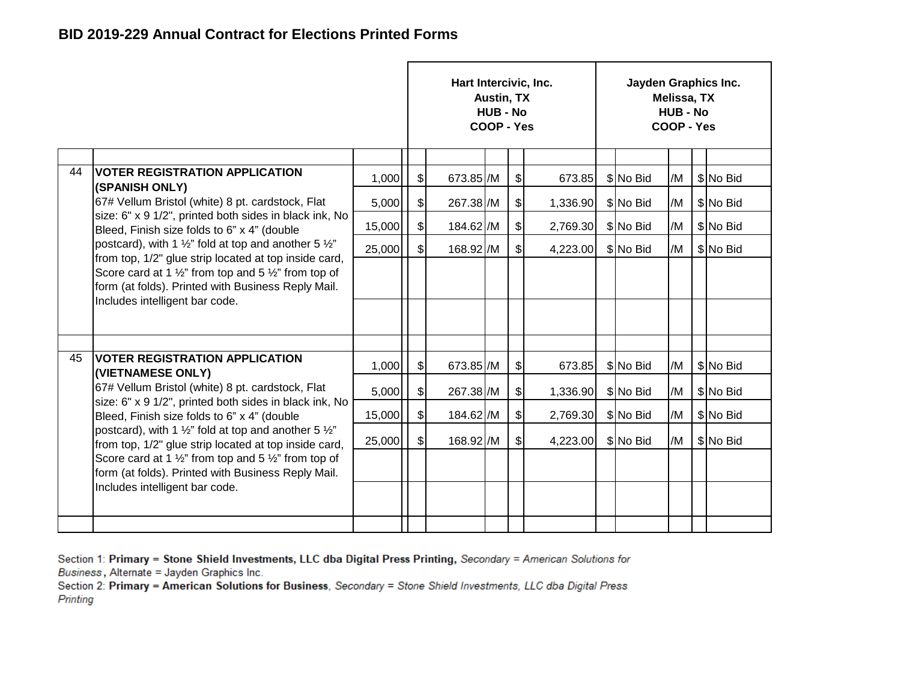## BID 2019-229 Annual Contract for Elections Printed Forms

| | | | Hart Intercivic, Inc. Austin, TX HUB - No COOP - Yes | | | | Jayden Graphics Inc. Melissa, TX HUB - No COOP - Yes | | | |
|---|---|---|---|---|---|---|---|---|---|---|
| | | | $ | Unit | $ | Extended | $ | Unit | $ | Extended |
| 44 | **VOTER REGISTRATION APPLICATION (SPANISH ONLY)** 67# Vellum Bristol (white) 8 pt. cardstock, Flat size: 6" x 9 1/2", printed both sides in black ink, No Bleed, Finish size folds to 6" x 4" (double postcard), with 1 ½" fold at top and another 5 ½" from top, 1/2" glue strip located at top inside card, Score card at 1 ½" from top and 5 ½" from top of form (at folds). Printed with Business Reply Mail. Includes intelligent bar code. | 1,000 | $ | 673.85 /M | $ | 673.85 | $ | No Bid /M | $ | No Bid |
| | | 5,000 | $ | 267.38 /M | $ | 1,336.90 | $ | No Bid /M | $ | No Bid |
| | | 15,000 | $ | 184.62 /M | $ | 2,769.30 | $ | No Bid /M | $ | No Bid |
| | | 25,000 | $ | 168.92 /M | $ | 4,223.00 | $ | No Bid /M | $ | No Bid |
| 45 | **VOTER REGISTRATION APPLICATION (VIETNAMESE ONLY)** 67# Vellum Bristol (white) 8 pt. cardstock, Flat size: 6" x 9 1/2", printed both sides in black ink, No Bleed, Finish size folds to 6" x 4" (double postcard), with 1 ½" fold at top and another 5 ½" from top, 1/2" glue strip located at top inside card, Score card at 1 ½" from top and 5 ½" from top of form (at folds). Printed with Business Reply Mail. Includes intelligent bar code. | 1,000 | $ | 673.85 /M | $ | 673.85 | $ | No Bid /M | $ | No Bid |
| | | 5,000 | $ | 267.38 /M | $ | 1,336.90 | $ | No Bid /M | $ | No Bid |
| | | 15,000 | $ | 184.62 /M | $ | 2,769.30 | $ | No Bid /M | $ | No Bid |
| | | 25,000 | $ | 168.92 /M | $ | 4,223.00 | $ | No Bid /M | $ | No Bid |

Section 1: **Primary = Stone Shield Investments, LLC dba Digital Press Printing,** *Secondary = American Solutions for Business*, Alternate = Jayden Graphics Inc.
Section 2: **Primary = American Solutions for Business**, *Secondary = Stone Shield Investments, LLC dba Digital Press Printing*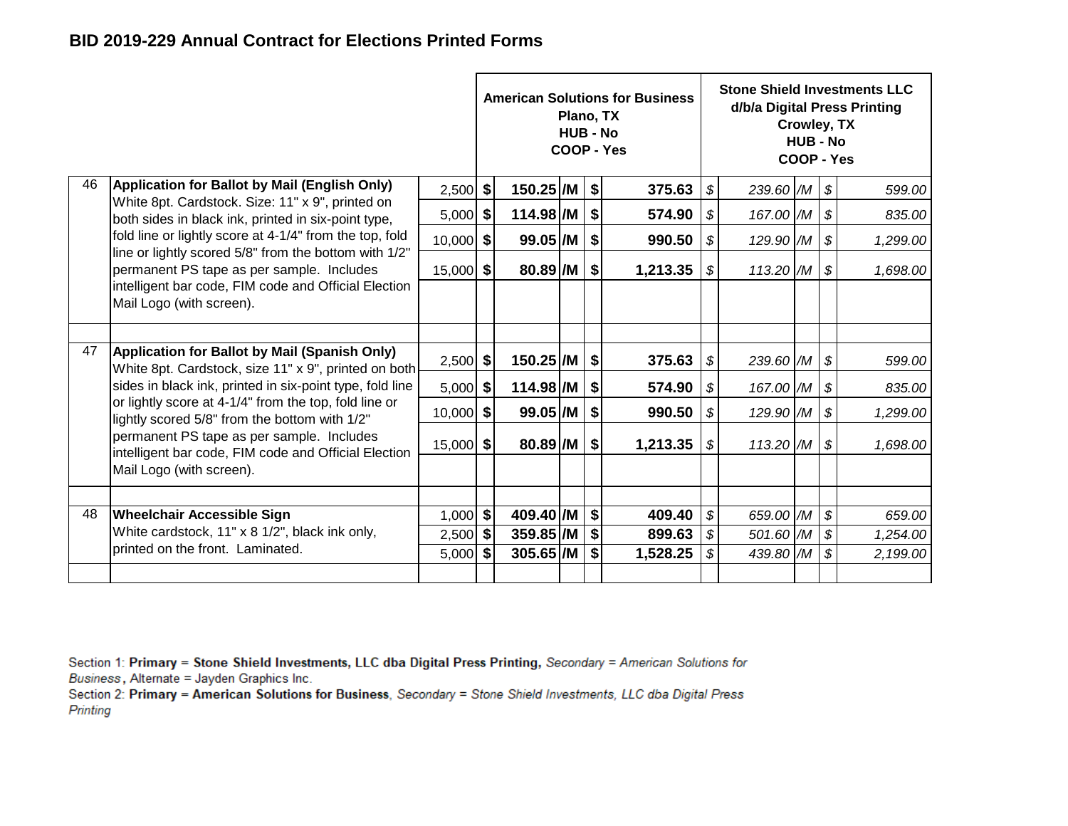## BID 2019-229 Annual Contract for Elections Printed Forms

| # | Description | Qty | American Solutions for Business<br>Plano, TX<br>HUB - No<br>COOP - Yes | | Stone Shield Investments LLC<br>d/b/a Digital Press Printing<br>Crowley, TX<br>HUB - No<br>COOP - Yes | |
|---|---|---|---|---|---|---|
| | | | Unit Price | Extended | Unit Price | Extended |
| 46 | **Application for Ballot by Mail (English Only)** White 8pt. Cardstock. Size: 11" x 9", printed on both sides in black ink, printed in six-point type, fold line or lightly score at 4-1/4" from the top, fold line or lightly scored 5/8" from the bottom with 1/2" permanent PS tape as per sample. Includes intelligent bar code, FIM code and Official Election Mail Logo (with screen). | 2,500 | $ 150.25 /M | $ 375.63 | $ 239.60 /M | $ 599.00 |
| | | 5,000 | $ 114.98 /M | $ 574.90 | $ 167.00 /M | $ 835.00 |
| | | 10,000 | $ 99.05 /M | $ 990.50 | $ 129.90 /M | $ 1,299.00 |
| | | 15,000 | $ 80.89 /M | $ 1,213.35 | $ 113.20 /M | $ 1,698.00 |
| 47 | **Application for Ballot by Mail (Spanish Only)** White 8pt. Cardstock, size 11" x 9", printed on both sides in black ink, printed in six-point type, fold line or lightly score at 4-1/4" from the top, fold line or lightly scored 5/8" from the bottom with 1/2" permanent PS tape as per sample. Includes intelligent bar code, FIM code and Official Election Mail Logo (with screen). | 2,500 | $ 150.25 /M | $ 375.63 | $ 239.60 /M | $ 599.00 |
| | | 5,000 | $ 114.98 /M | $ 574.90 | $ 167.00 /M | $ 835.00 |
| | | 10,000 | $ 99.05 /M | $ 990.50 | $ 129.90 /M | $ 1,299.00 |
| | | 15,000 | $ 80.89 /M | $ 1,213.35 | $ 113.20 /M | $ 1,698.00 |
| 48 | **Wheelchair Accessible Sign** White cardstock, 11" x 8 1/2", black ink only, printed on the front. Laminated. | 1,000 | $ 409.40 /M | $ 409.40 | $ 659.00 /M | $ 659.00 |
| | | 2,500 | $ 359.85 /M | $ 899.63 | $ 501.60 /M | $ 1,254.00 |
| | | 5,000 | $ 305.65 /M | $ 1,528.25 | $ 439.80 /M | $ 2,199.00 |

Section 1: **Primary = Stone Shield Investments, LLC dba Digital Press Printing,** *Secondary = American Solutions for Business*, Alternate = Jayden Graphics Inc.

Section 2: **Primary = American Solutions for Business**, *Secondary = Stone Shield Investments, LLC dba Digital Press Printing*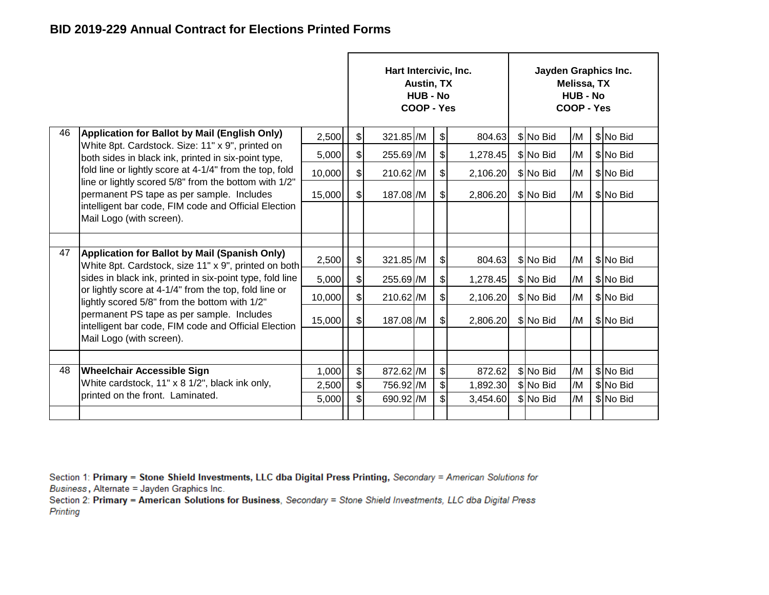## BID 2019-229 Annual Contract for Elections Printed Forms

| # | Description | Qty | Hart Intercivic, Inc. Austin, TX HUB - No COOP - Yes | | | | Jayden Graphics Inc. Melissa, TX HUB - No COOP - Yes | | | |
|---|---|---|---|---|---|---|---|---|---|---|
| | | | Unit Price | | Extended | | Unit Price | | Extended | |
| 46 | **Application for Ballot by Mail (English Only)** White 8pt. Cardstock. Size: 11" x 9", printed on both sides in black ink, printed in six-point type, fold line or lightly score at 4-1/4" from the top, fold line or lightly scored 5/8" from the bottom with 1/2" permanent PS tape as per sample. Includes intelligent bar code, FIM code and Official Election Mail Logo (with screen). | 2,500 | $ 321.85 | /M | $ 804.63 | | $ No Bid | /M | $ No Bid | |
| | | 5,000 | $ 255.69 | /M | $ 1,278.45 | | $ No Bid | /M | $ No Bid | |
| | | 10,000 | $ 210.62 | /M | $ 2,106.20 | | $ No Bid | /M | $ No Bid | |
| | | 15,000 | $ 187.08 | /M | $ 2,806.20 | | $ No Bid | /M | $ No Bid | |
| 47 | **Application for Ballot by Mail (Spanish Only)** White 8pt. Cardstock, size 11" x 9", printed on both sides in black ink, printed in six-point type, fold line or lightly score at 4-1/4" from the top, fold line or lightly scored 5/8" from the bottom with 1/2" permanent PS tape as per sample. Includes intelligent bar code, FIM code and Official Election Mail Logo (with screen). | 2,500 | $ 321.85 | /M | $ 804.63 | | $ No Bid | /M | $ No Bid | |
| | | 5,000 | $ 255.69 | /M | $ 1,278.45 | | $ No Bid | /M | $ No Bid | |
| | | 10,000 | $ 210.62 | /M | $ 2,106.20 | | $ No Bid | /M | $ No Bid | |
| | | 15,000 | $ 187.08 | /M | $ 2,806.20 | | $ No Bid | /M | $ No Bid | |
| 48 | **Wheelchair Accessible Sign** White cardstock, 11" x 8 1/2", black ink only, printed on the front. Laminated. | 1,000 | $ 872.62 | /M | $ 872.62 | | $ No Bid | /M | $ No Bid | |
| | | 2,500 | $ 756.92 | /M | $ 1,892.30 | | $ No Bid | /M | $ No Bid | |
| | | 5,000 | $ 690.92 | /M | $ 3,454.60 | | $ No Bid | /M | $ No Bid | |

Section 1: **Primary = Stone Shield Investments, LLC dba Digital Press Printing,** *Secondary = American Solutions for Business*, Alternate = Jayden Graphics Inc.
Section 2: **Primary = American Solutions for Business**, *Secondary = Stone Shield Investments, LLC dba Digital Press Printing*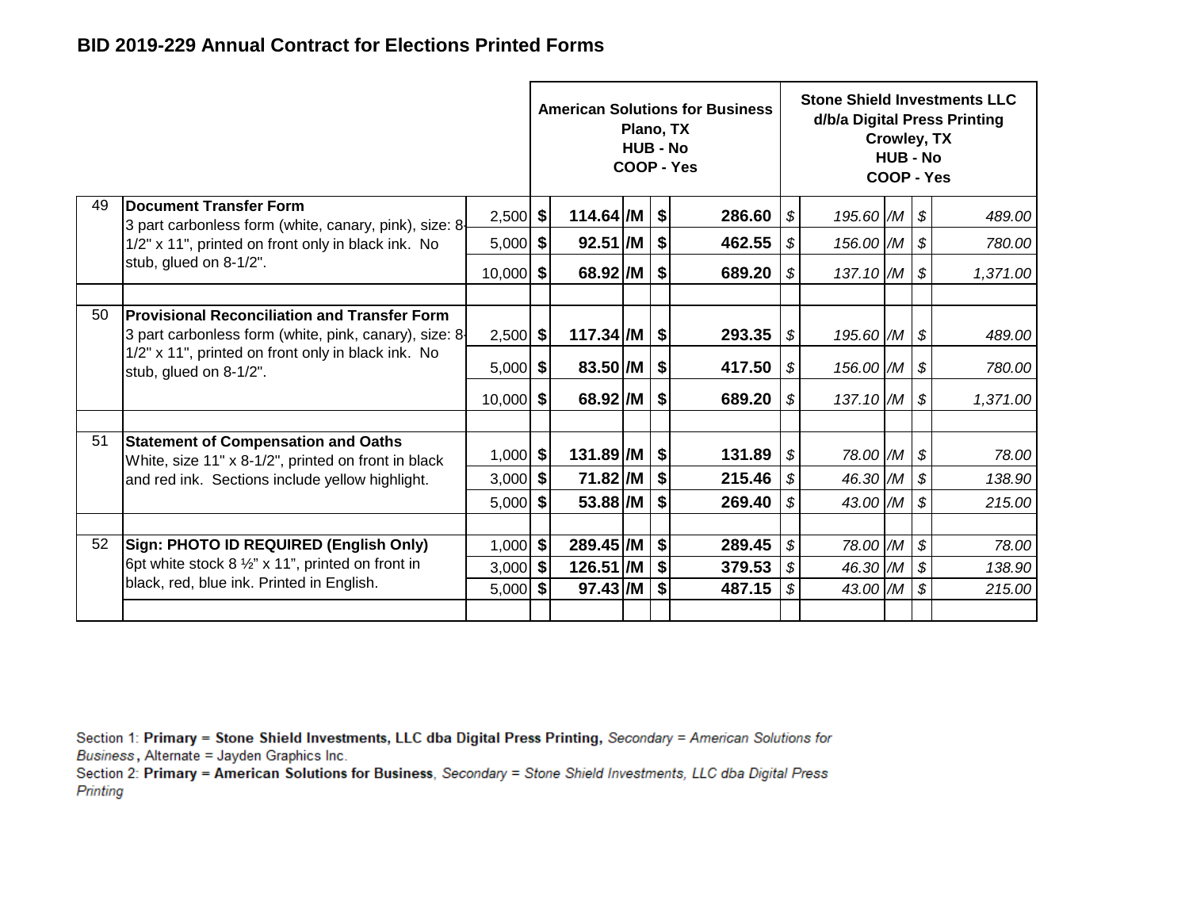## BID 2019-229 Annual Contract for Elections Printed Forms

| | | | American Solutions for Business Plano, TX HUB - No COOP - Yes | | | | Stone Shield Investments LLC d/b/a Digital Press Printing Crowley, TX HUB - No COOP - Yes | | | |
|---|---|---|---|---|---|---|---|---|---|---|
| 49 | **Document Transfer Form** 3 part carbonless form (white, canary, pink), size: 8-1/2" x 11", printed on front only in black ink. No stub, glued on 8-1/2". | 2,500 | $ 114.64 | /M | $ | 286.60 | $ 195.60 | /M | $ | 489.00 |
| | | 5,000 | $ 92.51 | /M | $ | 462.55 | $ 156.00 | /M | $ | 780.00 |
| | | 10,000 | $ 68.92 | /M | $ | 689.20 | $ 137.10 | /M | $ | 1,371.00 |
| | | | | | | | | | | |
| 50 | **Provisional Reconciliation and Transfer Form** 3 part carbonless form (white, pink, canary), size: 8-1/2" x 11", printed on front only in black ink. No stub, glued on 8-1/2". | 2,500 | $ 117.34 | /M | $ | 293.35 | $ 195.60 | /M | $ | 489.00 |
| | | 5,000 | $ 83.50 | /M | $ | 417.50 | $ 156.00 | /M | $ | 780.00 |
| | | 10,000 | $ 68.92 | /M | $ | 689.20 | $ 137.10 | /M | $ | 1,371.00 |
| | | | | | | | | | | |
| 51 | **Statement of Compensation and Oaths** White, size 11" x 8-1/2", printed on front in black and red ink. Sections include yellow highlight. | 1,000 | $ 131.89 | /M | $ | 131.89 | $ 78.00 | /M | $ | 78.00 |
| | | 3,000 | $ 71.82 | /M | $ | 215.46 | $ 46.30 | /M | $ | 138.90 |
| | | 5,000 | $ 53.88 | /M | $ | 269.40 | $ 43.00 | /M | $ | 215.00 |
| | | | | | | | | | | |
| 52 | **Sign: PHOTO ID REQUIRED (English Only)** 6pt white stock 8 ½" x 11", printed on front in black, red, blue ink. Printed in English. | 1,000 | $ 289.45 | /M | $ | 289.45 | $ 78.00 | /M | $ | 78.00 |
| | | 3,000 | $ 126.51 | /M | $ | 379.53 | $ 46.30 | /M | $ | 138.90 |
| | | 5,000 | $ 97.43 | /M | $ | 487.15 | $ 43.00 | /M | $ | 215.00 |

Section 1: **Primary = Stone Shield Investments, LLC dba Digital Press Printing,** *Secondary = American Solutions for Business*, Alternate = Jayden Graphics Inc.

Section 2: **Primary = American Solutions for Business**, *Secondary = Stone Shield Investments, LLC dba Digital Press Printing*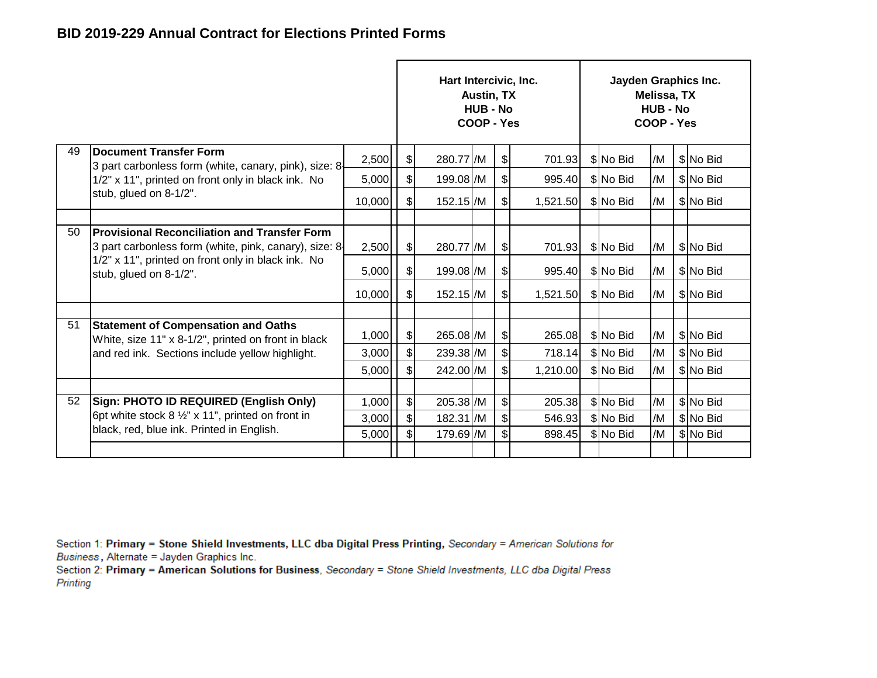## BID 2019-229 Annual Contract for Elections Printed Forms

| # | Item | Qty | Hart Intercivic, Inc. Austin, TX HUB - No COOP - Yes | | | | Jayden Graphics Inc. Melissa, TX HUB - No COOP - Yes | | | |
|---|---|---|---|---|---|---|---|---|---|---|
| 49 | **Document Transfer Form** 3 part carbonless form (white, canary, pink), size: 8-1/2" x 11", printed on front only in black ink. No stub, glued on 8-1/2". | 2,500 | $ 280.77 | /M | $ | 701.93 | $ No Bid | /M | $ | No Bid |
| | | 5,000 | $ 199.08 | /M | $ | 995.40 | $ No Bid | /M | $ | No Bid |
| | | 10,000 | $ 152.15 | /M | $ | 1,521.50 | $ No Bid | /M | $ | No Bid |
| 50 | **Provisional Reconciliation and Transfer Form** 3 part carbonless form (white, pink, canary), size: 8-1/2" x 11", printed on front only in black ink. No stub, glued on 8-1/2". | 2,500 | $ 280.77 | /M | $ | 701.93 | $ No Bid | /M | $ | No Bid |
| | | 5,000 | $ 199.08 | /M | $ | 995.40 | $ No Bid | /M | $ | No Bid |
| | | 10,000 | $ 152.15 | /M | $ | 1,521.50 | $ No Bid | /M | $ | No Bid |
| 51 | **Statement of Compensation and Oaths** White, size 11" x 8-1/2", printed on front in black and red ink. Sections include yellow highlight. | 1,000 | $ 265.08 | /M | $ | 265.08 | $ No Bid | /M | $ | No Bid |
| | | 3,000 | $ 239.38 | /M | $ | 718.14 | $ No Bid | /M | $ | No Bid |
| | | 5,000 | $ 242.00 | /M | $ | 1,210.00 | $ No Bid | /M | $ | No Bid |
| 52 | **Sign: PHOTO ID REQUIRED (English Only)** 6pt white stock 8 ½" x 11", printed on front in black, red, blue ink. Printed in English. | 1,000 | $ 205.38 | /M | $ | 205.38 | $ No Bid | /M | $ | No Bid |
| | | 3,000 | $ 182.31 | /M | $ | 546.93 | $ No Bid | /M | $ | No Bid |
| | | 5,000 | $ 179.69 | /M | $ | 898.45 | $ No Bid | /M | $ | No Bid |

Section 1: **Primary = Stone Shield Investments, LLC dba Digital Press Printing,** *Secondary = American Solutions for Business*, Alternate = Jayden Graphics Inc.
Section 2: **Primary = American Solutions for Business**, *Secondary = Stone Shield Investments, LLC dba Digital Press Printing*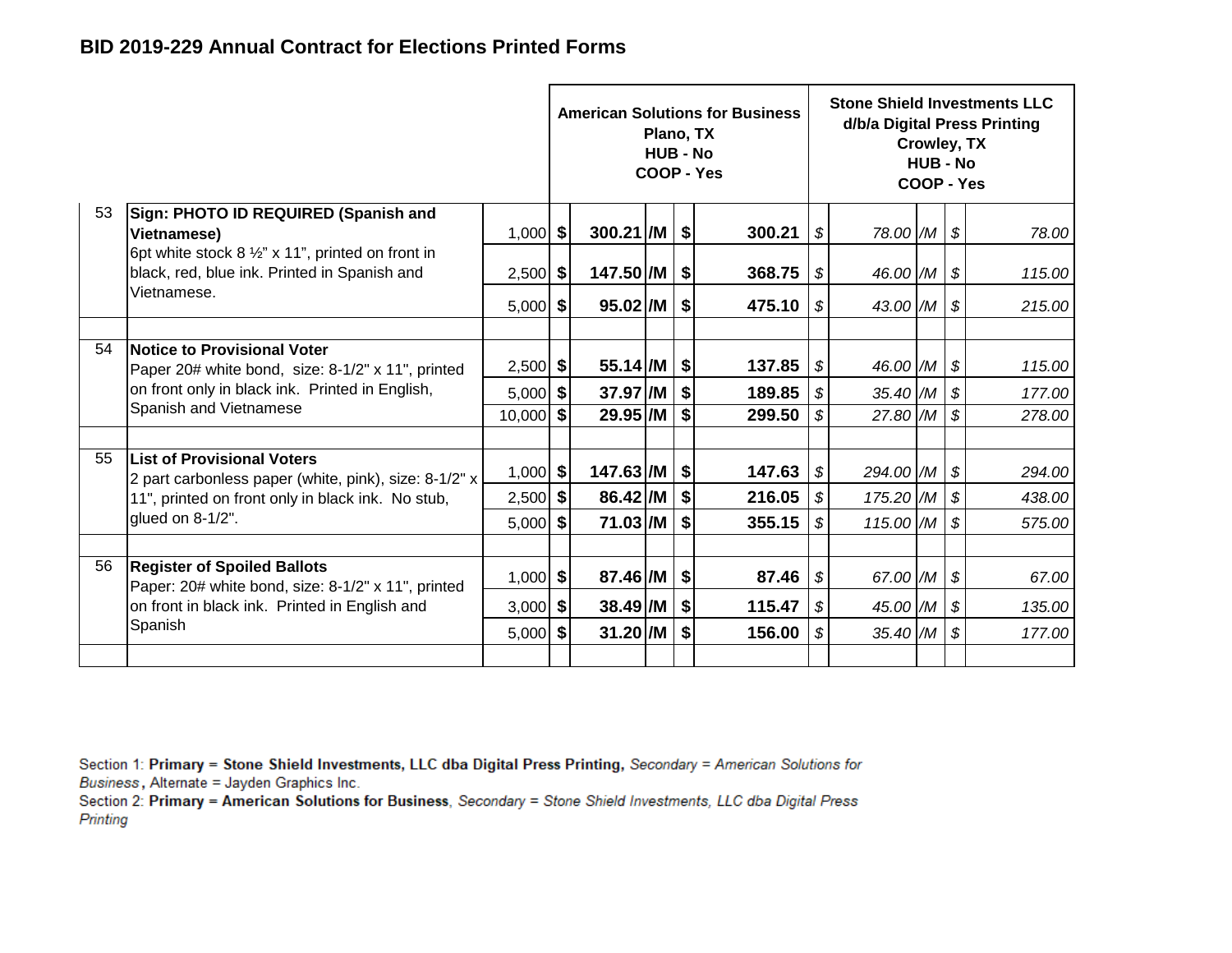# BID 2019-229 Annual Contract for Elections Printed Forms

| | | | American Solutions for Business<br>Plano, TX<br>HUB - No<br>COOP - Yes | | | | | | Stone Shield Investments LLC<br>d/b/a Digital Press Printing<br>Crowley, TX<br>HUB - No<br>COOP - Yes | | | |
|---|---|---|---|---|---|---|---|---|---|---|---|---|
| 53 | **Sign: PHOTO ID REQUIRED (Spanish and Vietnamese)**<br>6pt white stock 8 ½" x 11", printed on front in black, red, blue ink. Printed in Spanish and Vietnamese. | 1,000 | **$** | **300.21** | **/M** | **$** | **300.21** | *$* | *78.00* | */M* | *$* | *78.00* |
| | | 2,500 | **$** | **147.50** | **/M** | **$** | **368.75** | *$* | *46.00* | */M* | *$* | *115.00* |
| | | 5,000 | **$** | **95.02** | **/M** | **$** | **475.10** | *$* | *43.00* | */M* | *$* | *215.00* |
| | | | | | | | | | | | | |
| 54 | **Notice to Provisional Voter**<br>Paper 20# white bond, size: 8-1/2" x 11", printed on front only in black ink. Printed in English, Spanish and Vietnamese | 2,500 | **$** | **55.14** | **/M** | **$** | **137.85** | *$* | *46.00* | */M* | *$* | *115.00* |
| | | 5,000 | **$** | **37.97** | **/M** | **$** | **189.85** | *$* | *35.40* | */M* | *$* | *177.00* |
| | | 10,000 | **$** | **29.95** | **/M** | **$** | **299.50** | *$* | *27.80* | */M* | *$* | *278.00* |
| | | | | | | | | | | | | |
| 55 | **List of Provisional Voters**<br>2 part carbonless paper (white, pink), size: 8-1/2" x 11", printed on front only in black ink. No stub, glued on 8-1/2". | 1,000 | **$** | **147.63** | **/M** | **$** | **147.63** | *$* | *294.00* | */M* | *$* | *294.00* |
| | | 2,500 | **$** | **86.42** | **/M** | **$** | **216.05** | *$* | *175.20* | */M* | *$* | *438.00* |
| | | 5,000 | **$** | **71.03** | **/M** | **$** | **355.15** | *$* | *115.00* | */M* | *$* | *575.00* |
| | | | | | | | | | | | | |
| 56 | **Register of Spoiled Ballots**<br>Paper: 20# white bond, size: 8-1/2" x 11", printed on front in black ink. Printed in English and Spanish | 1,000 | **$** | **87.46** | **/M** | **$** | **87.46** | *$* | *67.00* | */M* | *$* | *67.00* |
| | | 3,000 | **$** | **38.49** | **/M** | **$** | **115.47** | *$* | *45.00* | */M* | *$* | *135.00* |
| | | 5,000 | **$** | **31.20** | **/M** | **$** | **156.00** | *$* | *35.40* | */M* | *$* | *177.00* |

Section 1: **Primary = Stone Shield Investments, LLC dba Digital Press Printing,** *Secondary = American Solutions for Business*, Alternate = Jayden Graphics Inc.
Section 2: **Primary = American Solutions for Business**, *Secondary = Stone Shield Investments, LLC dba Digital Press Printing*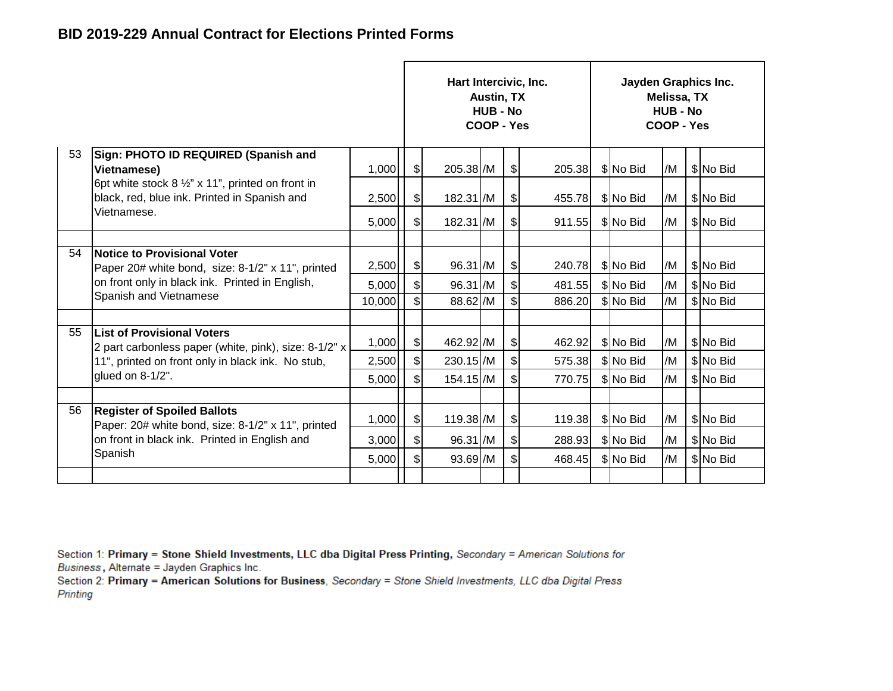# BID 2019-229 Annual Contract for Elections Printed Forms

| # | Item | Qty | Hart Intercivic, Inc. Austin, TX HUB - No COOP - Yes | | | | Jayden Graphics Inc. Melissa, TX HUB - No COOP - Yes | | | |
|---|---|---|---|---|---|---|---|---|---|---|
| | | | Unit Price | | Extended | | Unit Price | | Extended | |
| 53 | **Sign: PHOTO ID REQUIRED (Spanish and Vietnamese)** 6pt white stock 8 ½" x 11", printed on front in black, red, blue ink. Printed in Spanish and Vietnamese. | 1,000 | $ 205.38 | /M | $ 205.38 | | $ No Bid | /M | $ No Bid | |
| | | 2,500 | $ 182.31 | /M | $ 455.78 | | $ No Bid | /M | $ No Bid | |
| | | 5,000 | $ 182.31 | /M | $ 911.55 | | $ No Bid | /M | $ No Bid | |
| 54 | **Notice to Provisional Voter** Paper 20# white bond, size: 8-1/2" x 11", printed on front only in black ink. Printed in English, Spanish and Vietnamese | 2,500 | $ 96.31 | /M | $ 240.78 | | $ No Bid | /M | $ No Bid | |
| | | 5,000 | $ 96.31 | /M | $ 481.55 | | $ No Bid | /M | $ No Bid | |
| | | 10,000 | $ 88.62 | /M | $ 886.20 | | $ No Bid | /M | $ No Bid | |
| 55 | **List of Provisional Voters** 2 part carbonless paper (white, pink), size: 8-1/2" x 11", printed on front only in black ink. No stub, glued on 8-1/2". | 1,000 | $ 462.92 | /M | $ 462.92 | | $ No Bid | /M | $ No Bid | |
| | | 2,500 | $ 230.15 | /M | $ 575.38 | | $ No Bid | /M | $ No Bid | |
| | | 5,000 | $ 154.15 | /M | $ 770.75 | | $ No Bid | /M | $ No Bid | |
| 56 | **Register of Spoiled Ballots** Paper: 20# white bond, size: 8-1/2" x 11", printed on front in black ink. Printed in English and Spanish | 1,000 | $ 119.38 | /M | $ 119.38 | | $ No Bid | /M | $ No Bid | |
| | | 3,000 | $ 96.31 | /M | $ 288.93 | | $ No Bid | /M | $ No Bid | |
| | | 5,000 | $ 93.69 | /M | $ 468.45 | | $ No Bid | /M | $ No Bid | |

Section 1: **Primary = Stone Shield Investments, LLC dba Digital Press Printing,** *Secondary = American Solutions for Business*, Alternate = Jayden Graphics Inc.
Section 2: **Primary = American Solutions for Business**, *Secondary = Stone Shield Investments, LLC dba Digital Press Printing*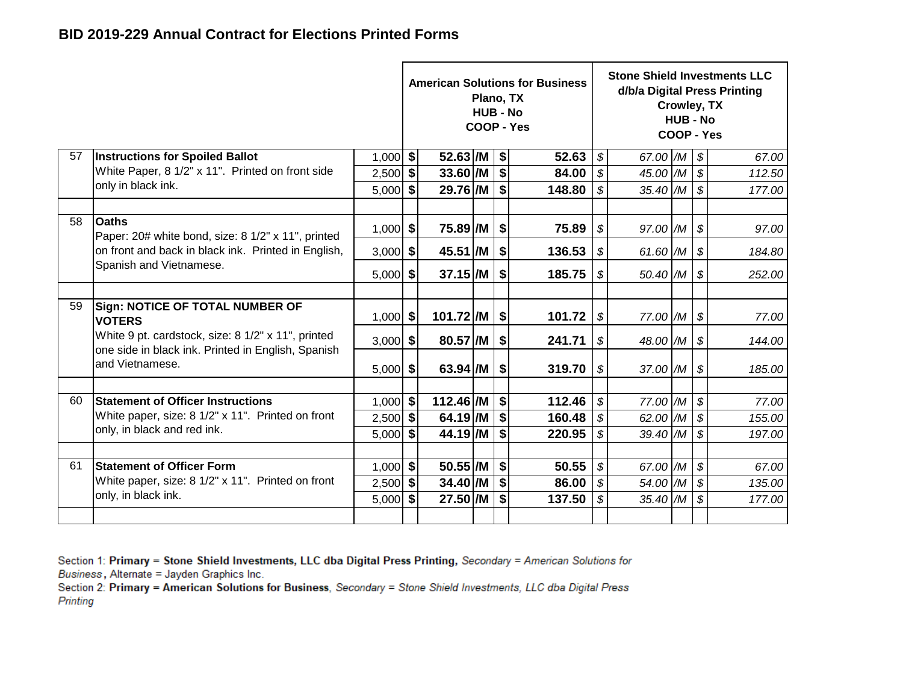## BID 2019-229 Annual Contract for Elections Printed Forms

| # | Item | Qty | American Solutions for Business Plano, TX HUB - No COOP - Yes | | | | Stone Shield Investments LLC d/b/a Digital Press Printing Crowley, TX HUB - No COOP - Yes | | | |
|---|---|---|---|---|---|---|---|---|---|---|
| | | | Unit Price | | Extended | | Unit Price | | Extended | |
| 57 | **Instructions for Spoiled Ballot** White Paper, 8 1/2" x 11". Printed on front side only in black ink. | 1,000 | $ 52.63 | /M | $ | 52.63 | $ 67.00 | /M | $ | 67.00 |
| | | 2,500 | $ 33.60 | /M | $ | 84.00 | $ 45.00 | /M | $ | 112.50 |
| | | 5,000 | $ 29.76 | /M | $ | 148.80 | $ 35.40 | /M | $ | 177.00 |
| 58 | **Oaths** Paper: 20# white bond, size: 8 1/2" x 11", printed on front and back in black ink. Printed in English, Spanish and Vietnamese. | 1,000 | $ 75.89 | /M | $ | 75.89 | $ 97.00 | /M | $ | 97.00 |
| | | 3,000 | $ 45.51 | /M | $ | 136.53 | $ 61.60 | /M | $ | 184.80 |
| | | 5,000 | $ 37.15 | /M | $ | 185.75 | $ 50.40 | /M | $ | 252.00 |
| 59 | **Sign: NOTICE OF TOTAL NUMBER OF VOTERS** White 9 pt. cardstock, size: 8 1/2" x 11", printed one side in black ink. Printed in English, Spanish and Vietnamese. | 1,000 | $ 101.72 | /M | $ | 101.72 | $ 77.00 | /M | $ | 77.00 |
| | | 3,000 | $ 80.57 | /M | $ | 241.71 | $ 48.00 | /M | $ | 144.00 |
| | | 5,000 | $ 63.94 | /M | $ | 319.70 | $ 37.00 | /M | $ | 185.00 |
| 60 | **Statement of Officer Instructions** White paper, size: 8 1/2" x 11". Printed on front only, in black and red ink. | 1,000 | $ 112.46 | /M | $ | 112.46 | $ 77.00 | /M | $ | 77.00 |
| | | 2,500 | $ 64.19 | /M | $ | 160.48 | $ 62.00 | /M | $ | 155.00 |
| | | 5,000 | $ 44.19 | /M | $ | 220.95 | $ 39.40 | /M | $ | 197.00 |
| 61 | **Statement of Officer Form** White paper, size: 8 1/2" x 11". Printed on front only, in black ink. | 1,000 | $ 50.55 | /M | $ | 50.55 | $ 67.00 | /M | $ | 67.00 |
| | | 2,500 | $ 34.40 | /M | $ | 86.00 | $ 54.00 | /M | $ | 135.00 |
| | | 5,000 | $ 27.50 | /M | $ | 137.50 | $ 35.40 | /M | $ | 177.00 |

Section 1: **Primary = Stone Shield Investments, LLC dba Digital Press Printing,** *Secondary = American Solutions for Business*, Alternate = Jayden Graphics Inc.

Section 2: **Primary = American Solutions for Business**, *Secondary = Stone Shield Investments, LLC dba Digital Press Printing*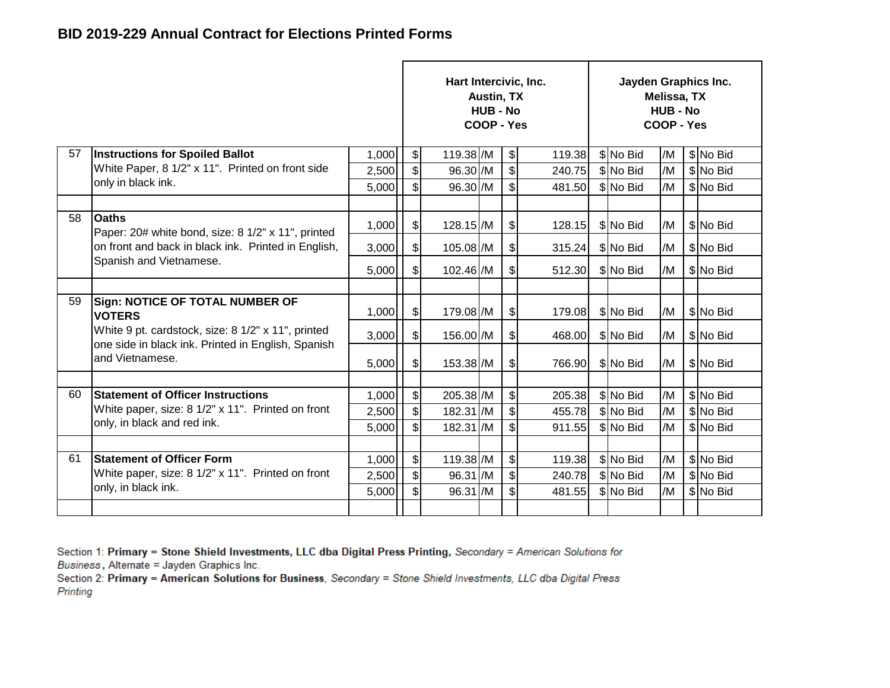## BID 2019-229 Annual Contract for Elections Printed Forms

| | | | Hart Intercivic, Inc. Austin, TX HUB - No COOP - Yes | | | | Jayden Graphics Inc. Melissa, TX HUB - No COOP - Yes | | | |
|---|---|---|---|---|---|---|---|---|---|---|
| 57 | **Instructions for Spoiled Ballot** White Paper, 8 1/2" x 11". Printed on front side only in black ink. | 1,000 | $ 119.38 | /M | $ 119.38 | | $ No Bid | /M | $ No Bid | |
| | | 2,500 | $ 96.30 | /M | $ 240.75 | | $ No Bid | /M | $ No Bid | |
| | | 5,000 | $ 96.30 | /M | $ 481.50 | | $ No Bid | /M | $ No Bid | |
| 58 | **Oaths** Paper: 20# white bond, size: 8 1/2" x 11", printed on front and back in black ink. Printed in English, Spanish and Vietnamese. | 1,000 | $ 128.15 | /M | $ 128.15 | | $ No Bid | /M | $ No Bid | |
| | | 3,000 | $ 105.08 | /M | $ 315.24 | | $ No Bid | /M | $ No Bid | |
| | | 5,000 | $ 102.46 | /M | $ 512.30 | | $ No Bid | /M | $ No Bid | |
| 59 | **Sign: NOTICE OF TOTAL NUMBER OF VOTERS** White 9 pt. cardstock, size: 8 1/2" x 11", printed one side in black ink. Printed in English, Spanish and Vietnamese. | 1,000 | $ 179.08 | /M | $ 179.08 | | $ No Bid | /M | $ No Bid | |
| | | 3,000 | $ 156.00 | /M | $ 468.00 | | $ No Bid | /M | $ No Bid | |
| | | 5,000 | $ 153.38 | /M | $ 766.90 | | $ No Bid | /M | $ No Bid | |
| 60 | **Statement of Officer Instructions** White paper, size: 8 1/2" x 11". Printed on front only, in black and red ink. | 1,000 | $ 205.38 | /M | $ 205.38 | | $ No Bid | /M | $ No Bid | |
| | | 2,500 | $ 182.31 | /M | $ 455.78 | | $ No Bid | /M | $ No Bid | |
| | | 5,000 | $ 182.31 | /M | $ 911.55 | | $ No Bid | /M | $ No Bid | |
| 61 | **Statement of Officer Form** White paper, size: 8 1/2" x 11". Printed on front only, in black ink. | 1,000 | $ 119.38 | /M | $ 119.38 | | $ No Bid | /M | $ No Bid | |
| | | 2,500 | $ 96.31 | /M | $ 240.78 | | $ No Bid | /M | $ No Bid | |
| | | 5,000 | $ 96.31 | /M | $ 481.55 | | $ No Bid | /M | $ No Bid | |

Section 1: **Primary = Stone Shield Investments, LLC dba Digital Press Printing**, *Secondary = American Solutions for Business*, Alternate = Jayden Graphics Inc.

Section 2: **Primary = American Solutions for Business**, *Secondary = Stone Shield Investments, LLC dba Digital Press Printing*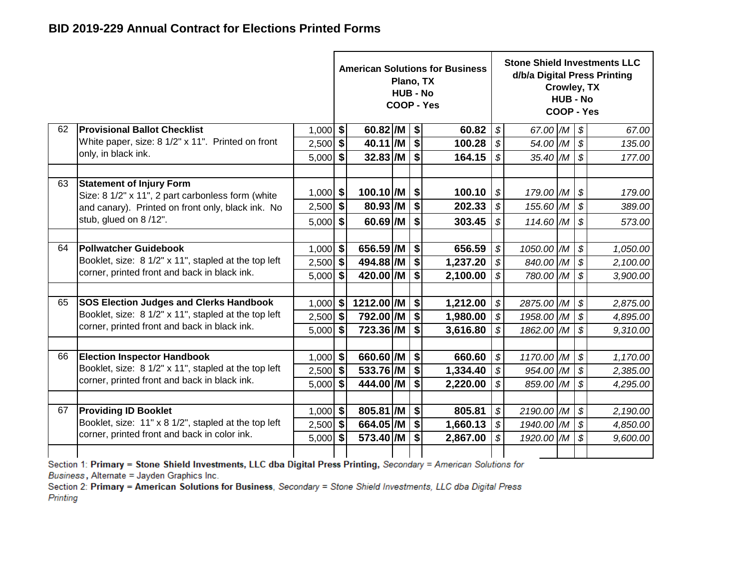## BID 2019-229 Annual Contract for Elections Printed Forms

| | | | American Solutions for Business Plano, TX HUB - No COOP - Yes | | Stone Shield Investments LLC d/b/a Digital Press Printing Crowley, TX HUB - No COOP - Yes | |
|---|---|---|---|---|---|---|
| 62 | **Provisional Ballot Checklist** White paper, size: 8 1/2" x 11". Printed on front only, in black ink. | 1,000 | $ 60.82 /M | $ 60.82 | $ 67.00 /M | $ 67.00 |
| | | 2,500 | $ 40.11 /M | $ 100.28 | $ 54.00 /M | $ 135.00 |
| | | 5,000 | $ 32.83 /M | $ 164.15 | $ 35.40 /M | $ 177.00 |
| 63 | **Statement of Injury Form** Size: 8 1/2" x 11", 2 part carbonless form (white and canary). Printed on front only, black ink. No stub, glued on 8 /12". | 1,000 | $ 100.10 /M | $ 100.10 | $ 179.00 /M | $ 179.00 |
| | | 2,500 | $ 80.93 /M | $ 202.33 | $ 155.60 /M | $ 389.00 |
| | | 5,000 | $ 60.69 /M | $ 303.45 | $ 114.60 /M | $ 573.00 |
| 64 | **Pollwatcher Guidebook** Booklet, size: 8 1/2" x 11", stapled at the top left corner, printed front and back in black ink. | 1,000 | $ 656.59 /M | $ 656.59 | $ 1050.00 /M | $ 1,050.00 |
| | | 2,500 | $ 494.88 /M | $ 1,237.20 | $ 840.00 /M | $ 2,100.00 |
| | | 5,000 | $ 420.00 /M | $ 2,100.00 | $ 780.00 /M | $ 3,900.00 |
| 65 | **SOS Election Judges and Clerks Handbook** Booklet, size: 8 1/2" x 11", stapled at the top left corner, printed front and back in black ink. | 1,000 | $ 1212.00 /M | $ 1,212.00 | $ 2875.00 /M | $ 2,875.00 |
| | | 2,500 | $ 792.00 /M | $ 1,980.00 | $ 1958.00 /M | $ 4,895.00 |
| | | 5,000 | $ 723.36 /M | $ 3,616.80 | $ 1862.00 /M | $ 9,310.00 |
| 66 | **Election Inspector Handbook** Booklet, size: 8 1/2" x 11", stapled at the top left corner, printed front and back in black ink. | 1,000 | $ 660.60 /M | $ 660.60 | $ 1170.00 /M | $ 1,170.00 |
| | | 2,500 | $ 533.76 /M | $ 1,334.40 | $ 954.00 /M | $ 2,385.00 |
| | | 5,000 | $ 444.00 /M | $ 2,220.00 | $ 859.00 /M | $ 4,295.00 |
| 67 | **Providing ID Booklet** Booklet, size: 11" x 8 1/2", stapled at the top left corner, printed front and back in color ink. | 1,000 | $ 805.81 /M | $ 805.81 | $ 2190.00 /M | $ 2,190.00 |
| | | 2,500 | $ 664.05 /M | $ 1,660.13 | $ 1940.00 /M | $ 4,850.00 |
| | | 5,000 | $ 573.40 /M | $ 2,867.00 | $ 1920.00 /M | $ 9,600.00 |

Section 1: **Primary = Stone Shield Investments, LLC dba Digital Press Printing,** *Secondary = American Solutions for Business*, Alternate = Jayden Graphics Inc.

Section 2: **Primary = American Solutions for Business**, *Secondary = Stone Shield Investments, LLC dba Digital Press Printing*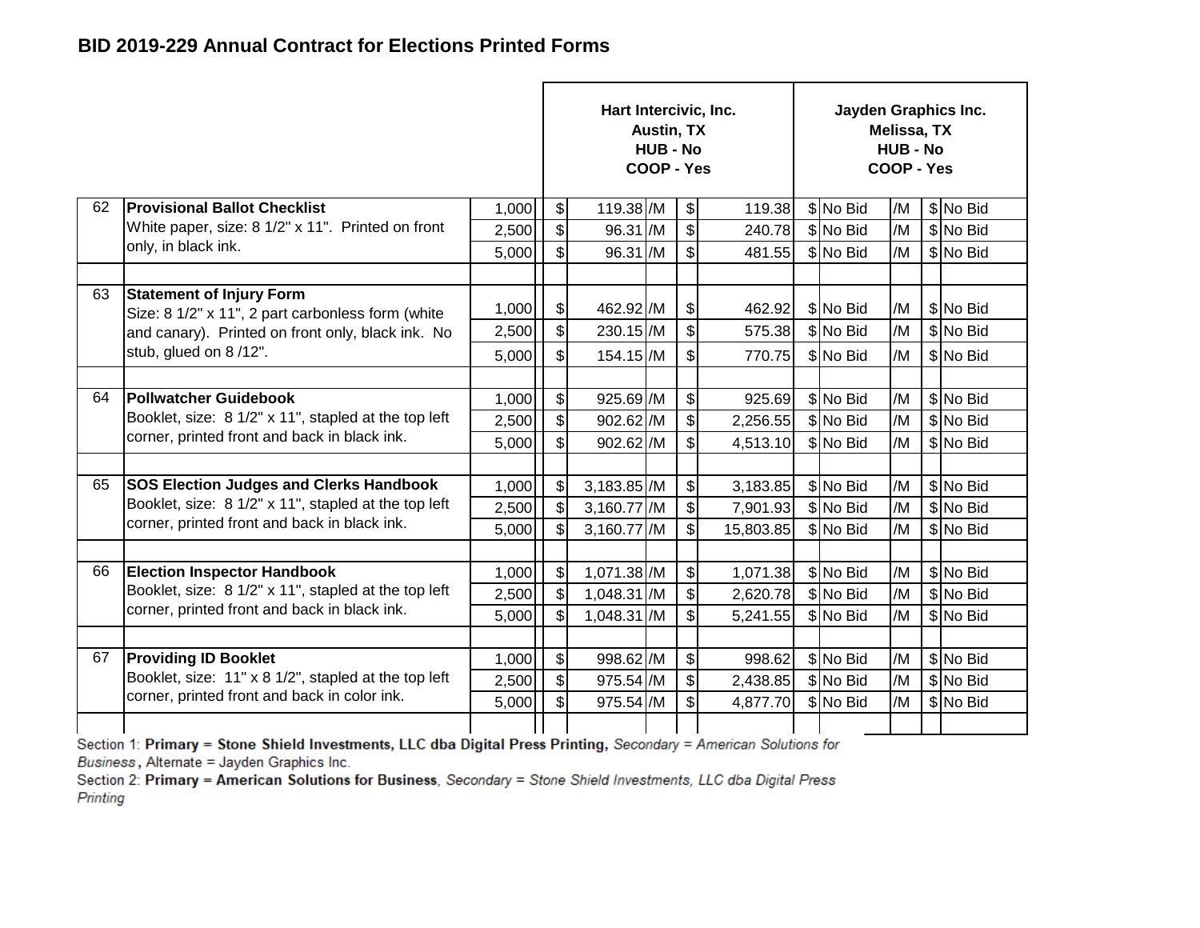## BID 2019-229 Annual Contract for Elections Printed Forms

| | | | Hart Intercivic, Inc.<br>Austin, TX<br>HUB - No<br>COOP - Yes | | | | Jayden Graphics Inc.<br>Melissa, TX<br>HUB - No<br>COOP - Yes | | | |
|---|---|---|---|---|---|---|---|---|---|---|
| 62 | **Provisional Ballot Checklist**<br>White paper, size: 8 1/2" x 11". Printed on front only, in black ink. | 1,000 | $ 119.38 | /M | $ 119.38 | | $ No Bid | /M | $ No Bid | |
| | | 2,500 | $ 96.31 | /M | $ 240.78 | | $ No Bid | /M | $ No Bid | |
| | | 5,000 | $ 96.31 | /M | $ 481.55 | | $ No Bid | /M | $ No Bid | |
| 63 | **Statement of Injury Form**<br>Size: 8 1/2" x 11", 2 part carbonless form (white and canary). Printed on front only, black ink. No stub, glued on 8 /12". | 1,000 | $ 462.92 | /M | $ 462.92 | | $ No Bid | /M | $ No Bid | |
| | | 2,500 | $ 230.15 | /M | $ 575.38 | | $ No Bid | /M | $ No Bid | |
| | | 5,000 | $ 154.15 | /M | $ 770.75 | | $ No Bid | /M | $ No Bid | |
| 64 | **Pollwatcher Guidebook**<br>Booklet, size: 8 1/2" x 11", stapled at the top left corner, printed front and back in black ink. | 1,000 | $ 925.69 | /M | $ 925.69 | | $ No Bid | /M | $ No Bid | |
| | | 2,500 | $ 902.62 | /M | $ 2,256.55 | | $ No Bid | /M | $ No Bid | |
| | | 5,000 | $ 902.62 | /M | $ 4,513.10 | | $ No Bid | /M | $ No Bid | |
| 65 | **SOS Election Judges and Clerks Handbook**<br>Booklet, size: 8 1/2" x 11", stapled at the top left corner, printed front and back in black ink. | 1,000 | $ 3,183.85 | /M | $ 3,183.85 | | $ No Bid | /M | $ No Bid | |
| | | 2,500 | $ 3,160.77 | /M | $ 7,901.93 | | $ No Bid | /M | $ No Bid | |
| | | 5,000 | $ 3,160.77 | /M | $ 15,803.85 | | $ No Bid | /M | $ No Bid | |
| 66 | **Election Inspector Handbook**<br>Booklet, size: 8 1/2" x 11", stapled at the top left corner, printed front and back in black ink. | 1,000 | $ 1,071.38 | /M | $ 1,071.38 | | $ No Bid | /M | $ No Bid | |
| | | 2,500 | $ 1,048.31 | /M | $ 2,620.78 | | $ No Bid | /M | $ No Bid | |
| | | 5,000 | $ 1,048.31 | /M | $ 5,241.55 | | $ No Bid | /M | $ No Bid | |
| 67 | **Providing ID Booklet**<br>Booklet, size: 11" x 8 1/2", stapled at the top left corner, printed front and back in color ink. | 1,000 | $ 998.62 | /M | $ 998.62 | | $ No Bid | /M | $ No Bid | |
| | | 2,500 | $ 975.54 | /M | $ 2,438.85 | | $ No Bid | /M | $ No Bid | |
| | | 5,000 | $ 975.54 | /M | $ 4,877.70 | | $ No Bid | /M | $ No Bid | |

Section 1: **Primary = Stone Shield Investments, LLC dba Digital Press Printing,** *Secondary = American Solutions for Business*, Alternate = Jayden Graphics Inc.

Section 2: **Primary = American Solutions for Business**, *Secondary = Stone Shield Investments, LLC dba Digital Press Printing*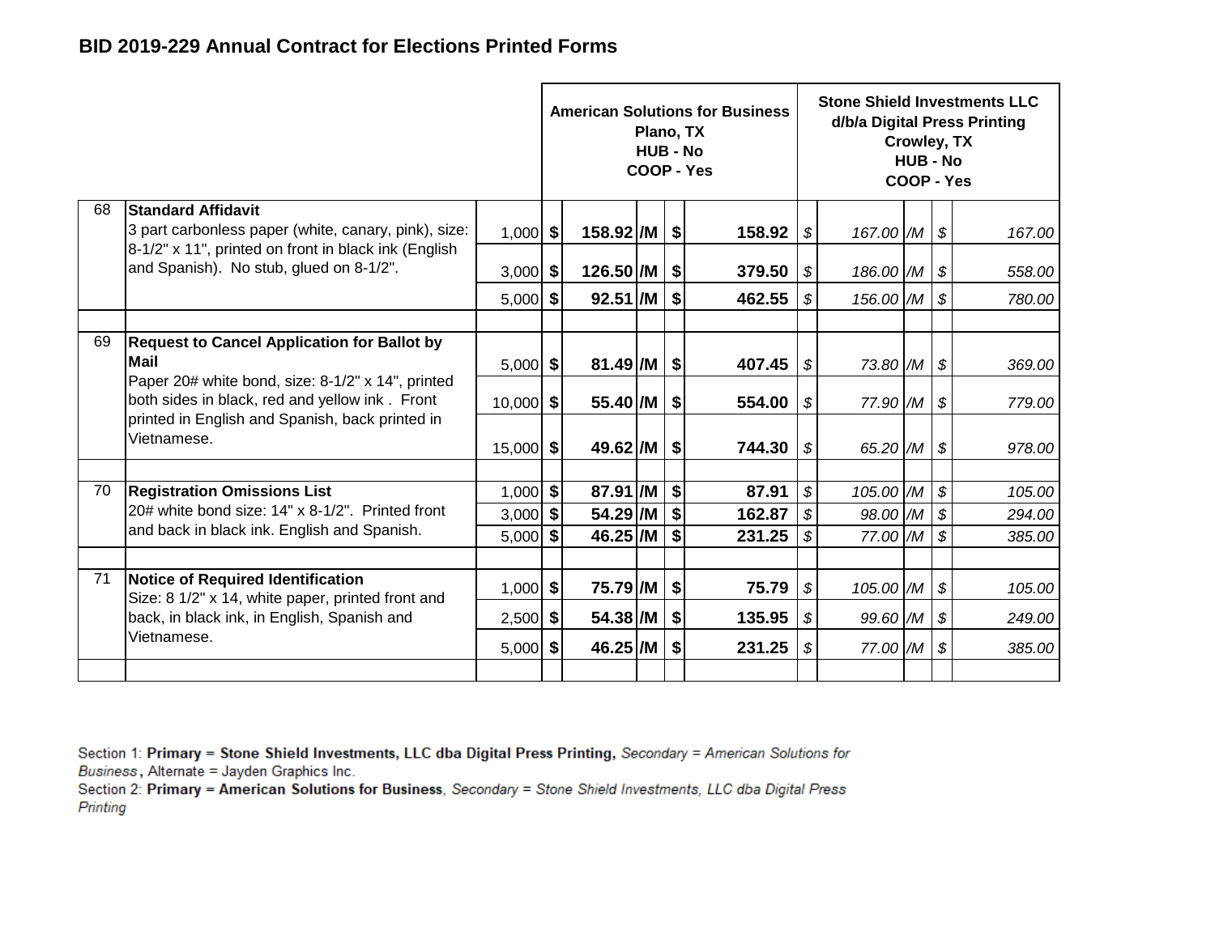## BID 2019-229 Annual Contract for Elections Printed Forms

| | | | American Solutions for Business Plano, TX HUB - No COOP - Yes | | | | Stone Shield Investments LLC d/b/a Digital Press Printing Crowley, TX HUB - No COOP - Yes | | | |
|---|---|---|---|---|---|---|---|---|---|---|
| 68 | **Standard Affidavit** 3 part carbonless paper (white, canary, pink), size: 8-1/2" x 11", printed on front in black ink (English and Spanish). No stub, glued on 8-1/2". | 1,000 | $ 158.92 | /M | $ | 158.92 | $ 167.00 | /M | $ | 167.00 |
| | | 3,000 | $ 126.50 | /M | $ | 379.50 | $ 186.00 | /M | $ | 558.00 |
| | | 5,000 | $ 92.51 | /M | $ | 462.55 | $ 156.00 | /M | $ | 780.00 |
| | | | | | | | | | | |
| 69 | **Request to Cancel Application for Ballot by Mail** Paper 20# white bond, size: 8-1/2" x 14", printed both sides in black, red and yellow ink . Front printed in English and Spanish, back printed in Vietnamese. | 5,000 | $ 81.49 | /M | $ | 407.45 | $ 73.80 | /M | $ | 369.00 |
| | | 10,000 | $ 55.40 | /M | $ | 554.00 | $ 77.90 | /M | $ | 779.00 |
| | | 15,000 | $ 49.62 | /M | $ | 744.30 | $ 65.20 | /M | $ | 978.00 |
| | | | | | | | | | | |
| 70 | **Registration Omissions List** 20# white bond size: 14" x 8-1/2". Printed front and back in black ink. English and Spanish. | 1,000 | $ 87.91 | /M | $ | 87.91 | $ 105.00 | /M | $ | 105.00 |
| | | 3,000 | $ 54.29 | /M | $ | 162.87 | $ 98.00 | /M | $ | 294.00 |
| | | 5,000 | $ 46.25 | /M | $ | 231.25 | $ 77.00 | /M | $ | 385.00 |
| | | | | | | | | | | |
| 71 | **Notice of Required Identification** Size: 8 1/2" x 14, white paper, printed front and back, in black ink, in English, Spanish and Vietnamese. | 1,000 | $ 75.79 | /M | $ | 75.79 | $ 105.00 | /M | $ | 105.00 |
| | | 2,500 | $ 54.38 | /M | $ | 135.95 | $ 99.60 | /M | $ | 249.00 |
| | | 5,000 | $ 46.25 | /M | $ | 231.25 | $ 77.00 | /M | $ | 385.00 |

Section 1: **Primary = Stone Shield Investments, LLC dba Digital Press Printing,** *Secondary = American Solutions for Business*, Alternate = Jayden Graphics Inc.
Section 2: **Primary = American Solutions for Business**, *Secondary = Stone Shield Investments, LLC dba Digital Press Printing*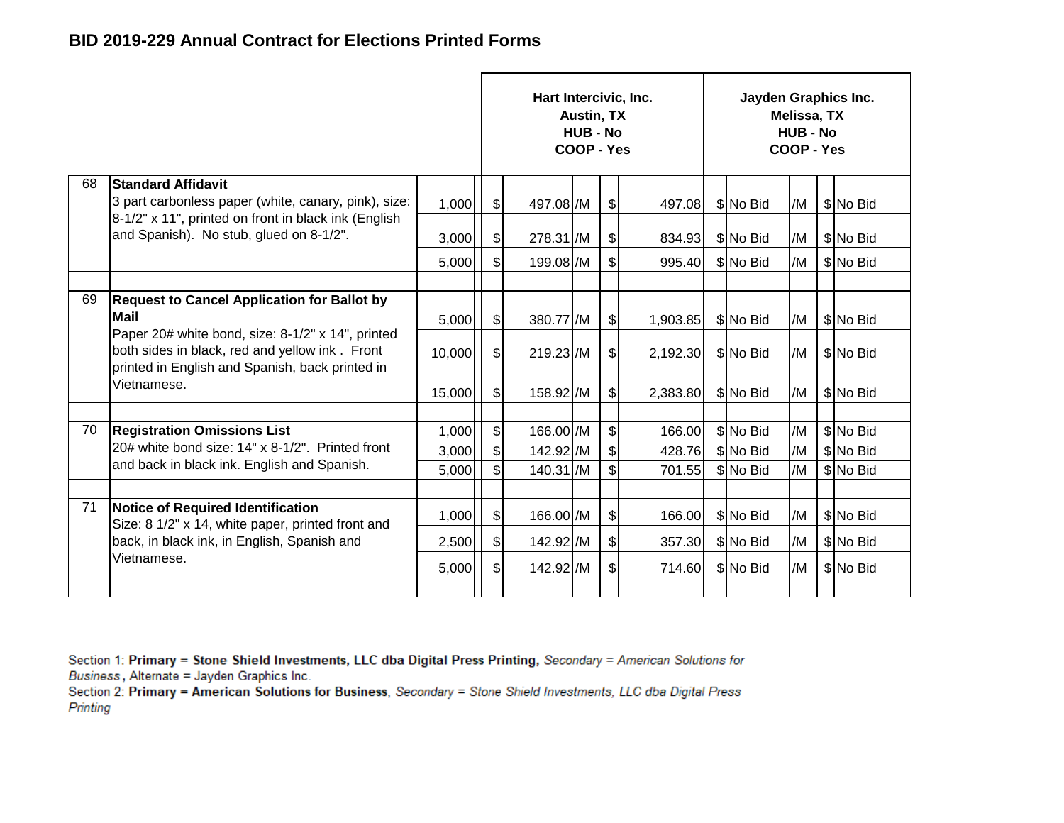# BID 2019-229 Annual Contract for Elections Printed Forms

| | | | Hart Intercivic, Inc. Austin, TX HUB - No COOP - Yes | | | | Jayden Graphics Inc. Melissa, TX HUB - No COOP - Yes | | | |
|---|---|---|---|---|---|---|---|---|---|---|
| 68 | **Standard Affidavit** 3 part carbonless paper (white, canary, pink), size: 8-1/2" x 11", printed on front in black ink (English and Spanish). No stub, glued on 8-1/2". | 1,000 | $ 497.08 | /M | $ | 497.08 | $ No Bid | /M | $ | No Bid |
| | | 3,000 | $ 278.31 | /M | $ | 834.93 | $ No Bid | /M | $ | No Bid |
| | | 5,000 | $ 199.08 | /M | $ | 995.40 | $ No Bid | /M | $ | No Bid |
| 69 | **Request to Cancel Application for Ballot by Mail** Paper 20# white bond, size: 8-1/2" x 14", printed both sides in black, red and yellow ink . Front printed in English and Spanish, back printed in Vietnamese. | 5,000 | $ 380.77 | /M | $ | 1,903.85 | $ No Bid | /M | $ | No Bid |
| | | 10,000 | $ 219.23 | /M | $ | 2,192.30 | $ No Bid | /M | $ | No Bid |
| | | 15,000 | $ 158.92 | /M | $ | 2,383.80 | $ No Bid | /M | $ | No Bid |
| 70 | **Registration Omissions List** 20# white bond size: 14" x 8-1/2". Printed front and back in black ink. English and Spanish. | 1,000 | $ 166.00 | /M | $ | 166.00 | $ No Bid | /M | $ | No Bid |
| | | 3,000 | $ 142.92 | /M | $ | 428.76 | $ No Bid | /M | $ | No Bid |
| | | 5,000 | $ 140.31 | /M | $ | 701.55 | $ No Bid | /M | $ | No Bid |
| 71 | **Notice of Required Identification** Size: 8 1/2" x 14, white paper, printed front and back, in black ink, in English, Spanish and Vietnamese. | 1,000 | $ 166.00 | /M | $ | 166.00 | $ No Bid | /M | $ | No Bid |
| | | 2,500 | $ 142.92 | /M | $ | 357.30 | $ No Bid | /M | $ | No Bid |
| | | 5,000 | $ 142.92 | /M | $ | 714.60 | $ No Bid | /M | $ | No Bid |

Section 1: **Primary = Stone Shield Investments, LLC dba Digital Press Printing,** *Secondary = American Solutions for Business*, Alternate = Jayden Graphics Inc.
Section 2: **Primary = American Solutions for Business**, *Secondary = Stone Shield Investments, LLC dba Digital Press Printing*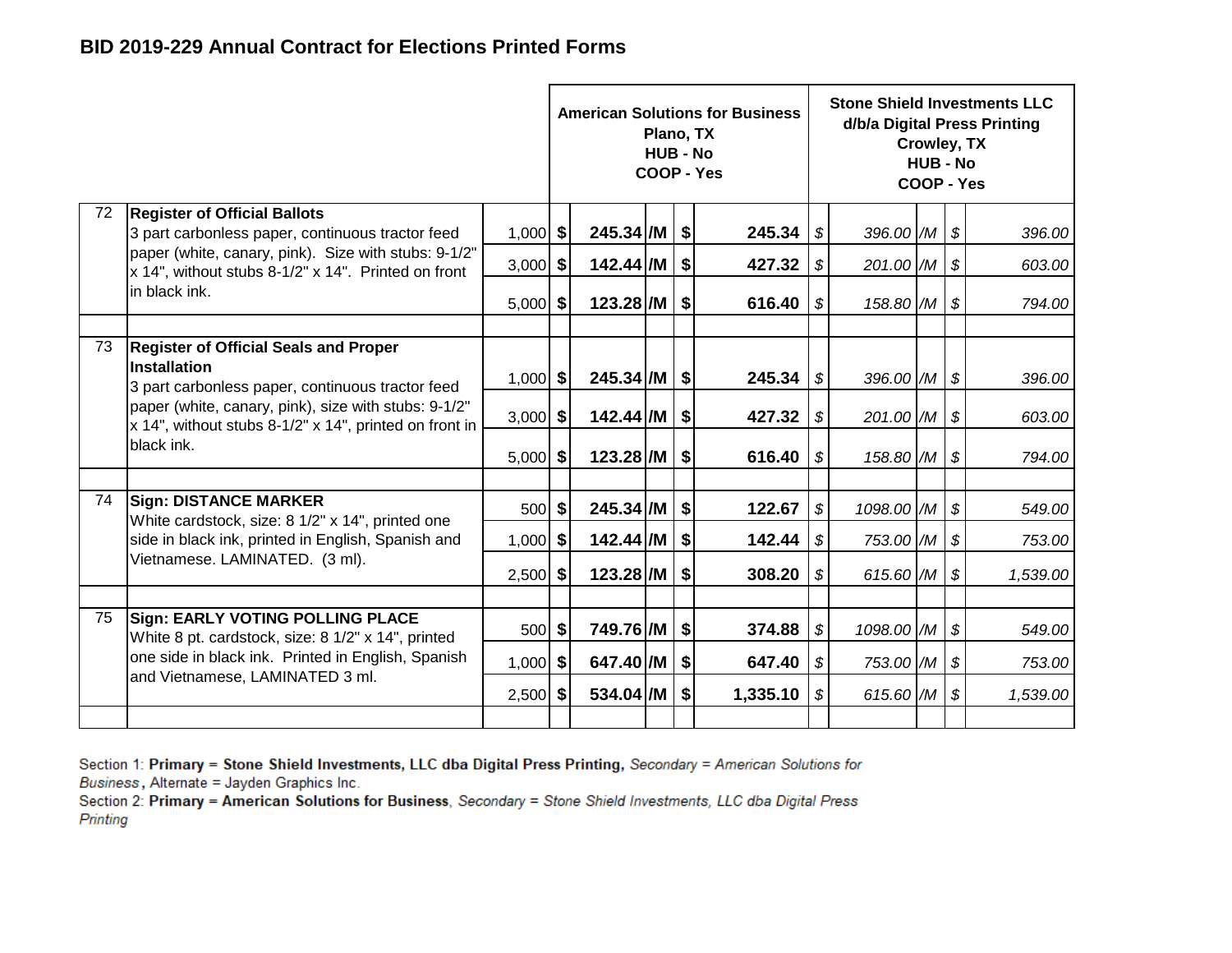## BID 2019-229 Annual Contract for Elections Printed Forms

| | | | American Solutions for Business<br>Plano, TX<br>HUB - No<br>COOP - Yes | | Stone Shield Investments LLC<br>d/b/a Digital Press Printing<br>Crowley, TX<br>HUB - No<br>COOP - Yes | |
|---|---|---|---|---|---|---|
| 72 | **Register of Official Ballots**<br>3 part carbonless paper, continuous tractor feed paper (white, canary, pink). Size with stubs: 9-1/2" x 14", without stubs 8-1/2" x 14". Printed on front in black ink. | 1,000 | **$ 245.34 /M** | **$ 245.34** | *$ 396.00 /M* | *$ 396.00* |
| | | 3,000 | **$ 142.44 /M** | **$ 427.32** | *$ 201.00 /M* | *$ 603.00* |
| | | 5,000 | **$ 123.28 /M** | **$ 616.40** | *$ 158.80 /M* | *$ 794.00* |
| | | | | | | |
| 73 | **Register of Official Seals and Proper Installation**<br>3 part carbonless paper, continuous tractor feed paper (white, canary, pink), size with stubs: 9-1/2" x 14", without stubs 8-1/2" x 14", printed on front in black ink. | 1,000 | **$ 245.34 /M** | **$ 245.34** | *$ 396.00 /M* | *$ 396.00* |
| | | 3,000 | **$ 142.44 /M** | **$ 427.32** | *$ 201.00 /M* | *$ 603.00* |
| | | 5,000 | **$ 123.28 /M** | **$ 616.40** | *$ 158.80 /M* | *$ 794.00* |
| | | | | | | |
| 74 | **Sign: DISTANCE MARKER**<br>White cardstock, size: 8 1/2" x 14", printed one side in black ink, printed in English, Spanish and Vietnamese. LAMINATED. (3 ml). | 500 | **$ 245.34 /M** | **$ 122.67** | *$ 1098.00 /M* | *$ 549.00* |
| | | 1,000 | **$ 142.44 /M** | **$ 142.44** | *$ 753.00 /M* | *$ 753.00* |
| | | 2,500 | **$ 123.28 /M** | **$ 308.20** | *$ 615.60 /M* | *$ 1,539.00* |
| | | | | | | |
| 75 | **Sign: EARLY VOTING POLLING PLACE**<br>White 8 pt. cardstock, size: 8 1/2" x 14", printed one side in black ink. Printed in English, Spanish and Vietnamese, LAMINATED 3 ml. | 500 | **$ 749.76 /M** | **$ 374.88** | *$ 1098.00 /M* | *$ 549.00* |
| | | 1,000 | **$ 647.40 /M** | **$ 647.40** | *$ 753.00 /M* | *$ 753.00* |
| | | 2,500 | **$ 534.04 /M** | **$ 1,335.10** | *$ 615.60 /M* | *$ 1,539.00* |

Section 1: **Primary = Stone Shield Investments, LLC dba Digital Press Printing,** *Secondary = American Solutions for Business*, Alternate = Jayden Graphics Inc.

Section 2: **Primary = American Solutions for Business**, *Secondary = Stone Shield Investments, LLC dba Digital Press Printing*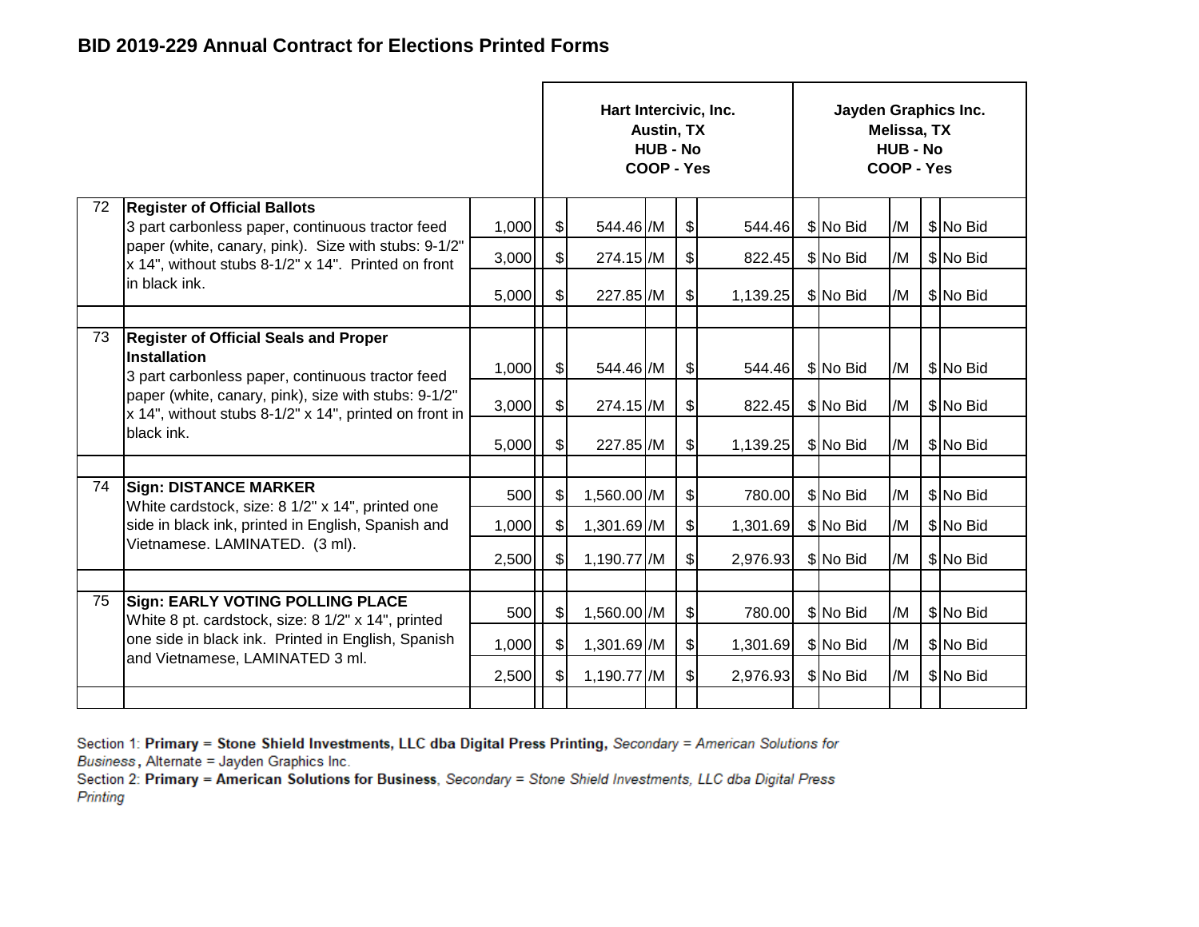## BID 2019-229 Annual Contract for Elections Printed Forms

| | | | Hart Intercivic, Inc. Austin, TX HUB - No COOP - Yes | | | | Jayden Graphics Inc. Melissa, TX HUB - No COOP - Yes | | | |
|---|---|---|---|---|---|---|---|---|---|---|
| 72 | **Register of Official Ballots** 3 part carbonless paper, continuous tractor feed paper (white, canary, pink). Size with stubs: 9-1/2" x 14", without stubs 8-1/2" x 14". Printed on front in black ink. | 1,000 | $ 544.46 | /M | $ 544.46 | | $ No Bid | /M | $ No Bid | |
| | | 3,000 | $ 274.15 | /M | $ 822.45 | | $ No Bid | /M | $ No Bid | |
| | | 5,000 | $ 227.85 | /M | $ 1,139.25 | | $ No Bid | /M | $ No Bid | |
| | | | | | | | | | | |
| 73 | **Register of Official Seals and Proper Installation** 3 part carbonless paper, continuous tractor feed paper (white, canary, pink), size with stubs: 9-1/2" x 14", without stubs 8-1/2" x 14", printed on front in black ink. | 1,000 | $ 544.46 | /M | $ 544.46 | | $ No Bid | /M | $ No Bid | |
| | | 3,000 | $ 274.15 | /M | $ 822.45 | | $ No Bid | /M | $ No Bid | |
| | | 5,000 | $ 227.85 | /M | $ 1,139.25 | | $ No Bid | /M | $ No Bid | |
| | | | | | | | | | | |
| 74 | **Sign: DISTANCE MARKER** White cardstock, size: 8 1/2" x 14", printed one side in black ink, printed in English, Spanish and Vietnamese. LAMINATED. (3 ml). | 500 | $ 1,560.00 | /M | $ 780.00 | | $ No Bid | /M | $ No Bid | |
| | | 1,000 | $ 1,301.69 | /M | $ 1,301.69 | | $ No Bid | /M | $ No Bid | |
| | | 2,500 | $ 1,190.77 | /M | $ 2,976.93 | | $ No Bid | /M | $ No Bid | |
| | | | | | | | | | | |
| 75 | **Sign: EARLY VOTING POLLING PLACE** White 8 pt. cardstock, size: 8 1/2" x 14", printed one side in black ink. Printed in English, Spanish and Vietnamese, LAMINATED 3 ml. | 500 | $ 1,560.00 | /M | $ 780.00 | | $ No Bid | /M | $ No Bid | |
| | | 1,000 | $ 1,301.69 | /M | $ 1,301.69 | | $ No Bid | /M | $ No Bid | |
| | | 2,500 | $ 1,190.77 | /M | $ 2,976.93 | | $ No Bid | /M | $ No Bid | |

Section 1: **Primary = Stone Shield Investments, LLC dba Digital Press Printing,** *Secondary = American Solutions for Business*, Alternate = Jayden Graphics Inc.
Section 2: **Primary = American Solutions for Business**, *Secondary = Stone Shield Investments, LLC dba Digital Press Printing*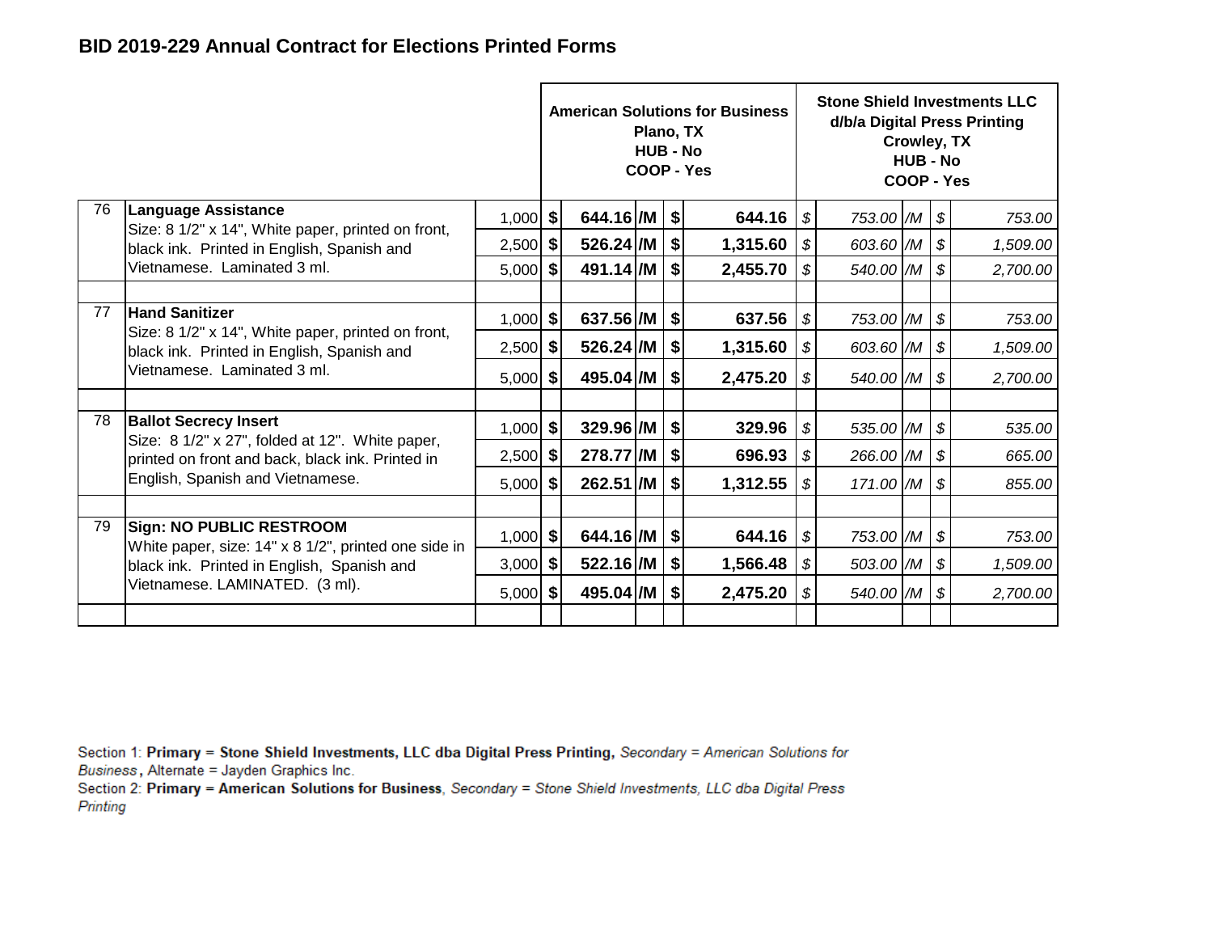## BID 2019-229 Annual Contract for Elections Printed Forms

| # | Item | Qty | American Solutions for Business, Plano, TX, HUB - No, COOP - Yes | | | | | Stone Shield Investments LLC d/b/a Digital Press Printing, Crowley, TX, HUB - No, COOP - Yes | | | | |
|---|---|---|---|---|---|---|---|---|---|---|---|---|
| 76 | **Language Assistance** Size: 8 1/2" x 14", White paper, printed on front, black ink. Printed in English, Spanish and Vietnamese. Laminated 3 ml. | 1,000 | $ | 644.16 | /M | $ | 644.16 | $ | 753.00 | /M | $ | 753.00 |
| | | 2,500 | $ | 526.24 | /M | $ | 1,315.60 | $ | 603.60 | /M | $ | 1,509.00 |
| | | 5,000 | $ | 491.14 | /M | $ | 2,455.70 | $ | 540.00 | /M | $ | 2,700.00 |
| | | | | | | | | | | | | |
| 77 | **Hand Sanitizer** Size: 8 1/2" x 14", White paper, printed on front, black ink. Printed in English, Spanish and Vietnamese. Laminated 3 ml. | 1,000 | $ | 637.56 | /M | $ | 637.56 | $ | 753.00 | /M | $ | 753.00 |
| | | 2,500 | $ | 526.24 | /M | $ | 1,315.60 | $ | 603.60 | /M | $ | 1,509.00 |
| | | 5,000 | $ | 495.04 | /M | $ | 2,475.20 | $ | 540.00 | /M | $ | 2,700.00 |
| | | | | | | | | | | | | |
| 78 | **Ballot Secrecy Insert** Size: 8 1/2" x 27", folded at 12". White paper, printed on front and back, black ink. Printed in English, Spanish and Vietnamese. | 1,000 | $ | 329.96 | /M | $ | 329.96 | $ | 535.00 | /M | $ | 535.00 |
| | | 2,500 | $ | 278.77 | /M | $ | 696.93 | $ | 266.00 | /M | $ | 665.00 |
| | | 5,000 | $ | 262.51 | /M | $ | 1,312.55 | $ | 171.00 | /M | $ | 855.00 |
| | | | | | | | | | | | | |
| 79 | **Sign: NO PUBLIC RESTROOM** White paper, size: 14" x 8 1/2", printed one side in black ink. Printed in English, Spanish and Vietnamese. LAMINATED. (3 ml). | 1,000 | $ | 644.16 | /M | $ | 644.16 | $ | 753.00 | /M | $ | 753.00 |
| | | 3,000 | $ | 522.16 | /M | $ | 1,566.48 | $ | 503.00 | /M | $ | 1,509.00 |
| | | 5,000 | $ | 495.04 | /M | $ | 2,475.20 | $ | 540.00 | /M | $ | 2,700.00 |

Section 1: **Primary = Stone Shield Investments, LLC dba Digital Press Printing,** *Secondary = American Solutions for Business*, Alternate = Jayden Graphics Inc.

Section 2: **Primary = American Solutions for Business**, *Secondary = Stone Shield Investments, LLC dba Digital Press Printing*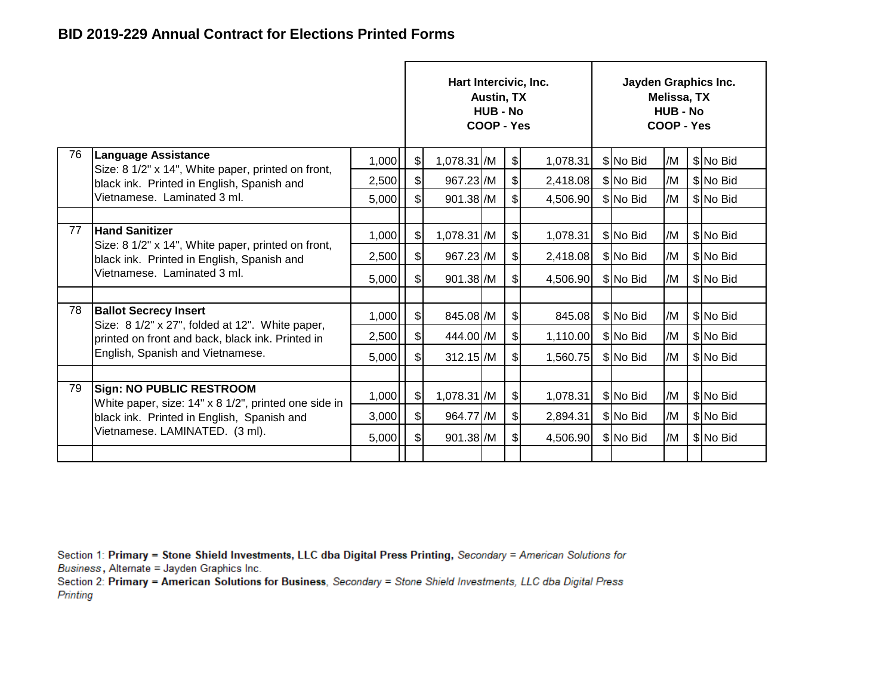## BID 2019-229 Annual Contract for Elections Printed Forms

| | | | Hart Intercivic, Inc.<br>Austin, TX<br>HUB - No<br>COOP - Yes | | | | Jayden Graphics Inc.<br>Melissa, TX<br>HUB - No<br>COOP - Yes | | | |
|---|---|---|---|---|---|---|---|---|---|---|
| 76 | **Language Assistance**<br>Size: 8 1/2" x 14", White paper, printed on front, black ink. Printed in English, Spanish and Vietnamese. Laminated 3 ml. | 1,000 | $ 1,078.31 | /M | $ 1,078.31 | | $ No Bid | /M | $ No Bid | |
| | | 2,500 | $ 967.23 | /M | $ 2,418.08 | | $ No Bid | /M | $ No Bid | |
| | | 5,000 | $ 901.38 | /M | $ 4,506.90 | | $ No Bid | /M | $ No Bid | |
| 77 | **Hand Sanitizer**<br>Size: 8 1/2" x 14", White paper, printed on front, black ink. Printed in English, Spanish and Vietnamese. Laminated 3 ml. | 1,000 | $ 1,078.31 | /M | $ 1,078.31 | | $ No Bid | /M | $ No Bid | |
| | | 2,500 | $ 967.23 | /M | $ 2,418.08 | | $ No Bid | /M | $ No Bid | |
| | | 5,000 | $ 901.38 | /M | $ 4,506.90 | | $ No Bid | /M | $ No Bid | |
| 78 | **Ballot Secrecy Insert**<br>Size: 8 1/2" x 27", folded at 12". White paper, printed on front and back, black ink. Printed in English, Spanish and Vietnamese. | 1,000 | $ 845.08 | /M | $ 845.08 | | $ No Bid | /M | $ No Bid | |
| | | 2,500 | $ 444.00 | /M | $ 1,110.00 | | $ No Bid | /M | $ No Bid | |
| | | 5,000 | $ 312.15 | /M | $ 1,560.75 | | $ No Bid | /M | $ No Bid | |
| 79 | **Sign: NO PUBLIC RESTROOM**<br>White paper, size: 14" x 8 1/2", printed one side in black ink. Printed in English, Spanish and Vietnamese. LAMINATED. (3 ml). | 1,000 | $ 1,078.31 | /M | $ 1,078.31 | | $ No Bid | /M | $ No Bid | |
| | | 3,000 | $ 964.77 | /M | $ 2,894.31 | | $ No Bid | /M | $ No Bid | |
| | | 5,000 | $ 901.38 | /M | $ 4,506.90 | | $ No Bid | /M | $ No Bid | |

Section 1: **Primary = Stone Shield Investments, LLC dba Digital Press Printing,** *Secondary = American Solutions for Business*, Alternate = Jayden Graphics Inc.
Section 2: **Primary = American Solutions for Business**, *Secondary = Stone Shield Investments, LLC dba Digital Press Printing*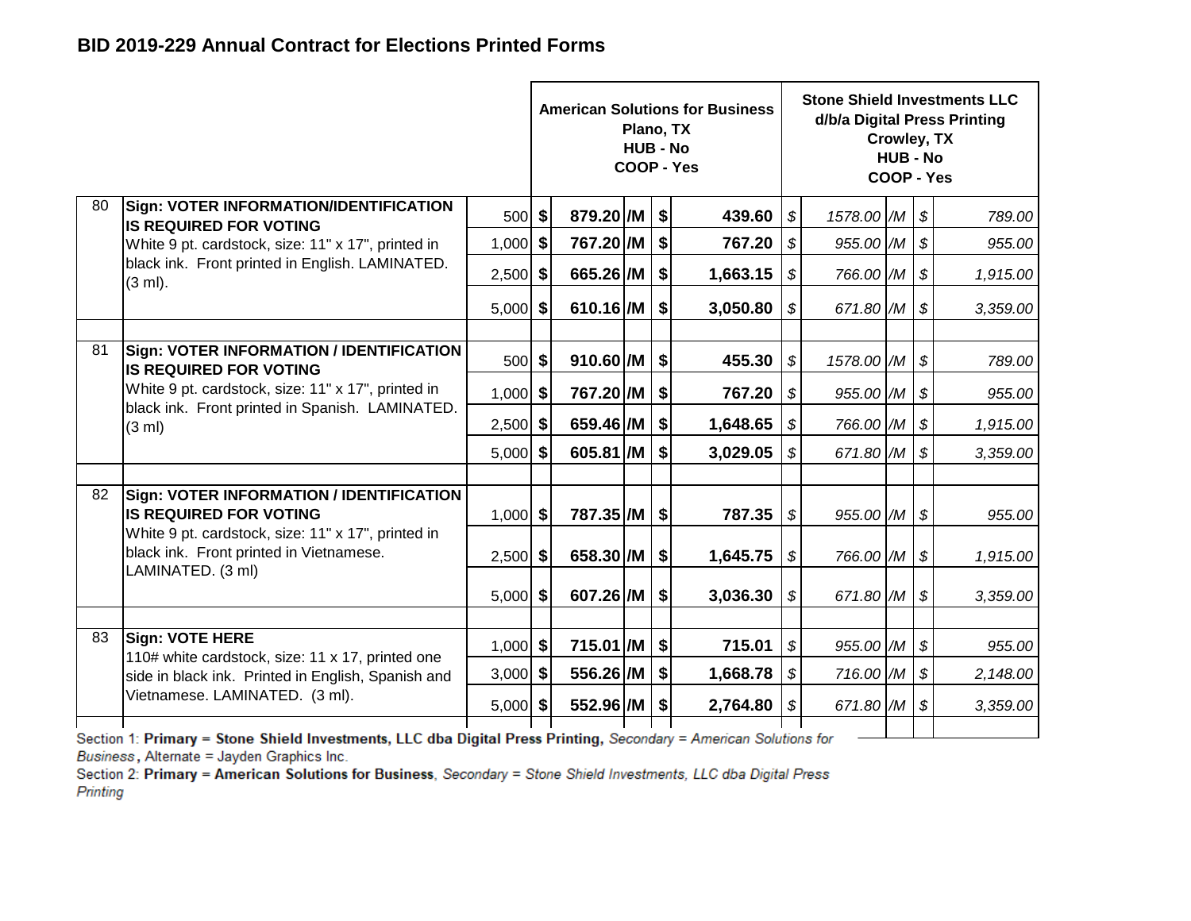## BID 2019-229 Annual Contract for Elections Printed Forms

| # | Item | Qty | American Solutions for Business Plano, TX HUB - No COOP - Yes Unit Price | | Extended | Stone Shield Investments LLC d/b/a Digital Press Printing Crowley, TX HUB - No COOP - Yes Unit Price | | Extended |
|---|---|---|---|---|---|---|---|---|
| 80 | **Sign: VOTER INFORMATION/IDENTIFICATION IS REQUIRED FOR VOTING** White 9 pt. cardstock, size: 11" x 17", printed in black ink. Front printed in English. LAMINATED. (3 ml). | 500 | $ 879.20 | /M | $ 439.60 | $ 1578.00 | /M | $ 789.00 |
| | | 1,000 | $ 767.20 | /M | $ 767.20 | $ 955.00 | /M | $ 955.00 |
| | | 2,500 | $ 665.26 | /M | $ 1,663.15 | $ 766.00 | /M | $ 1,915.00 |
| | | 5,000 | $ 610.16 | /M | $ 3,050.80 | $ 671.80 | /M | $ 3,359.00 |
| 81 | **Sign: VOTER INFORMATION / IDENTIFICATION IS REQUIRED FOR VOTING** White 9 pt. cardstock, size: 11" x 17", printed in black ink. Front printed in Spanish. LAMINATED. (3 ml) | 500 | $ 910.60 | /M | $ 455.30 | $ 1578.00 | /M | $ 789.00 |
| | | 1,000 | $ 767.20 | /M | $ 767.20 | $ 955.00 | /M | $ 955.00 |
| | | 2,500 | $ 659.46 | /M | $ 1,648.65 | $ 766.00 | /M | $ 1,915.00 |
| | | 5,000 | $ 605.81 | /M | $ 3,029.05 | $ 671.80 | /M | $ 3,359.00 |
| 82 | **Sign: VOTER INFORMATION / IDENTIFICATION IS REQUIRED FOR VOTING** White 9 pt. cardstock, size: 11" x 17", printed in black ink. Front printed in Vietnamese. LAMINATED. (3 ml) | 1,000 | $ 787.35 | /M | $ 787.35 | $ 955.00 | /M | $ 955.00 |
| | | 2,500 | $ 658.30 | /M | $ 1,645.75 | $ 766.00 | /M | $ 1,915.00 |
| | | 5,000 | $ 607.26 | /M | $ 3,036.30 | $ 671.80 | /M | $ 3,359.00 |
| 83 | **Sign: VOTE HERE** 110# white cardstock, size: 11 x 17, printed one side in black ink. Printed in English, Spanish and Vietnamese. LAMINATED. (3 ml). | 1,000 | $ 715.01 | /M | $ 715.01 | $ 955.00 | /M | $ 955.00 |
| | | 3,000 | $ 556.26 | /M | $ 1,668.78 | $ 716.00 | /M | $ 2,148.00 |
| | | 5,000 | $ 552.96 | /M | $ 2,764.80 | $ 671.80 | /M | $ 3,359.00 |

Section 1: **Primary = Stone Shield Investments, LLC dba Digital Press Printing,** *Secondary = American Solutions for Business*, Alternate = Jayden Graphics Inc.

Section 2: **Primary = American Solutions for Business**, *Secondary = Stone Shield Investments, LLC dba Digital Press Printing*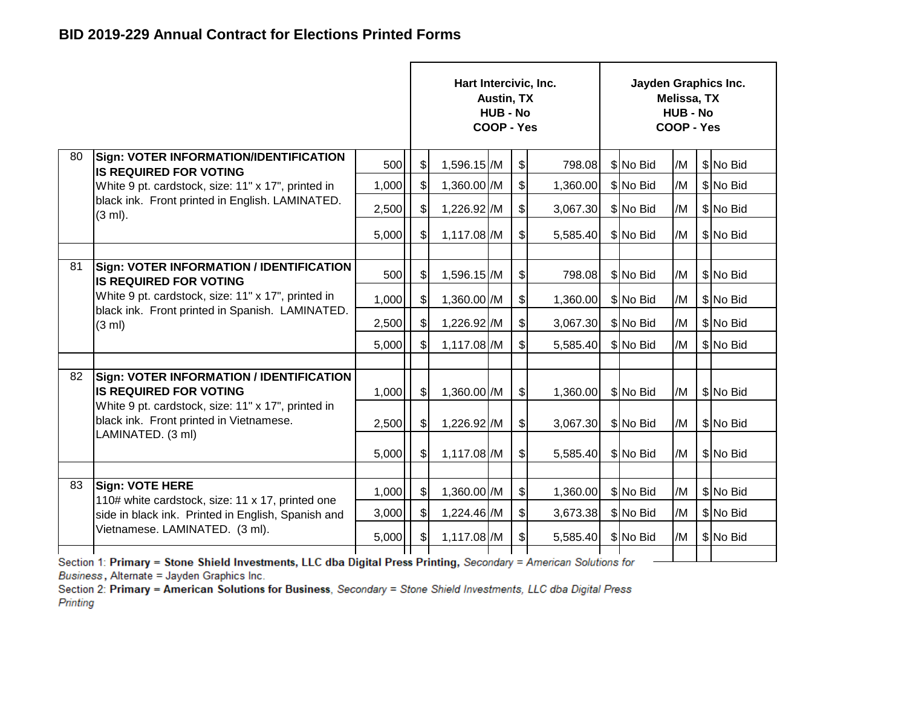## BID 2019-229 Annual Contract for Elections Printed Forms

| | | | Hart Intercivic, Inc. Austin, TX HUB - No COOP - Yes | | | | Jayden Graphics Inc. Melissa, TX HUB - No COOP - Yes | | |
|---|---|---|---|---|---|---|---|---|---|
| 80 | **Sign: VOTER INFORMATION/IDENTIFICATION IS REQUIRED FOR VOTING** White 9 pt. cardstock, size: 11" x 17", printed in black ink. Front printed in English. LAMINATED. (3 ml). | 500 | $ 1,596.15 | /M | $ 798.08 | $ No Bid | /M | $ No Bid |
| | | 1,000 | $ 1,360.00 | /M | $ 1,360.00 | $ No Bid | /M | $ No Bid |
| | | 2,500 | $ 1,226.92 | /M | $ 3,067.30 | $ No Bid | /M | $ No Bid |
| | | 5,000 | $ 1,117.08 | /M | $ 5,585.40 | $ No Bid | /M | $ No Bid |
| 81 | **Sign: VOTER INFORMATION / IDENTIFICATION IS REQUIRED FOR VOTING** White 9 pt. cardstock, size: 11" x 17", printed in black ink. Front printed in Spanish. LAMINATED. (3 ml) | 500 | $ 1,596.15 | /M | $ 798.08 | $ No Bid | /M | $ No Bid |
| | | 1,000 | $ 1,360.00 | /M | $ 1,360.00 | $ No Bid | /M | $ No Bid |
| | | 2,500 | $ 1,226.92 | /M | $ 3,067.30 | $ No Bid | /M | $ No Bid |
| | | 5,000 | $ 1,117.08 | /M | $ 5,585.40 | $ No Bid | /M | $ No Bid |
| 82 | **Sign: VOTER INFORMATION / IDENTIFICATION IS REQUIRED FOR VOTING** White 9 pt. cardstock, size: 11" x 17", printed in black ink. Front printed in Vietnamese. LAMINATED. (3 ml) | 1,000 | $ 1,360.00 | /M | $ 1,360.00 | $ No Bid | /M | $ No Bid |
| | | 2,500 | $ 1,226.92 | /M | $ 3,067.30 | $ No Bid | /M | $ No Bid |
| | | 5,000 | $ 1,117.08 | /M | $ 5,585.40 | $ No Bid | /M | $ No Bid |
| 83 | **Sign: VOTE HERE** 110# white cardstock, size: 11 x 17, printed one side in black ink. Printed in English, Spanish and Vietnamese. LAMINATED. (3 ml). | 1,000 | $ 1,360.00 | /M | $ 1,360.00 | $ No Bid | /M | $ No Bid |
| | | 3,000 | $ 1,224.46 | /M | $ 3,673.38 | $ No Bid | /M | $ No Bid |
| | | 5,000 | $ 1,117.08 | /M | $ 5,585.40 | $ No Bid | /M | $ No Bid |

Section 1: **Primary = Stone Shield Investments, LLC dba Digital Press Printing,** *Secondary = American Solutions for Business*, Alternate = Jayden Graphics Inc.

Section 2: **Primary = American Solutions for Business**, *Secondary = Stone Shield Investments, LLC dba Digital Press Printing*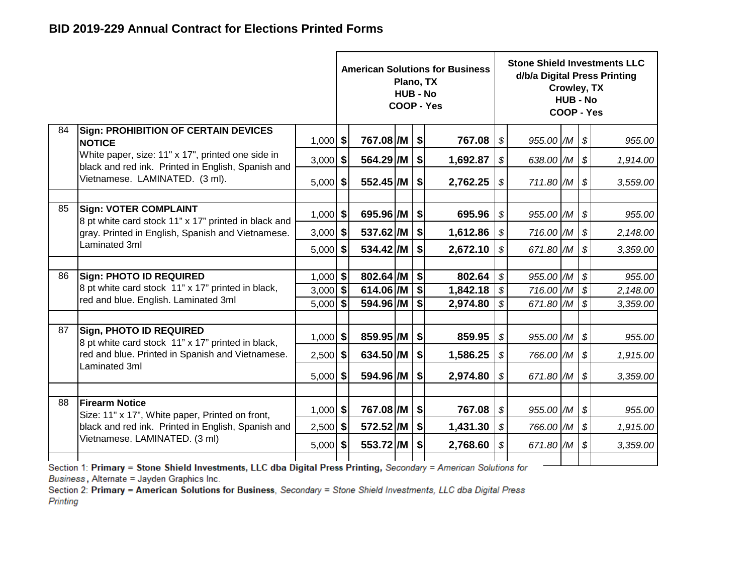## BID 2019-229 Annual Contract for Elections Printed Forms

| | | | American Solutions for Business Plano, TX HUB - No COOP - Yes | | | | Stone Shield Investments LLC d/b/a Digital Press Printing Crowley, TX HUB - No COOP - Yes | | | |
|---|---|---|---|---|---|---|---|---|---|---|
| 84 | **Sign: PROHIBITION OF CERTAIN DEVICES NOTICE** White paper, size: 11" x 17", printed one side in black and red ink. Printed in English, Spanish and Vietnamese. LAMINATED. (3 ml). | 1,000 | $ 767.08 | /M | $ 767.08 | | $ 955.00 | /M | $ 955.00 | |
| | | 3,000 | $ 564.29 | /M | $ 1,692.87 | | $ 638.00 | /M | $ 1,914.00 | |
| | | 5,000 | $ 552.45 | /M | $ 2,762.25 | | $ 711.80 | /M | $ 3,559.00 | |
| 85 | **Sign: VOTER COMPLAINT** 8 pt white card stock 11" x 17" printed in black and gray. Printed in English, Spanish and Vietnamese. Laminated 3ml | 1,000 | $ 695.96 | /M | $ 695.96 | | $ 955.00 | /M | $ 955.00 | |
| | | 3,000 | $ 537.62 | /M | $ 1,612.86 | | $ 716.00 | /M | $ 2,148.00 | |
| | | 5,000 | $ 534.42 | /M | $ 2,672.10 | | $ 671.80 | /M | $ 3,359.00 | |
| 86 | **Sign: PHOTO ID REQUIRED** 8 pt white card stock 11" x 17" printed in black, red and blue. English. Laminated 3ml | 1,000 | $ 802.64 | /M | $ 802.64 | | $ 955.00 | /M | $ 955.00 | |
| | | 3,000 | $ 614.06 | /M | $ 1,842.18 | | $ 716.00 | /M | $ 2,148.00 | |
| | | 5,000 | $ 594.96 | /M | $ 2,974.80 | | $ 671.80 | /M | $ 3,359.00 | |
| 87 | **Sign, PHOTO ID REQUIRED** 8 pt white card stock 11" x 17" printed in black, red and blue. Printed in Spanish and Vietnamese. Laminated 3ml | 1,000 | $ 859.95 | /M | $ 859.95 | | $ 955.00 | /M | $ 955.00 | |
| | | 2,500 | $ 634.50 | /M | $ 1,586.25 | | $ 766.00 | /M | $ 1,915.00 | |
| | | 5,000 | $ 594.96 | /M | $ 2,974.80 | | $ 671.80 | /M | $ 3,359.00 | |
| 88 | **Firearm Notice** Size: 11" x 17", White paper, Printed on front, black and red ink. Printed in English, Spanish and Vietnamese. LAMINATED. (3 ml) | 1,000 | $ 767.08 | /M | $ 767.08 | | $ 955.00 | /M | $ 955.00 | |
| | | 2,500 | $ 572.52 | /M | $ 1,431.30 | | $ 766.00 | /M | $ 1,915.00 | |
| | | 5,000 | $ 553.72 | /M | $ 2,768.60 | | $ 671.80 | /M | $ 3,359.00 | |

Section 1: **Primary = Stone Shield Investments, LLC dba Digital Press Printing,** *Secondary = American Solutions for Business*, Alternate = Jayden Graphics Inc.

Section 2: **Primary = American Solutions for Business**, *Secondary = Stone Shield Investments, LLC dba Digital Press Printing*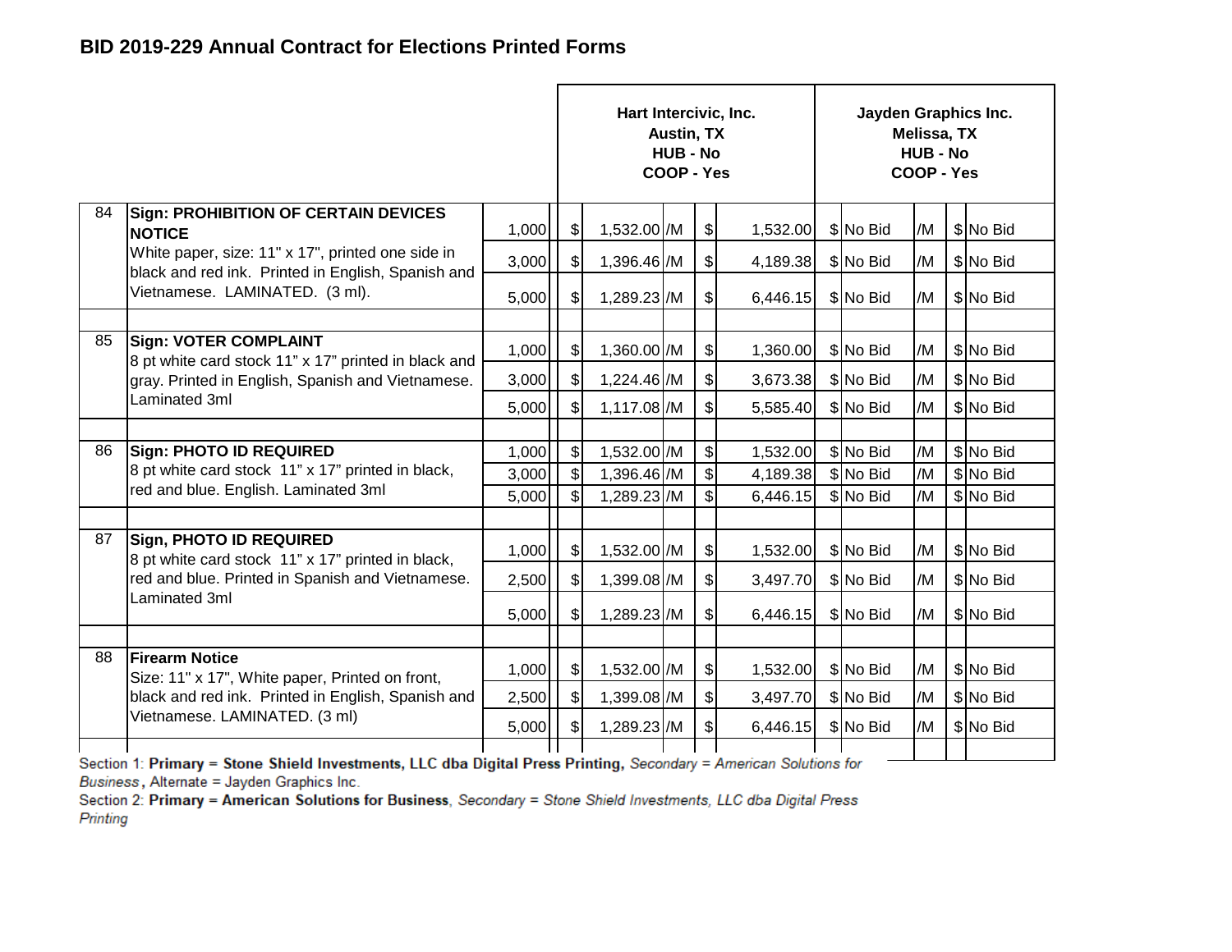## BID 2019-229 Annual Contract for Elections Printed Forms

| # | Item | Qty | Hart Intercivic, Inc.<br>Austin, TX<br>HUB - No<br>COOP - Yes | | | | Jayden Graphics Inc.<br>Melissa, TX<br>HUB - No<br>COOP - Yes | | | |
|---|---|---|---|---|---|---|---|---|---|---|
| 84 | **Sign: PROHIBITION OF CERTAIN DEVICES NOTICE**<br>White paper, size: 11" x 17", printed one side in black and red ink. Printed in English, Spanish and Vietnamese. LAMINATED. (3 ml). | 1,000 | $ 1,532.00 | /M | $ | 1,532.00 | $ No Bid | /M | $ | No Bid |
| | | 3,000 | $ 1,396.46 | /M | $ | 4,189.38 | $ No Bid | /M | $ | No Bid |
| | | 5,000 | $ 1,289.23 | /M | $ | 6,446.15 | $ No Bid | /M | $ | No Bid |
| 85 | **Sign: VOTER COMPLAINT**<br>8 pt white card stock 11" x 17" printed in black and gray. Printed in English, Spanish and Vietnamese. Laminated 3ml | 1,000 | $ 1,360.00 | /M | $ | 1,360.00 | $ No Bid | /M | $ | No Bid |
| | | 3,000 | $ 1,224.46 | /M | $ | 3,673.38 | $ No Bid | /M | $ | No Bid |
| | | 5,000 | $ 1,117.08 | /M | $ | 5,585.40 | $ No Bid | /M | $ | No Bid |
| 86 | **Sign: PHOTO ID REQUIRED**<br>8 pt white card stock 11" x 17" printed in black, red and blue. English. Laminated 3ml | 1,000 | $ 1,532.00 | /M | $ | 1,532.00 | $ No Bid | /M | $ | No Bid |
| | | 3,000 | $ 1,396.46 | /M | $ | 4,189.38 | $ No Bid | /M | $ | No Bid |
| | | 5,000 | $ 1,289.23 | /M | $ | 6,446.15 | $ No Bid | /M | $ | No Bid |
| 87 | **Sign, PHOTO ID REQUIRED**<br>8 pt white card stock 11" x 17" printed in black, red and blue. Printed in Spanish and Vietnamese. Laminated 3ml | 1,000 | $ 1,532.00 | /M | $ | 1,532.00 | $ No Bid | /M | $ | No Bid |
| | | 2,500 | $ 1,399.08 | /M | $ | 3,497.70 | $ No Bid | /M | $ | No Bid |
| | | 5,000 | $ 1,289.23 | /M | $ | 6,446.15 | $ No Bid | /M | $ | No Bid |
| 88 | **Firearm Notice**<br>Size: 11" x 17", White paper, Printed on front, black and red ink. Printed in English, Spanish and Vietnamese. LAMINATED. (3 ml) | 1,000 | $ 1,532.00 | /M | $ | 1,532.00 | $ No Bid | /M | $ | No Bid |
| | | 2,500 | $ 1,399.08 | /M | $ | 3,497.70 | $ No Bid | /M | $ | No Bid |
| | | 5,000 | $ 1,289.23 | /M | $ | 6,446.15 | $ No Bid | /M | $ | No Bid |

Section 1: **Primary = Stone Shield Investments, LLC dba Digital Press Printing,** *Secondary = American Solutions for Business*, Alternate = Jayden Graphics Inc.

Section 2: **Primary = American Solutions for Business**, *Secondary = Stone Shield Investments, LLC dba Digital Press Printing*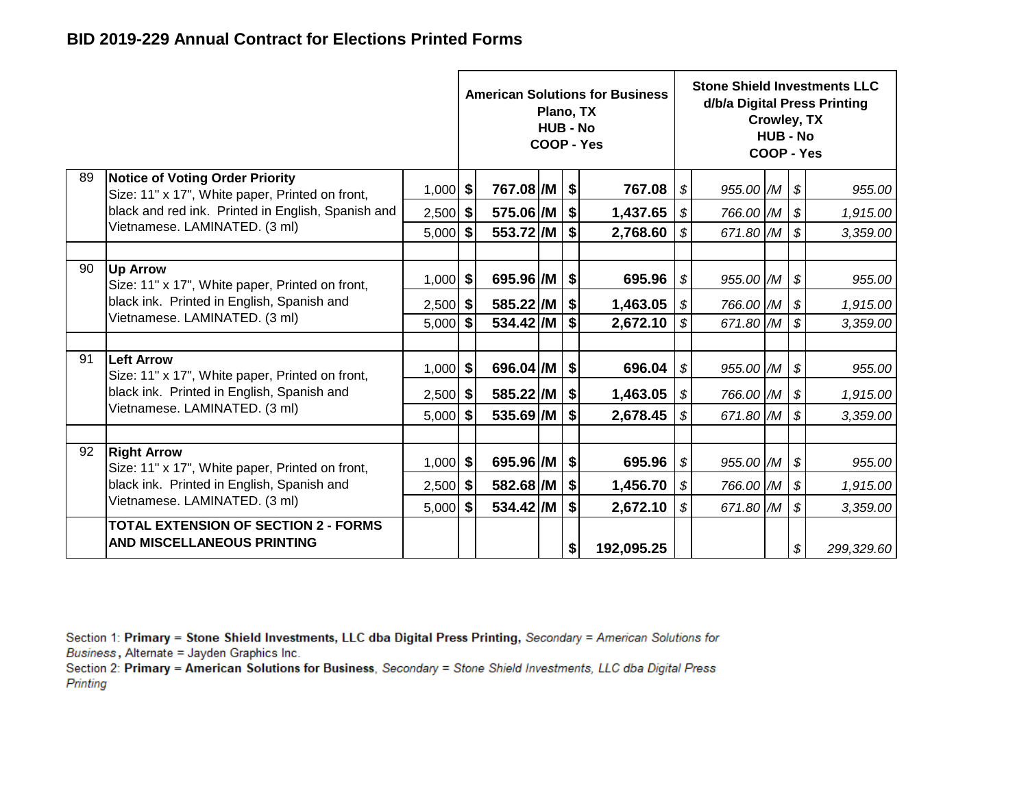## BID 2019-229 Annual Contract for Elections Printed Forms

| | | | American Solutions for Business<br>Plano, TX<br>HUB - No<br>COOP - Yes | | Stone Shield Investments LLC<br>d/b/a Digital Press Printing<br>Crowley, TX<br>HUB - No<br>COOP - Yes | |
|---|---|---|---|---|---|---|
| 89 | **Notice of Voting Order Priority**<br>Size: 11" x 17", White paper, Printed on front, black and red ink. Printed in English, Spanish and Vietnamese. LAMINATED. (3 ml) | 1,000 | **$ 767.08 /M** | **$ 767.08** | *$ 955.00 /M* | *$ 955.00* |
| | | 2,500 | **$ 575.06 /M** | **$ 1,437.65** | *$ 766.00 /M* | *$ 1,915.00* |
| | | 5,000 | **$ 553.72 /M** | **$ 2,768.60** | *$ 671.80 /M* | *$ 3,359.00* |
| | | | | | | |
| 90 | **Up Arrow**<br>Size: 11" x 17", White paper, Printed on front, black ink. Printed in English, Spanish and Vietnamese. LAMINATED. (3 ml) | 1,000 | **$ 695.96 /M** | **$ 695.96** | *$ 955.00 /M* | *$ 955.00* |
| | | 2,500 | **$ 585.22 /M** | **$ 1,463.05** | *$ 766.00 /M* | *$ 1,915.00* |
| | | 5,000 | **$ 534.42 /M** | **$ 2,672.10** | *$ 671.80 /M* | *$ 3,359.00* |
| | | | | | | |
| 91 | **Left Arrow**<br>Size: 11" x 17", White paper, Printed on front, black ink. Printed in English, Spanish and Vietnamese. LAMINATED. (3 ml) | 1,000 | **$ 696.04 /M** | **$ 696.04** | *$ 955.00 /M* | *$ 955.00* |
| | | 2,500 | **$ 585.22 /M** | **$ 1,463.05** | *$ 766.00 /M* | *$ 1,915.00* |
| | | 5,000 | **$ 535.69 /M** | **$ 2,678.45** | *$ 671.80 /M* | *$ 3,359.00* |
| | | | | | | |
| 92 | **Right Arrow**<br>Size: 11" x 17", White paper, Printed on front, black ink. Printed in English, Spanish and Vietnamese. LAMINATED. (3 ml) | 1,000 | **$ 695.96 /M** | **$ 695.96** | *$ 955.00 /M* | *$ 955.00* |
| | | 2,500 | **$ 582.68 /M** | **$ 1,456.70** | *$ 766.00 /M* | *$ 1,915.00* |
| | | 5,000 | **$ 534.42 /M** | **$ 2,672.10** | *$ 671.80 /M* | *$ 3,359.00* |
| | **TOTAL EXTENSION OF SECTION 2 - FORMS AND MISCELLANEOUS PRINTING** | | | **$ 192,095.25** | | *$ 299,329.60* |

Section 1: **Primary = Stone Shield Investments, LLC dba Digital Press Printing,** *Secondary = American Solutions for Business*, Alternate = Jayden Graphics Inc.

Section 2: **Primary = American Solutions for Business**, *Secondary = Stone Shield Investments, LLC dba Digital Press Printing*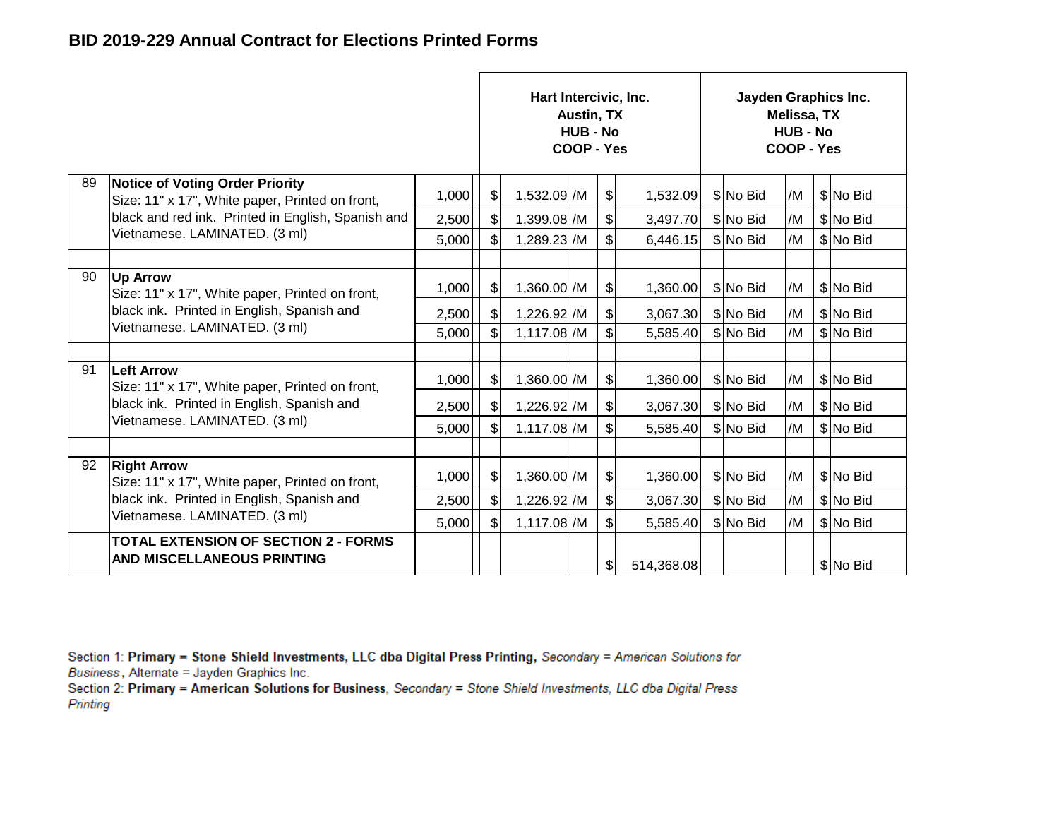## BID 2019-229 Annual Contract for Elections Printed Forms

| | | | Hart Intercivic, Inc. Austin, TX HUB - No COOP - Yes | | | | Jayden Graphics Inc. Melissa, TX HUB - No COOP - Yes | | | |
|---|---|---|---|---|---|---|---|---|---|---|
| 89 | **Notice of Voting Order Priority** Size: 11" x 17", White paper, Printed on front, black and red ink. Printed in English, Spanish and Vietnamese. LAMINATED. (3 ml) | 1,000 | $ 1,532.09 | /M | $ | 1,532.09 | $ No Bid | /M | $ | No Bid |
| | | 2,500 | $ 1,399.08 | /M | $ | 3,497.70 | $ No Bid | /M | $ | No Bid |
| | | 5,000 | $ 1,289.23 | /M | $ | 6,446.15 | $ No Bid | /M | $ | No Bid |
| | | | | | | | | | | |
| 90 | **Up Arrow** Size: 11" x 17", White paper, Printed on front, black ink. Printed in English, Spanish and Vietnamese. LAMINATED. (3 ml) | 1,000 | $ 1,360.00 | /M | $ | 1,360.00 | $ No Bid | /M | $ | No Bid |
| | | 2,500 | $ 1,226.92 | /M | $ | 3,067.30 | $ No Bid | /M | $ | No Bid |
| | | 5,000 | $ 1,117.08 | /M | $ | 5,585.40 | $ No Bid | /M | $ | No Bid |
| | | | | | | | | | | |
| 91 | **Left Arrow** Size: 11" x 17", White paper, Printed on front, black ink. Printed in English, Spanish and Vietnamese. LAMINATED. (3 ml) | 1,000 | $ 1,360.00 | /M | $ | 1,360.00 | $ No Bid | /M | $ | No Bid |
| | | 2,500 | $ 1,226.92 | /M | $ | 3,067.30 | $ No Bid | /M | $ | No Bid |
| | | 5,000 | $ 1,117.08 | /M | $ | 5,585.40 | $ No Bid | /M | $ | No Bid |
| | | | | | | | | | | |
| 92 | **Right Arrow** Size: 11" x 17", White paper, Printed on front, black ink. Printed in English, Spanish and Vietnamese. LAMINATED. (3 ml) | 1,000 | $ 1,360.00 | /M | $ | 1,360.00 | $ No Bid | /M | $ | No Bid |
| | | 2,500 | $ 1,226.92 | /M | $ | 3,067.30 | $ No Bid | /M | $ | No Bid |
| | | 5,000 | $ 1,117.08 | /M | $ | 5,585.40 | $ No Bid | /M | $ | No Bid |
| | **TOTAL EXTENSION OF SECTION 2 - FORMS AND MISCELLANEOUS PRINTING** | | | | $ | 514,368.08 | | | $ | No Bid |

Section 1: **Primary = Stone Shield Investments, LLC dba Digital Press Printing,** *Secondary = American Solutions for Business*, Alternate = Jayden Graphics Inc.
Section 2: **Primary = American Solutions for Business**, *Secondary = Stone Shield Investments, LLC dba Digital Press Printing*